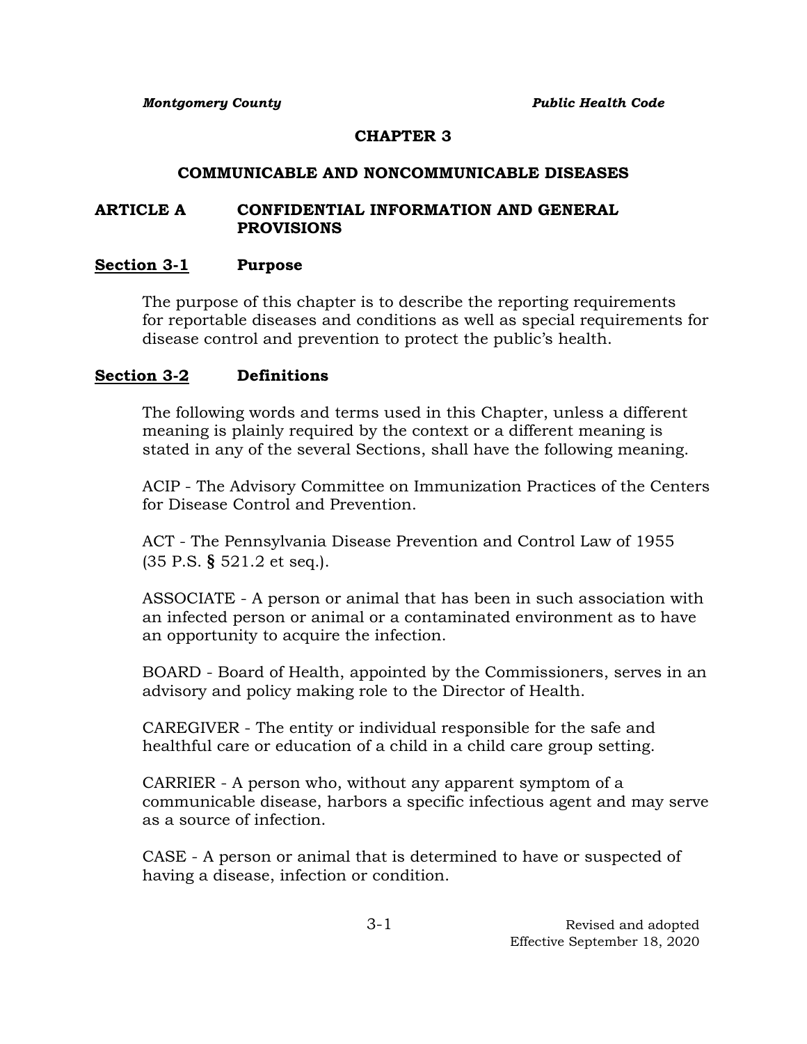# CHAPTER 3

## COMMUNICABLE AND NONCOMMUNICABLE DISEASES

## ARTICLE A CONFIDENTIAL INFORMATION AND GENERAL PROVISIONS

### Section 3-1 Purpose

The purpose of this chapter is to describe the reporting requirements for reportable diseases and conditions as well as special requirements for disease control and prevention to protect the public's health.

### Section 3-2 Definitions

The following words and terms used in this Chapter, unless a different meaning is plainly required by the context or a different meaning is stated in any of the several Sections, shall have the following meaning.

ACIP - The Advisory Committee on Immunization Practices of the Centers for Disease Control and Prevention.

ACT - The Pennsylvania Disease Prevention and Control Law of 1955 (35 P.S. § 521.2 et seq.).

ASSOCIATE - A person or animal that has been in such association with an infected person or animal or a contaminated environment as to have an opportunity to acquire the infection.

BOARD - Board of Health, appointed by the Commissioners, serves in an advisory and policy making role to the Director of Health.

CAREGIVER - The entity or individual responsible for the safe and healthful care or education of a child in a child care group setting.

CARRIER - A person who, without any apparent symptom of a communicable disease, harbors a specific infectious agent and may serve as a source of infection.

CASE - A person or animal that is determined to have or suspected of having a disease, infection or condition.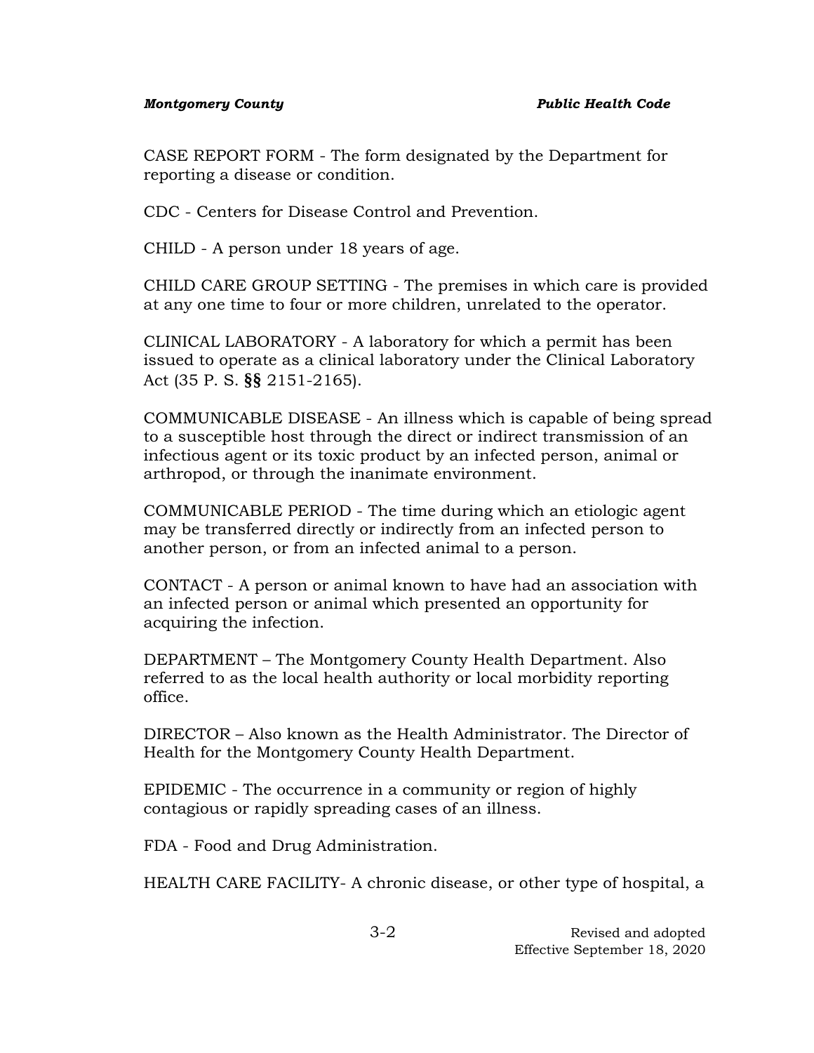CASE REPORT FORM - The form designated by the Department for reporting a disease or condition.

CDC - Centers for Disease Control and Prevention.

CHILD - A person under 18 years of age.

CHILD CARE GROUP SETTING - The premises in which care is provided at any one time to four or more children, unrelated to the operator.

CLINICAL LABORATORY - A laboratory for which a permit has been issued to operate as a clinical laboratory under the Clinical Laboratory Act (35 P. S. **§§** 2151-2165).

COMMUNICABLE DISEASE - An illness which is capable of being spread to a susceptible host through the direct or indirect transmission of an infectious agent or its toxic product by an infected person, animal or arthropod, or through the inanimate environment.

COMMUNICABLE PERIOD - The time during which an etiologic agent may be transferred directly or indirectly from an infected person to another person, or from an infected animal to a person.

CONTACT - A person or animal known to have had an association with an infected person or animal which presented an opportunity for acquiring the infection.

DEPARTMENT – The Montgomery County Health Department. Also referred to as the local health authority or local morbidity reporting office.

DIRECTOR – Also known as the Health Administrator. The Director of Health for the Montgomery County Health Department.

EPIDEMIC - The occurrence in a community or region of highly contagious or rapidly spreading cases of an illness.

FDA - Food and Drug Administration.

HEALTH CARE FACILITY- A chronic disease, or other type of hospital, a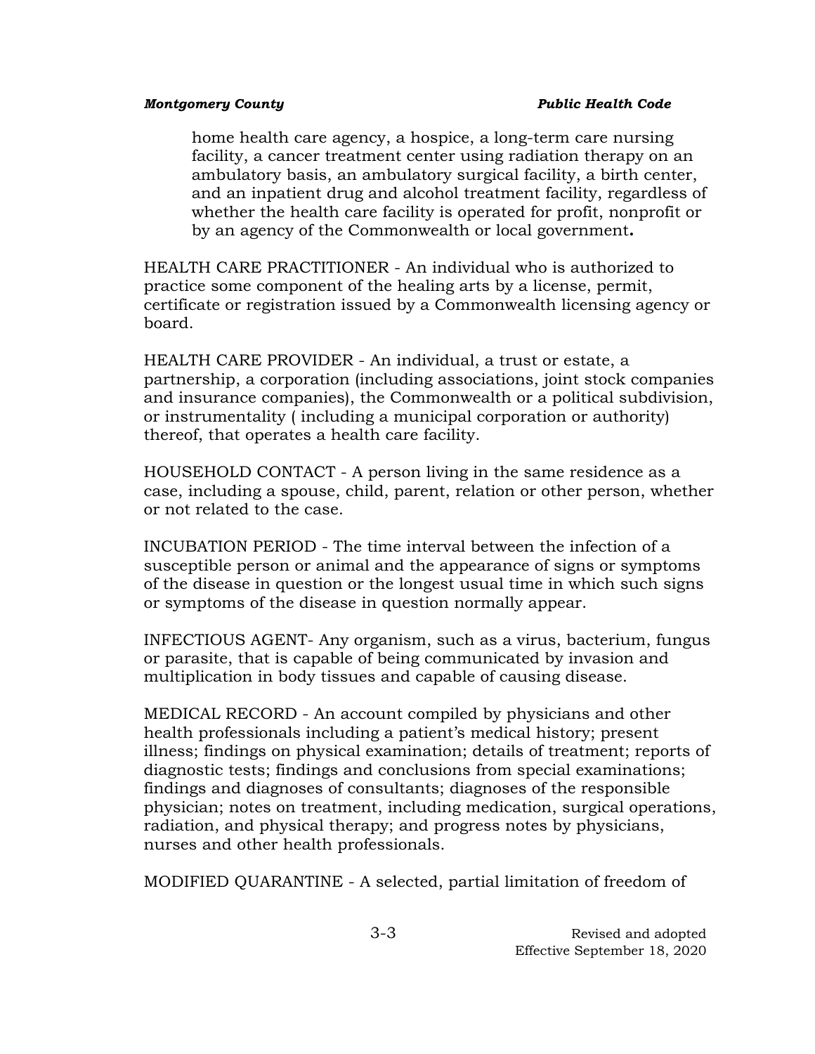home health care agency, a hospice, a long-term care nursing facility, a cancer treatment center using radiation therapy on an ambulatory basis, an ambulatory surgical facility, a birth center, and an inpatient drug and alcohol treatment facility, regardless of whether the health care facility is operated for profit, nonprofit or by an agency of the Commonwealth or local government**.**

HEALTH CARE PRACTITIONER - An individual who is authorized to practice some component of the healing arts by a license, permit, certificate or registration issued by a Commonwealth licensing agency or board.

HEALTH CARE PROVIDER - An individual, a trust or estate, a partnership, a corporation (including associations, joint stock companies and insurance companies), the Commonwealth or a political subdivision, or instrumentality ( including a municipal corporation or authority) thereof, that operates a health care facility.

HOUSEHOLD CONTACT - A person living in the same residence as a case, including a spouse, child, parent, relation or other person, whether or not related to the case.

INCUBATION PERIOD - The time interval between the infection of a susceptible person or animal and the appearance of signs or symptoms of the disease in question or the longest usual time in which such signs or symptoms of the disease in question normally appear.

INFECTIOUS AGENT- Any organism, such as a virus, bacterium, fungus or parasite, that is capable of being communicated by invasion and multiplication in body tissues and capable of causing disease.

MEDICAL RECORD - An account compiled by physicians and other health professionals including a patient's medical history; present illness; findings on physical examination; details of treatment; reports of diagnostic tests; findings and conclusions from special examinations; findings and diagnoses of consultants; diagnoses of the responsible physician; notes on treatment, including medication, surgical operations, radiation, and physical therapy; and progress notes by physicians, nurses and other health professionals.

MODIFIED QUARANTINE - A selected, partial limitation of freedom of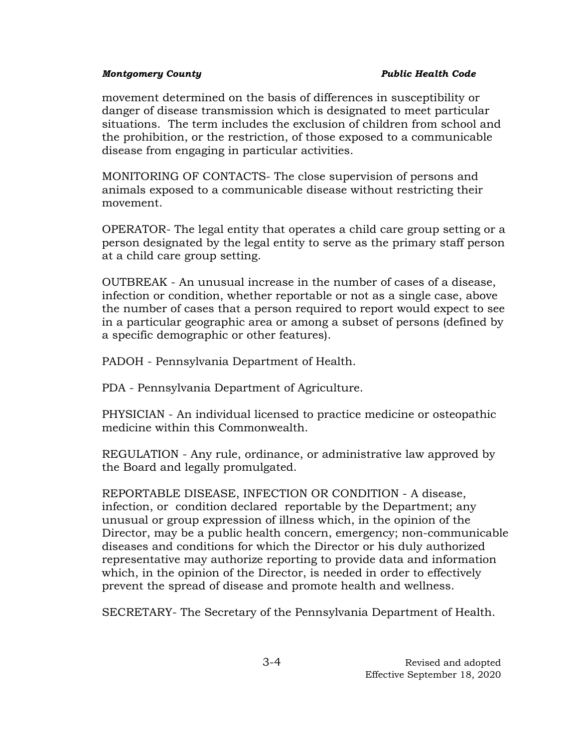movement determined on the basis of differences in susceptibility or danger of disease transmission which is designated to meet particular situations. The term includes the exclusion of children from school and the prohibition, or the restriction, of those exposed to a communicable disease from engaging in particular activities.

MONITORING OF CONTACTS- The close supervision of persons and animals exposed to a communicable disease without restricting their movement.

OPERATOR- The legal entity that operates a child care group setting or a person designated by the legal entity to serve as the primary staff person at a child care group setting.

OUTBREAK - An unusual increase in the number of cases of a disease, infection or condition, whether reportable or not as a single case, above the number of cases that a person required to report would expect to see in a particular geographic area or among a subset of persons (defined by a specific demographic or other features).

PADOH - Pennsylvania Department of Health.

PDA - Pennsylvania Department of Agriculture.

PHYSICIAN - An individual licensed to practice medicine or osteopathic medicine within this Commonwealth.

REGULATION - Any rule, ordinance, or administrative law approved by the Board and legally promulgated.

REPORTABLE DISEASE, INFECTION OR CONDITION - A disease, infection, or condition declared reportable by the Department; any unusual or group expression of illness which, in the opinion of the Director, may be a public health concern, emergency; non-communicable diseases and conditions for which the Director or his duly authorized representative may authorize reporting to provide data and information which, in the opinion of the Director, is needed in order to effectively prevent the spread of disease and promote health and wellness.

SECRETARY- The Secretary of the Pennsylvania Department of Health.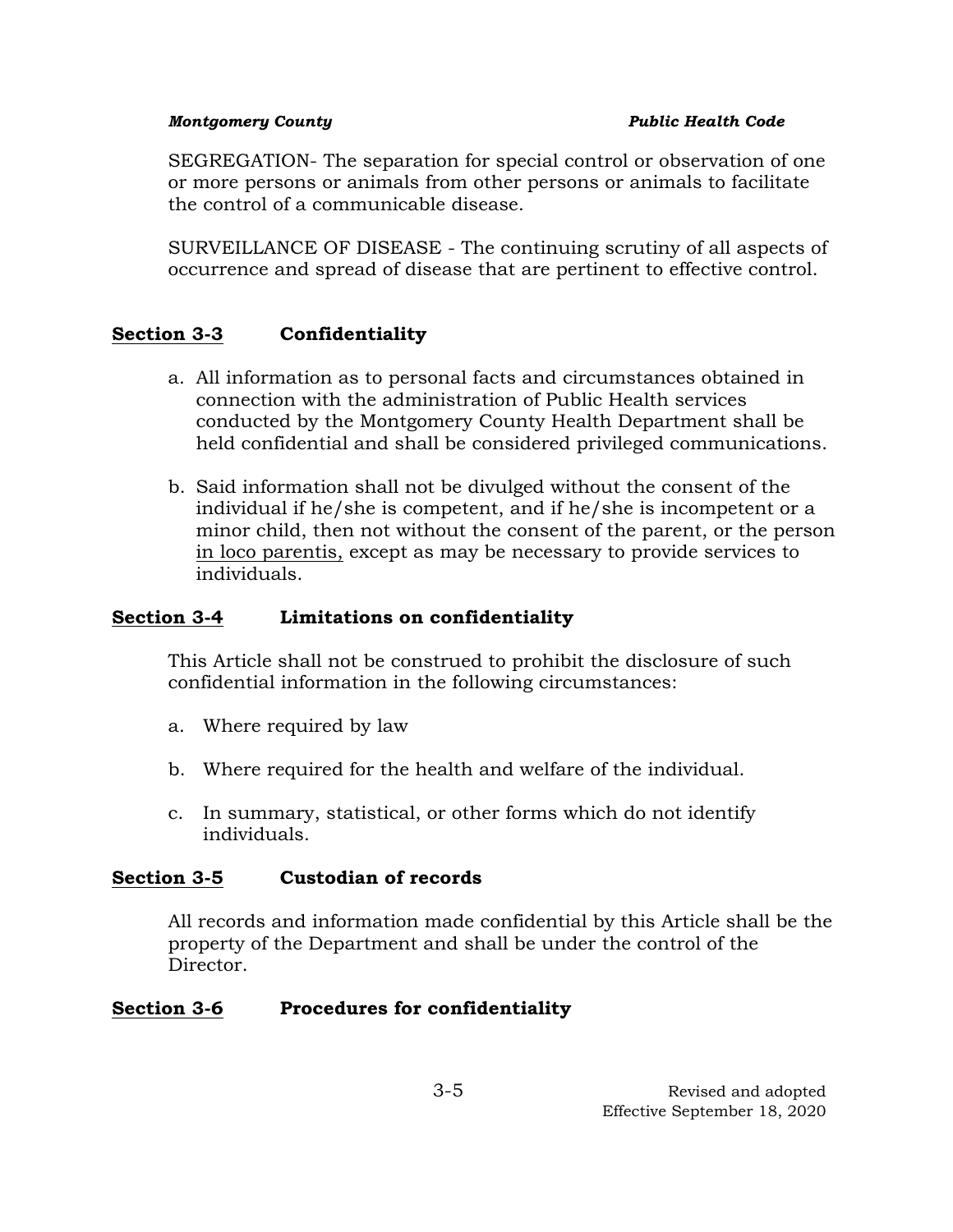SEGREGATION- The separation for special control or observation of one or more persons or animals from other persons or animals to facilitate the control of a communicable disease.

SURVEILLANCE OF DISEASE - The continuing scrutiny of all aspects of occurrence and spread of disease that are pertinent to effective control.

## Section 3-3 Confidentiality

a. All information as to personal facts and circumstances obtained in connection with the administration of Public Health services conducted by the Montgomery County Health Department shall be held confidential and shall be considered privileged communications.

b. Said information shall not be divulged without the consent of the individual if he/she is competent, and if he/she is incompetent or a minor child, then not without the consent of the parent, or the person in loco parentis, except as may be necessary to provide services to individuals.

## Section 3-4 Limitations on confidentiality

This Article shall not be construed to prohibit the disclosure of such confidential information in the following circumstances:

a. Where required by law

b. Where required for the health and welfare of the individual.

c. In summary, statistical, or other forms which do not identify individuals.

## Section 3-5 Custodian of records

All records and information made confidential by this Article shall be the property of the Department and shall be under the control of the Director.

## Section 3-6 Procedures for confidentiality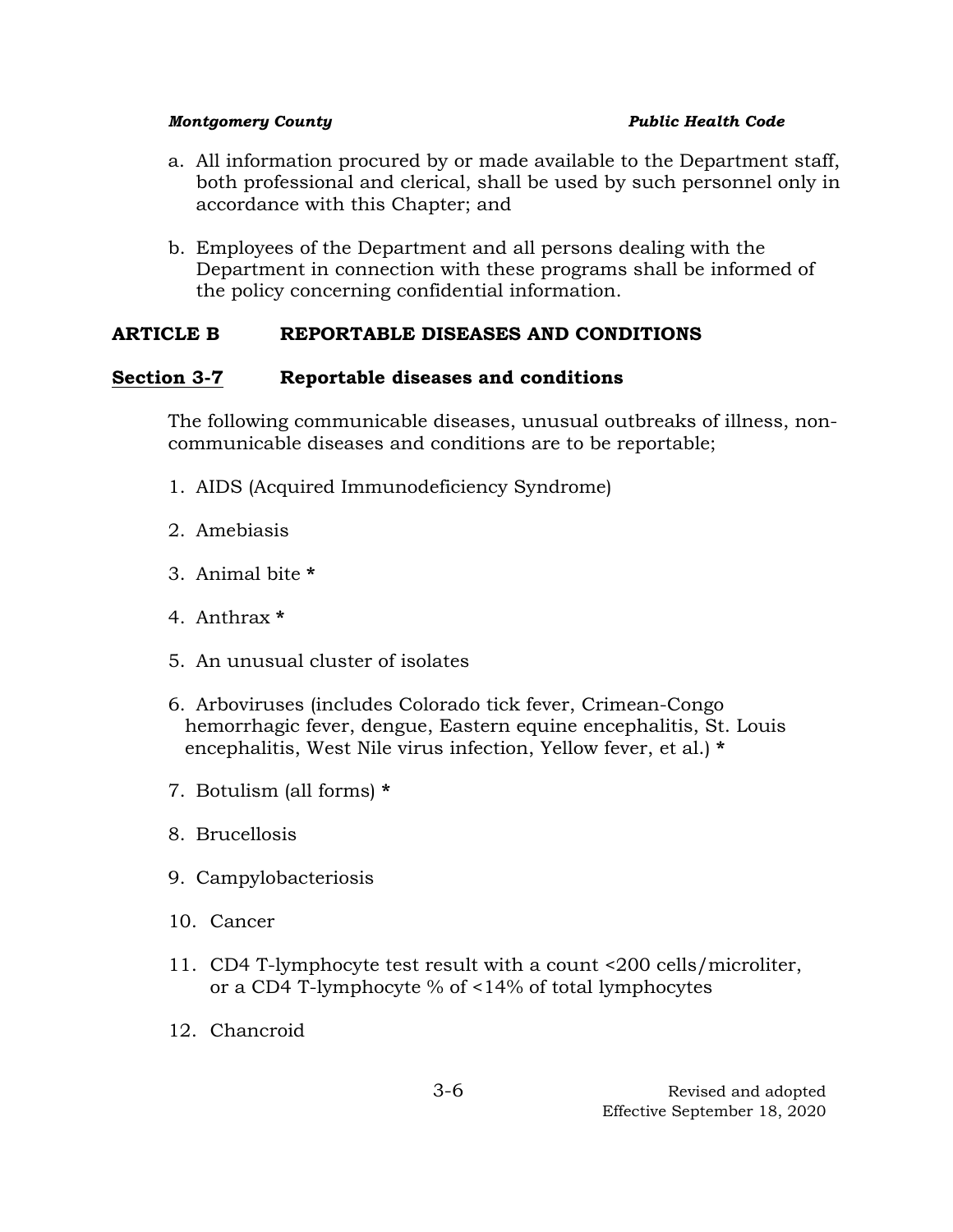a. All information procured by or made available to the Department staff, both professional and clerical, shall be used by such personnel only in accordance with this Chapter; and

b. Employees of the Department and all persons dealing with the Department in connection with these programs shall be informed of the policy concerning confidential information.

## ARTICLE B REPORTABLE DISEASES AND CONDITIONS

### Section 3-7 Reportable diseases and conditions

The following communicable diseases, unusual outbreaks of illness, non-communicable diseases and conditions are to be reportable;

1. AIDS (Acquired Immunodeficiency Syndrome)
2. Amebiasis
3. Animal bite *
4. Anthrax *
5. An unusual cluster of isolates
6. Arboviruses (includes Colorado tick fever, Crimean-Congo hemorrhagic fever, dengue, Eastern equine encephalitis, St. Louis encephalitis, West Nile virus infection, Yellow fever, et al.) *
7. Botulism (all forms) *
8. Brucellosis
9. Campylobacteriosis
10. Cancer
11. CD4 T-lymphocyte test result with a count <200 cells/microliter, or a CD4 T-lymphocyte % of <14% of total lymphocytes
12. Chancroid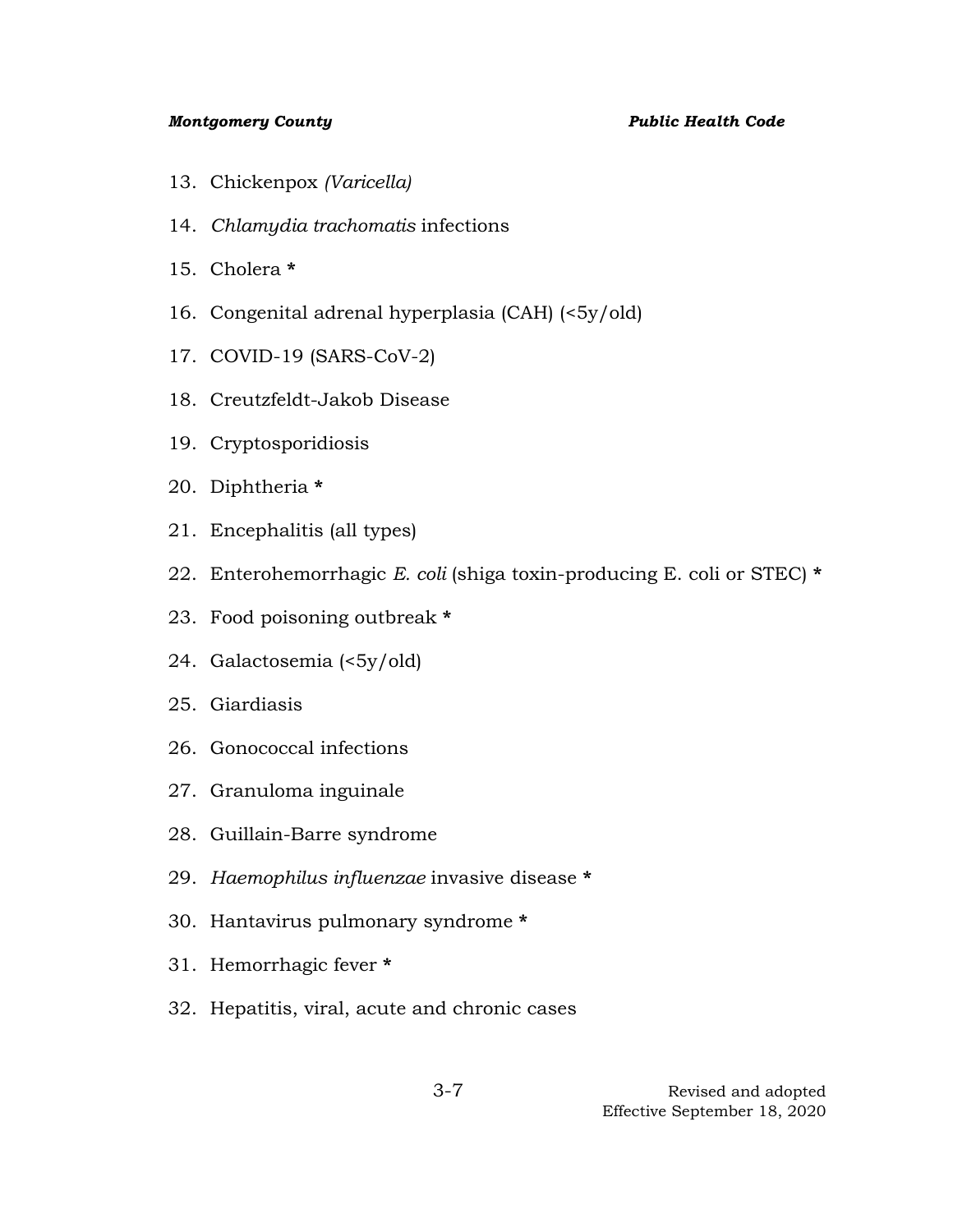13. Chickenpox *(Varicella)*
14. *Chlamydia trachomatis* infections
15. Cholera **\***
16. Congenital adrenal hyperplasia (CAH) (<5y/old)
17. COVID-19 (SARS-CoV-2)
18. Creutzfeldt-Jakob Disease
19. Cryptosporidiosis
20. Diphtheria **\***
21. Encephalitis (all types)
22. Enterohemorrhagic *E. coli* (shiga toxin-producing E. coli or STEC) **\***
23. Food poisoning outbreak **\***
24. Galactosemia (<5y/old)
25. Giardiasis
26. Gonococcal infections
27. Granuloma inguinale
28. Guillain-Barre syndrome
29. *Haemophilus influenzae* invasive disease **\***
30. Hantavirus pulmonary syndrome **\***
31. Hemorrhagic fever **\***
32. Hepatitis, viral, acute and chronic cases

Revised and adopted
Effective September 18, 2020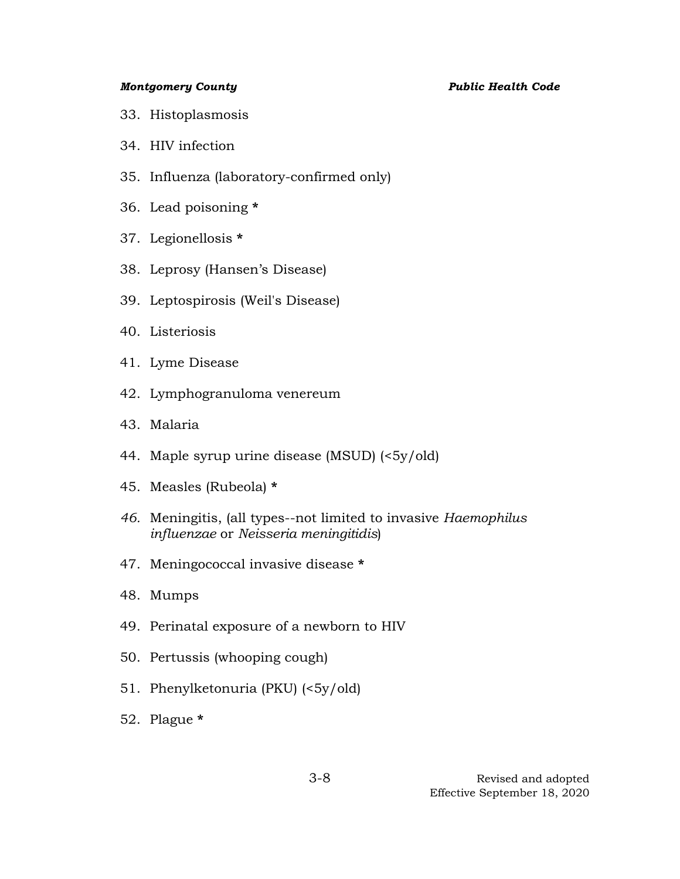33. Histoplasmosis

34. HIV infection

35. Influenza (laboratory-confirmed only)

36. Lead poisoning *

37. Legionellosis *

38. Leprosy (Hansen's Disease)

39. Leptospirosis (Weil's Disease)

40. Listeriosis

41. Lyme Disease

42. Lymphogranuloma venereum

43. Malaria

44. Maple syrup urine disease (MSUD) (<5y/old)

45. Measles (Rubeola) *

46. Meningitis, (all types--not limited to invasive *Haemophilus influenzae* or *Neisseria meningitidis*)

47. Meningococcal invasive disease *

48. Mumps

49. Perinatal exposure of a newborn to HIV

50. Pertussis (whooping cough)

51. Phenylketonuria (PKU) (<5y/old)

52. Plague *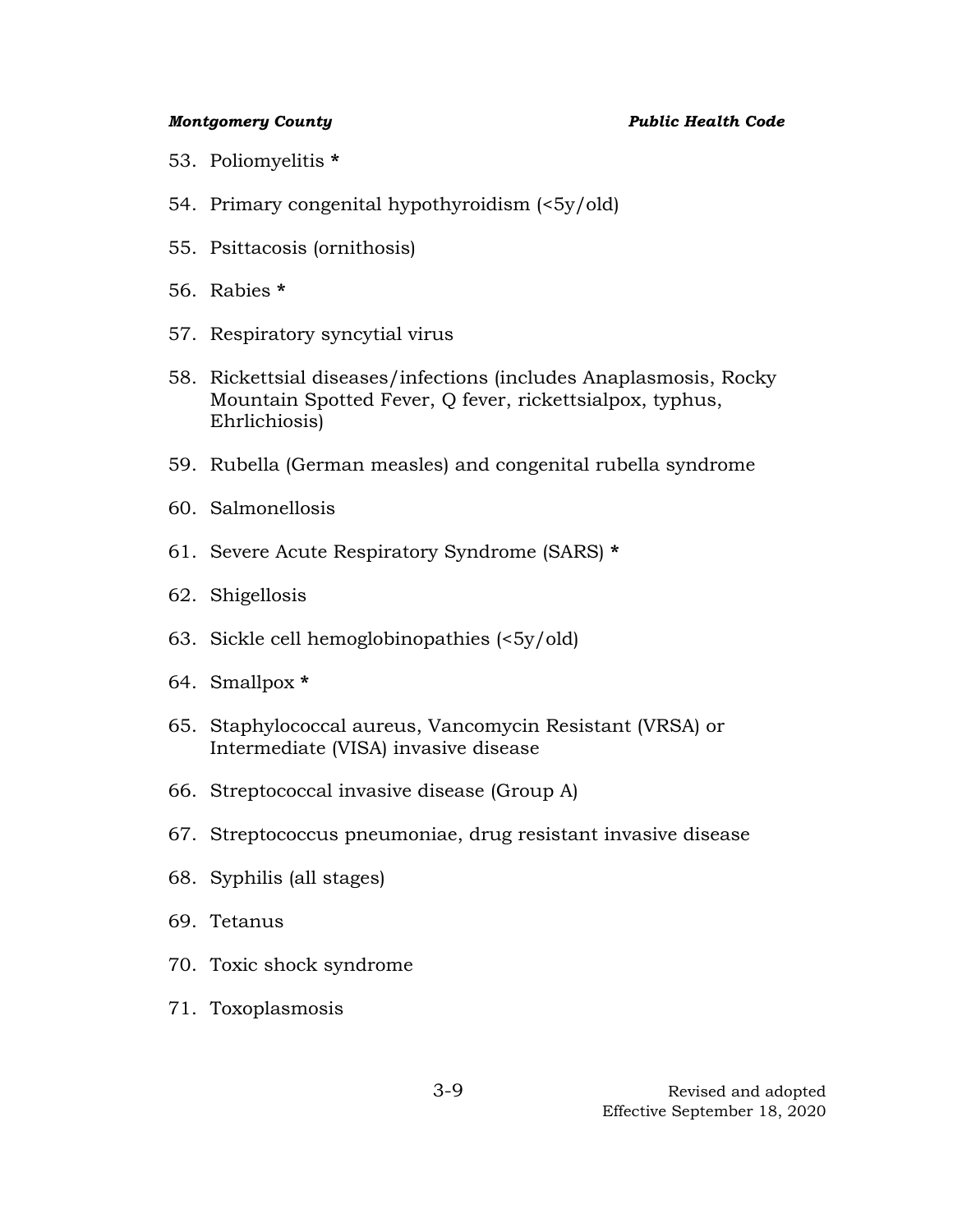53. Poliomyelitis *

54. Primary congenital hypothyroidism (<5y/old)

55. Psittacosis (ornithosis)

56. Rabies *

57. Respiratory syncytial virus

58. Rickettsial diseases/infections (includes Anaplasmosis, Rocky Mountain Spotted Fever, Q fever, rickettsialpox, typhus, Ehrlichiosis)

59. Rubella (German measles) and congenital rubella syndrome

60. Salmonellosis

61. Severe Acute Respiratory Syndrome (SARS) *

62. Shigellosis

63. Sickle cell hemoglobinopathies (<5y/old)

64. Smallpox *

65. Staphylococcal aureus, Vancomycin Resistant (VRSA) or Intermediate (VISA) invasive disease

66. Streptococcal invasive disease (Group A)

67. Streptococcus pneumoniae, drug resistant invasive disease

68. Syphilis (all stages)

69. Tetanus

70. Toxic shock syndrome

71. Toxoplasmosis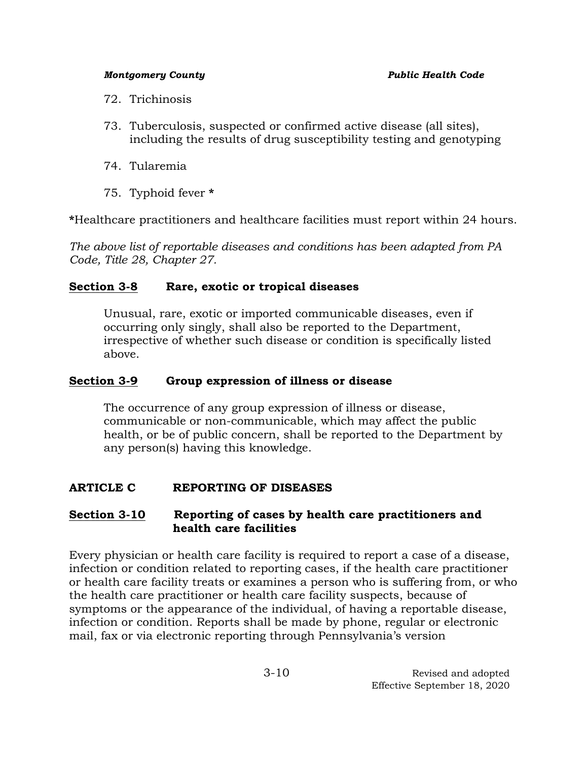72. Trichinosis

73. Tuberculosis, suspected or confirmed active disease (all sites), including the results of drug susceptibility testing and genotyping

74. Tularemia

75. Typhoid fever *

*Healthcare practitioners and healthcare facilities must report within 24 hours.

*The above list of reportable diseases and conditions has been adapted from PA Code, Title 28, Chapter 27.*

### Section 3-8 Rare, exotic or tropical diseases

Unusual, rare, exotic or imported communicable diseases, even if occurring only singly, shall also be reported to the Department, irrespective of whether such disease or condition is specifically listed above.

### Section 3-9 Group expression of illness or disease

The occurrence of any group expression of illness or disease, communicable or non-communicable, which may affect the public health, or be of public concern, shall be reported to the Department by any person(s) having this knowledge.

## ARTICLE C REPORTING OF DISEASES

### Section 3-10 Reporting of cases by health care practitioners and health care facilities

Every physician or health care facility is required to report a case of a disease, infection or condition related to reporting cases, if the health care practitioner or health care facility treats or examines a person who is suffering from, or who the health care practitioner or health care facility suspects, because of symptoms or the appearance of the individual, of having a reportable disease, infection or condition. Reports shall be made by phone, regular or electronic mail, fax or via electronic reporting through Pennsylvania's version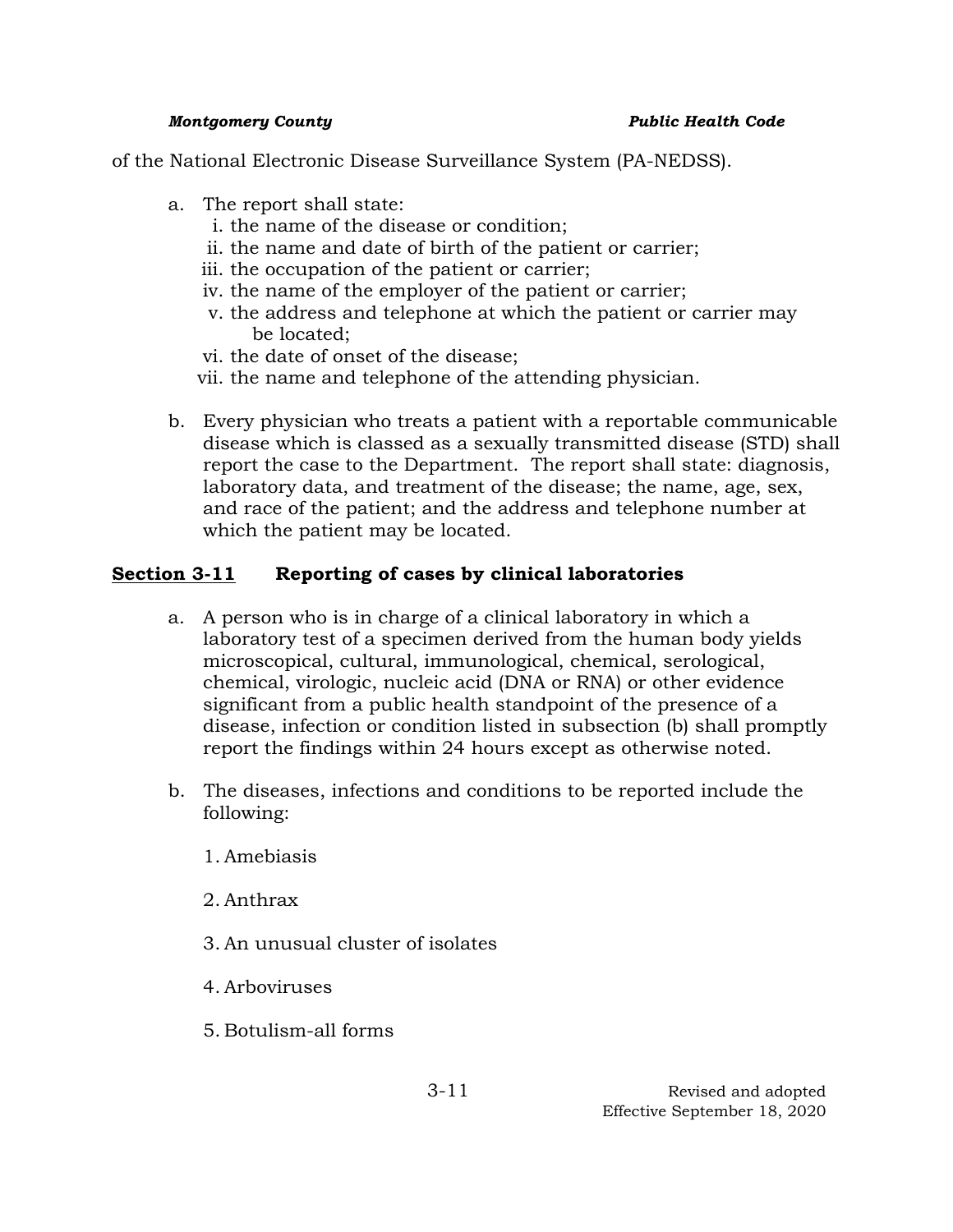of the National Electronic Disease Surveillance System (PA-NEDSS).

a. The report shall state:
   i. the name of the disease or condition;
   ii. the name and date of birth of the patient or carrier;
   iii. the occupation of the patient or carrier;
   iv. the name of the employer of the patient or carrier;
   v. the address and telephone at which the patient or carrier may be located;
   vi. the date of onset of the disease;
   vii. the name and telephone of the attending physician.

b. Every physician who treats a patient with a reportable communicable disease which is classed as a sexually transmitted disease (STD) shall report the case to the Department. The report shall state: diagnosis, laboratory data, and treatment of the disease; the name, age, sex, and race of the patient; and the address and telephone number at which the patient may be located.

## Section 3-11 Reporting of cases by clinical laboratories

a. A person who is in charge of a clinical laboratory in which a laboratory test of a specimen derived from the human body yields microscopical, cultural, immunological, chemical, serological, chemical, virologic, nucleic acid (DNA or RNA) or other evidence significant from a public health standpoint of the presence of a disease, infection or condition listed in subsection (b) shall promptly report the findings within 24 hours except as otherwise noted.

b. The diseases, infections and conditions to be reported include the following:

   1. Amebiasis

   2. Anthrax

   3. An unusual cluster of isolates

   4. Arboviruses

   5. Botulism-all forms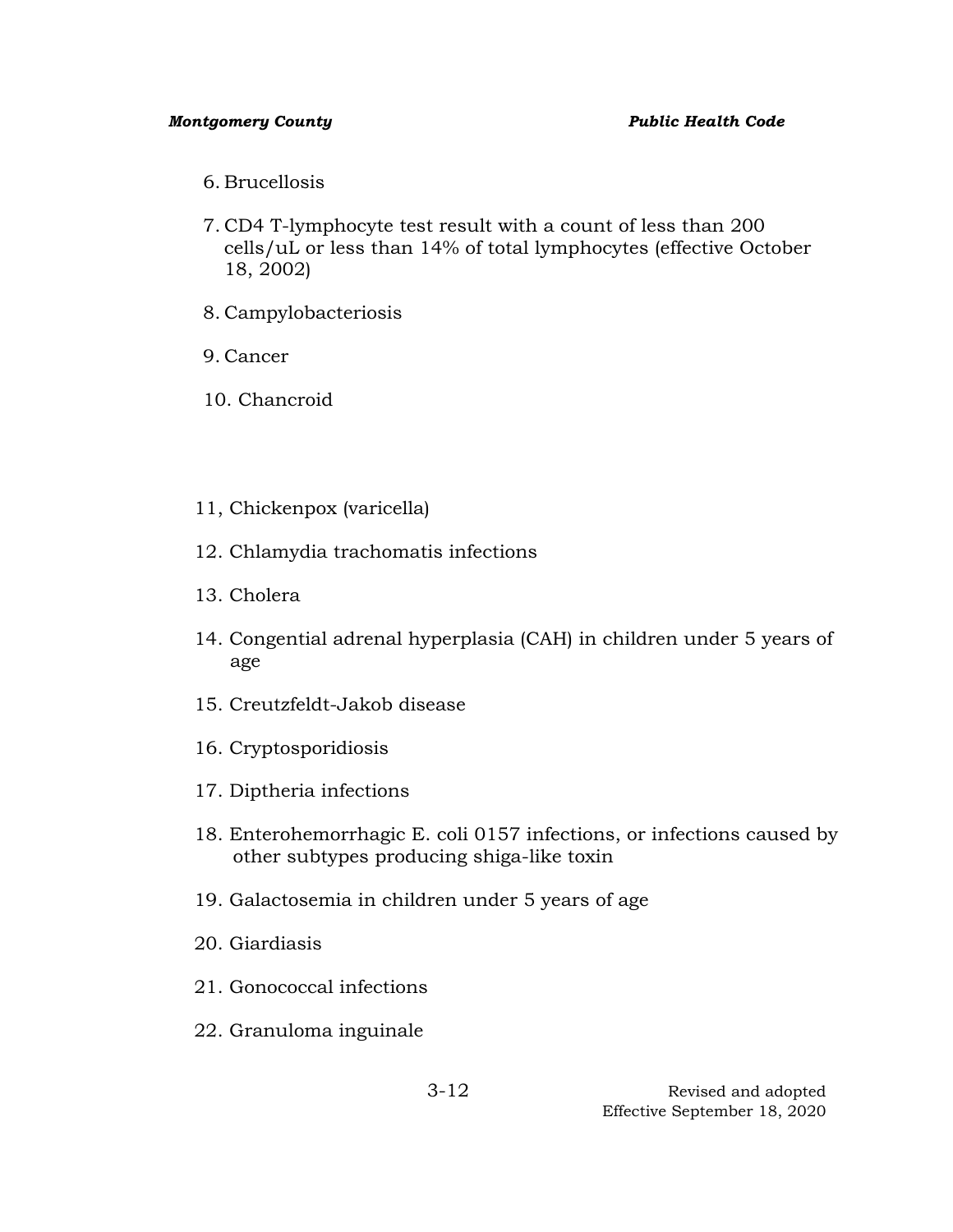6. Brucellosis

7. CD4 T-lymphocyte test result with a count of less than 200 cells/uL or less than 14% of total lymphocytes (effective October 18, 2002)

8. Campylobacteriosis

9. Cancer

10. Chancroid

11, Chickenpox (varicella)

12. Chlamydia trachomatis infections

13. Cholera

14. Congential adrenal hyperplasia (CAH) in children under 5 years of age

15. Creutzfeldt-Jakob disease

16. Cryptosporidiosis

17. Diptheria infections

18. Enterohemorrhagic E. coli 0157 infections, or infections caused by other subtypes producing shiga-like toxin

19. Galactosemia in children under 5 years of age

20. Giardiasis

21. Gonococcal infections

22. Granuloma inguinale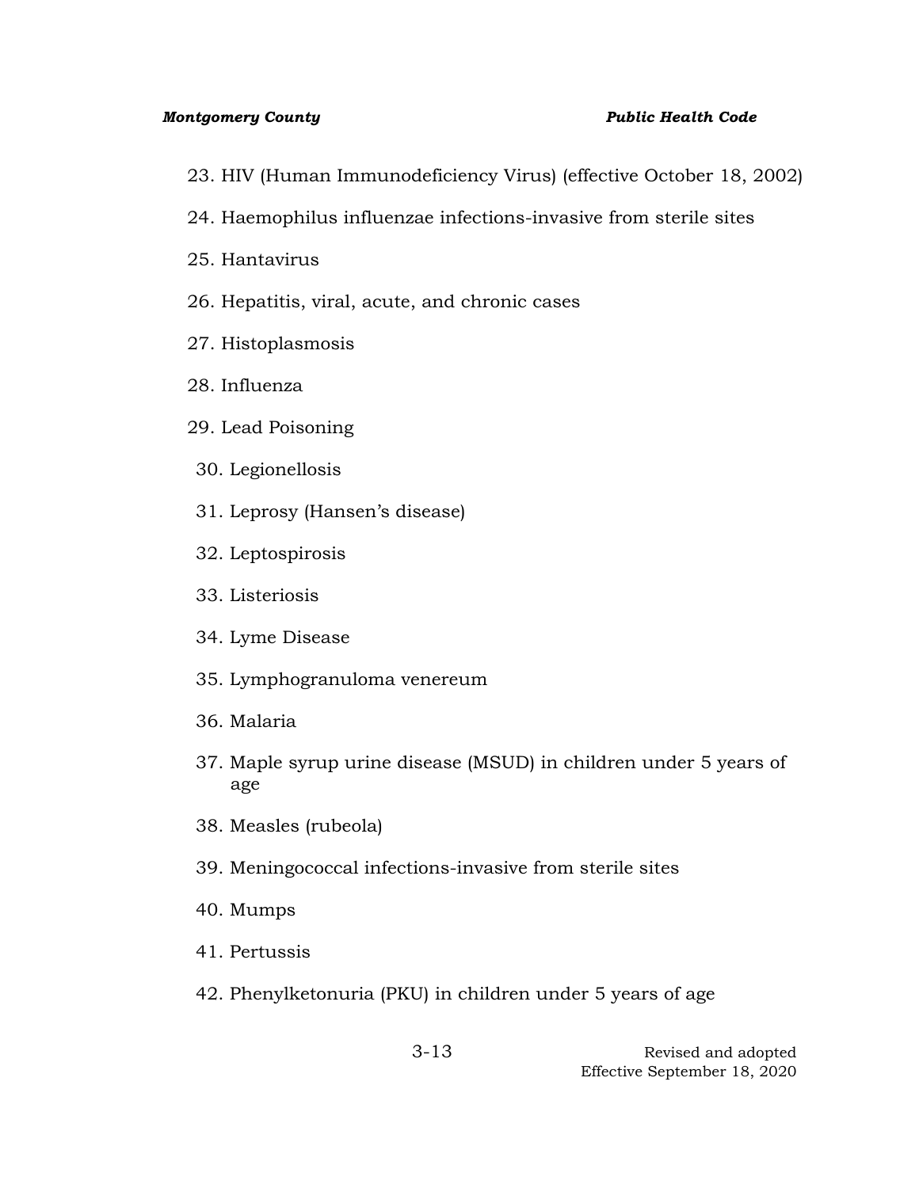23. HIV (Human Immunodeficiency Virus) (effective October 18, 2002)
24. Haemophilus influenzae infections-invasive from sterile sites
25. Hantavirus
26. Hepatitis, viral, acute, and chronic cases
27. Histoplasmosis
28. Influenza
29. Lead Poisoning
30. Legionellosis
31. Leprosy (Hansen's disease)
32. Leptospirosis
33. Listeriosis
34. Lyme Disease
35. Lymphogranuloma venereum
36. Malaria
37. Maple syrup urine disease (MSUD) in children under 5 years of age
38. Measles (rubeola)
39. Meningococcal infections-invasive from sterile sites
40. Mumps
41. Pertussis
42. Phenylketonuria (PKU) in children under 5 years of age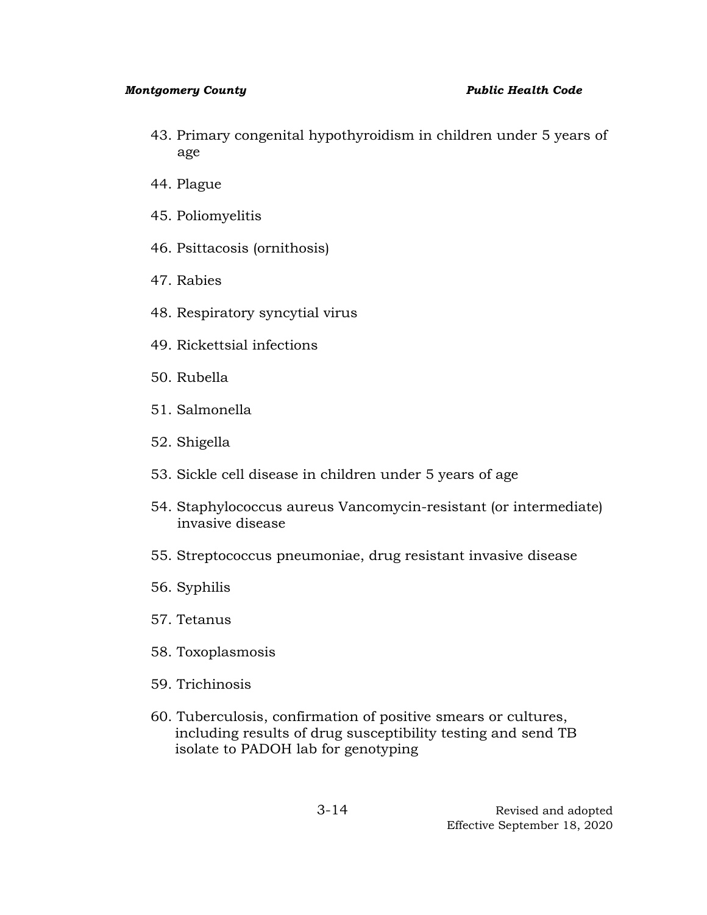43. Primary congenital hypothyroidism in children under 5 years of age
44. Plague
45. Poliomyelitis
46. Psittacosis (ornithosis)
47. Rabies
48. Respiratory syncytial virus
49. Rickettsial infections
50. Rubella
51. Salmonella
52. Shigella
53. Sickle cell disease in children under 5 years of age
54. Staphylococcus aureus Vancomycin-resistant (or intermediate) invasive disease
55. Streptococcus pneumoniae, drug resistant invasive disease
56. Syphilis
57. Tetanus
58. Toxoplasmosis
59. Trichinosis
60. Tuberculosis, confirmation of positive smears or cultures, including results of drug susceptibility testing and send TB isolate to PADOH lab for genotyping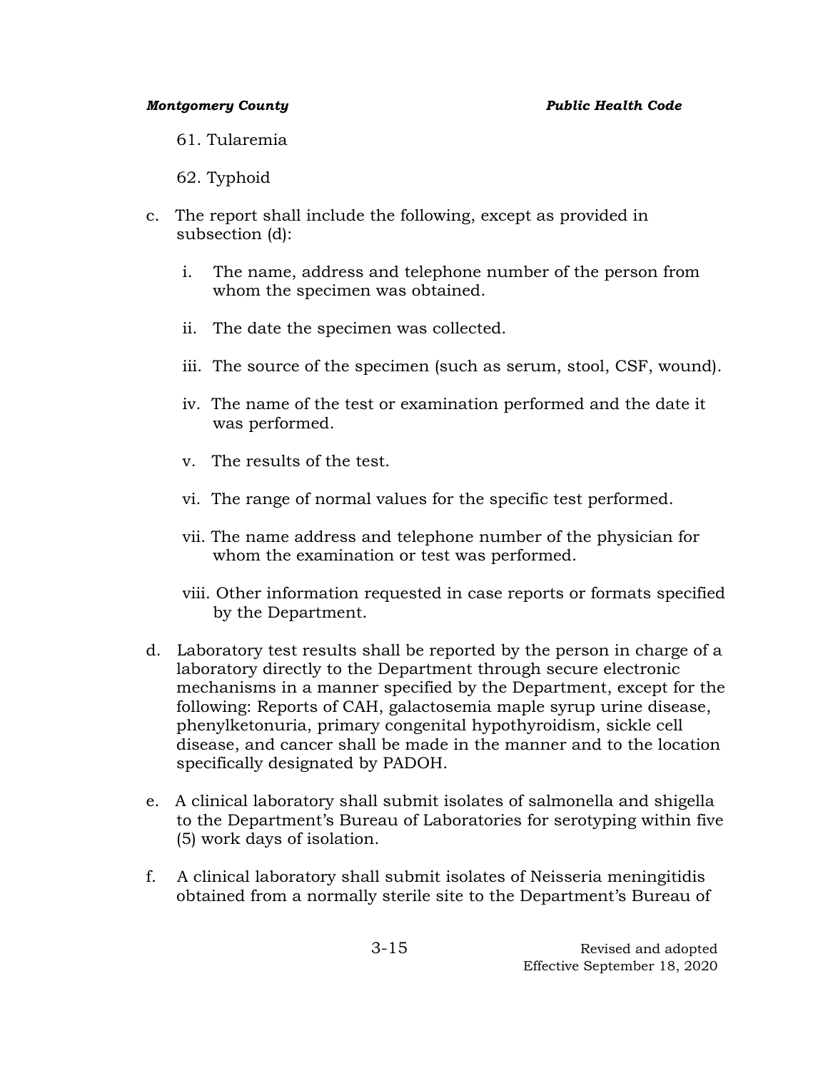61. Tularemia

62. Typhoid

c. The report shall include the following, except as provided in subsection (d):

   i. The name, address and telephone number of the person from whom the specimen was obtained.

   ii. The date the specimen was collected.

   iii. The source of the specimen (such as serum, stool, CSF, wound).

   iv. The name of the test or examination performed and the date it was performed.

   v. The results of the test.

   vi. The range of normal values for the specific test performed.

   vii. The name address and telephone number of the physician for whom the examination or test was performed.

   viii. Other information requested in case reports or formats specified by the Department.

d. Laboratory test results shall be reported by the person in charge of a laboratory directly to the Department through secure electronic mechanisms in a manner specified by the Department, except for the following: Reports of CAH, galactosemia maple syrup urine disease, phenylketonuria, primary congenital hypothyroidism, sickle cell disease, and cancer shall be made in the manner and to the location specifically designated by PADOH.

e. A clinical laboratory shall submit isolates of salmonella and shigella to the Department's Bureau of Laboratories for serotyping within five (5) work days of isolation.

f. A clinical laboratory shall submit isolates of Neisseria meningitidis obtained from a normally sterile site to the Department's Bureau of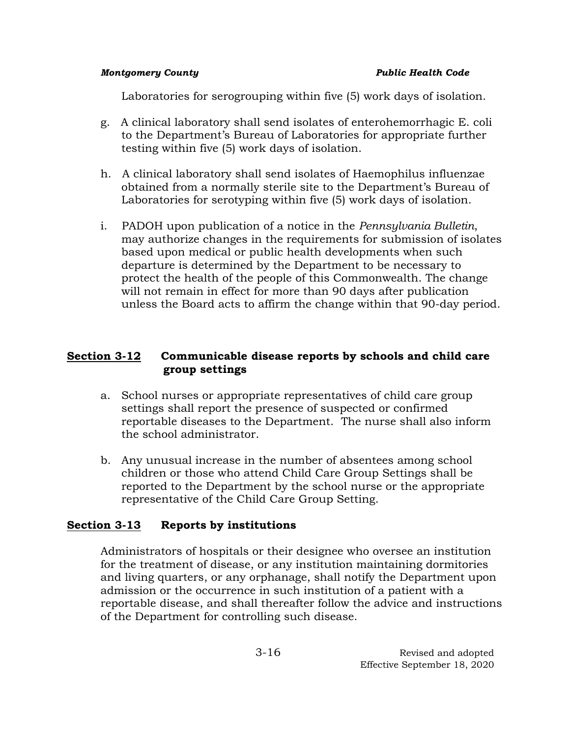Laboratories for serogrouping within five (5) work days of isolation.

g. A clinical laboratory shall send isolates of enterohemorrhagic E. coli to the Department's Bureau of Laboratories for appropriate further testing within five (5) work days of isolation.

h. A clinical laboratory shall send isolates of Haemophilus influenzae obtained from a normally sterile site to the Department's Bureau of Laboratories for serotyping within five (5) work days of isolation.

i. PADOH upon publication of a notice in the *Pennsylvania Bulletin*, may authorize changes in the requirements for submission of isolates based upon medical or public health developments when such departure is determined by the Department to be necessary to protect the health of the people of this Commonwealth. The change will not remain in effect for more than 90 days after publication unless the Board acts to affirm the change within that 90-day period.

## Section 3-12 Communicable disease reports by schools and child care group settings

a. School nurses or appropriate representatives of child care group settings shall report the presence of suspected or confirmed reportable diseases to the Department. The nurse shall also inform the school administrator.

b. Any unusual increase in the number of absentees among school children or those who attend Child Care Group Settings shall be reported to the Department by the school nurse or the appropriate representative of the Child Care Group Setting.

## Section 3-13 Reports by institutions

Administrators of hospitals or their designee who oversee an institution for the treatment of disease, or any institution maintaining dormitories and living quarters, or any orphanage, shall notify the Department upon admission or the occurrence in such institution of a patient with a reportable disease, and shall thereafter follow the advice and instructions of the Department for controlling such disease.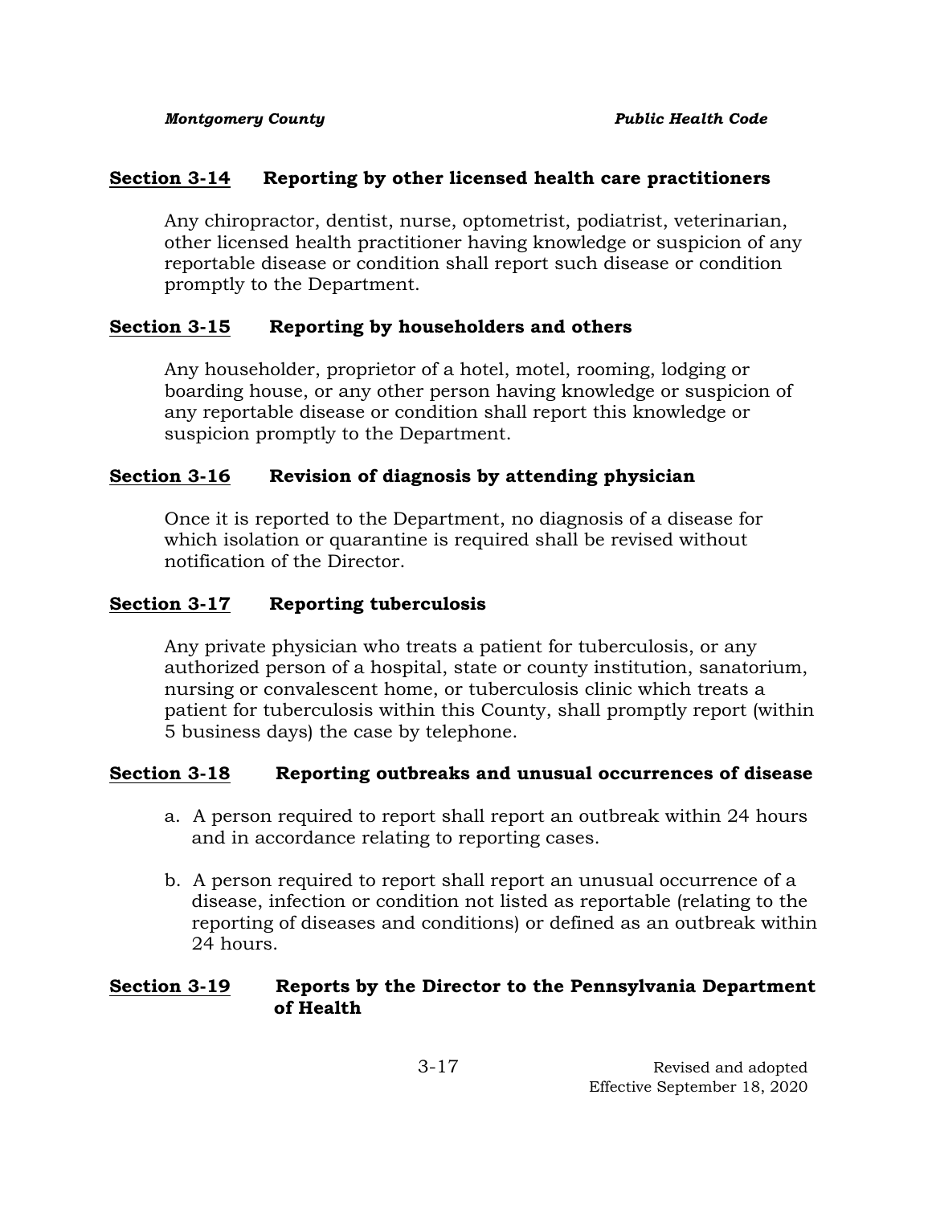## Section 3-14 Reporting by other licensed health care practitioners

Any chiropractor, dentist, nurse, optometrist, podiatrist, veterinarian, other licensed health practitioner having knowledge or suspicion of any reportable disease or condition shall report such disease or condition promptly to the Department.

## Section 3-15 Reporting by householders and others

Any householder, proprietor of a hotel, motel, rooming, lodging or boarding house, or any other person having knowledge or suspicion of any reportable disease or condition shall report this knowledge or suspicion promptly to the Department.

## Section 3-16 Revision of diagnosis by attending physician

Once it is reported to the Department, no diagnosis of a disease for which isolation or quarantine is required shall be revised without notification of the Director.

## Section 3-17 Reporting tuberculosis

Any private physician who treats a patient for tuberculosis, or any authorized person of a hospital, state or county institution, sanatorium, nursing or convalescent home, or tuberculosis clinic which treats a patient for tuberculosis within this County, shall promptly report (within 5 business days) the case by telephone.

## Section 3-18 Reporting outbreaks and unusual occurrences of disease

a. A person required to report shall report an outbreak within 24 hours and in accordance relating to reporting cases.

b. A person required to report shall report an unusual occurrence of a disease, infection or condition not listed as reportable (relating to the reporting of diseases and conditions) or defined as an outbreak within 24 hours.

## Section 3-19 Reports by the Director to the Pennsylvania Department of Health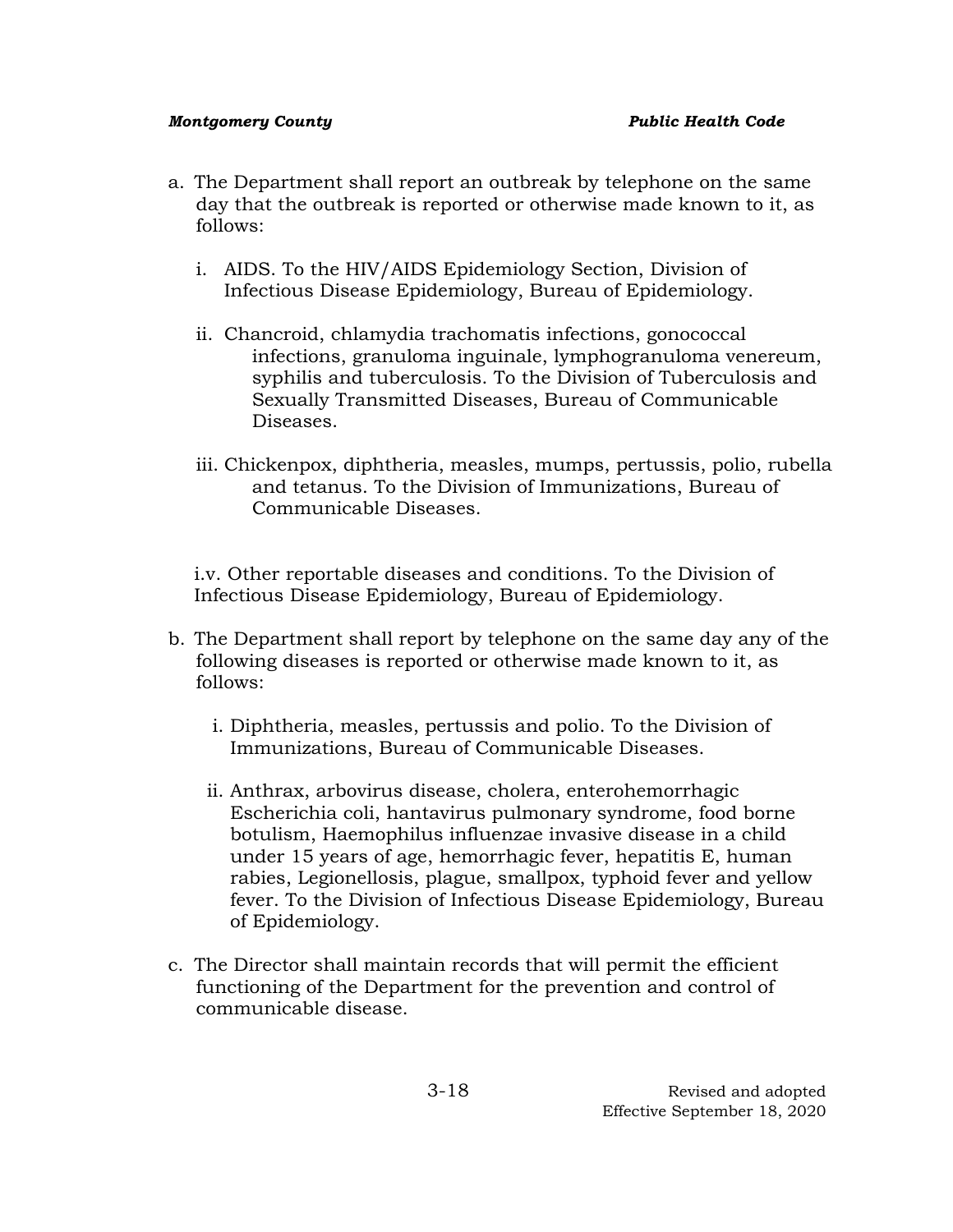a. The Department shall report an outbreak by telephone on the same day that the outbreak is reported or otherwise made known to it, as follows:

   i. AIDS. To the HIV/AIDS Epidemiology Section, Division of Infectious Disease Epidemiology, Bureau of Epidemiology.

   ii. Chancroid, chlamydia trachomatis infections, gonococcal infections, granuloma inguinale, lymphogranuloma venereum, syphilis and tuberculosis. To the Division of Tuberculosis and Sexually Transmitted Diseases, Bureau of Communicable Diseases.

   iii. Chickenpox, diphtheria, measles, mumps, pertussis, polio, rubella and tetanus. To the Division of Immunizations, Bureau of Communicable Diseases.

   i.v. Other reportable diseases and conditions. To the Division of Infectious Disease Epidemiology, Bureau of Epidemiology.

b. The Department shall report by telephone on the same day any of the following diseases is reported or otherwise made known to it, as follows:

   i. Diphtheria, measles, pertussis and polio. To the Division of Immunizations, Bureau of Communicable Diseases.

   ii. Anthrax, arbovirus disease, cholera, enterohemorrhagic Escherichia coli, hantavirus pulmonary syndrome, food borne botulism, Haemophilus influenzae invasive disease in a child under 15 years of age, hemorrhagic fever, hepatitis E, human rabies, Legionellosis, plague, smallpox, typhoid fever and yellow fever. To the Division of Infectious Disease Epidemiology, Bureau of Epidemiology.

c. The Director shall maintain records that will permit the efficient functioning of the Department for the prevention and control of communicable disease.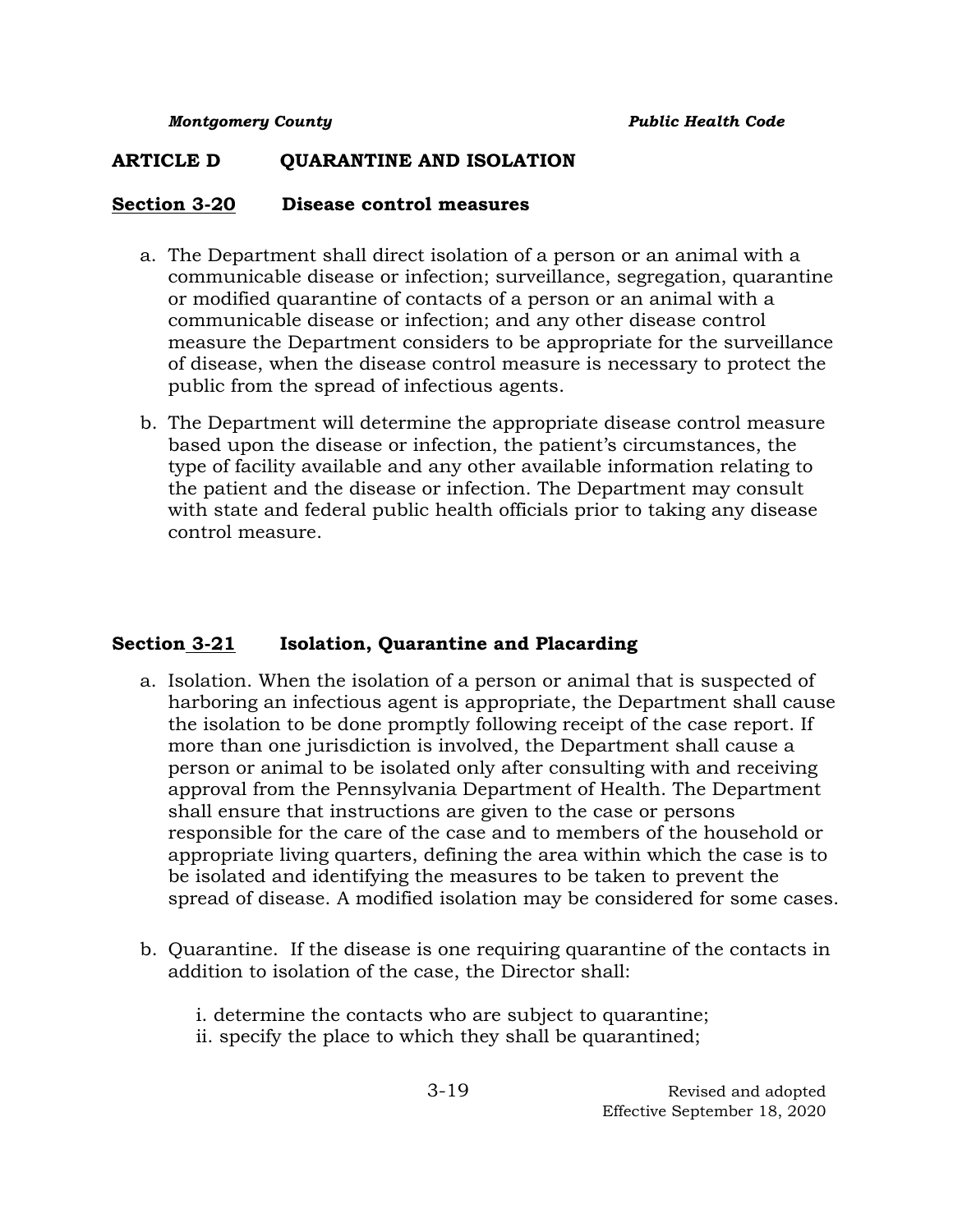## ARTICLE D QUARANTINE AND ISOLATION

### Section 3-20 Disease control measures

a. The Department shall direct isolation of a person or an animal with a communicable disease or infection; surveillance, segregation, quarantine or modified quarantine of contacts of a person or an animal with a communicable disease or infection; and any other disease control measure the Department considers to be appropriate for the surveillance of disease, when the disease control measure is necessary to protect the public from the spread of infectious agents.

b. The Department will determine the appropriate disease control measure based upon the disease or infection, the patient's circumstances, the type of facility available and any other available information relating to the patient and the disease or infection. The Department may consult with state and federal public health officials prior to taking any disease control measure.

### Section 3-21 Isolation, Quarantine and Placarding

a. Isolation. When the isolation of a person or animal that is suspected of harboring an infectious agent is appropriate, the Department shall cause the isolation to be done promptly following receipt of the case report. If more than one jurisdiction is involved, the Department shall cause a person or animal to be isolated only after consulting with and receiving approval from the Pennsylvania Department of Health. The Department shall ensure that instructions are given to the case or persons responsible for the care of the case and to members of the household or appropriate living quarters, defining the area within which the case is to be isolated and identifying the measures to be taken to prevent the spread of disease. A modified isolation may be considered for some cases.

b. Quarantine. If the disease is one requiring quarantine of the contacts in addition to isolation of the case, the Director shall:

   i. determine the contacts who are subject to quarantine;
   ii. specify the place to which they shall be quarantined;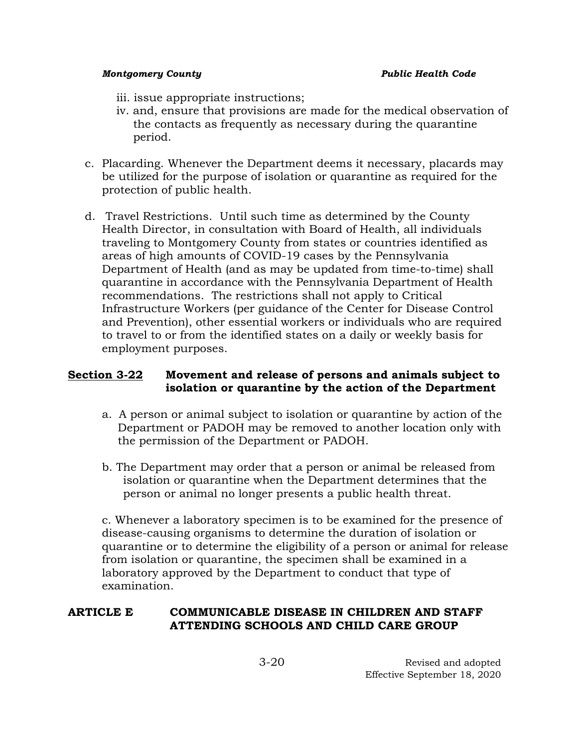iii. issue appropriate instructions;
iv. and, ensure that provisions are made for the medical observation of the contacts as frequently as necessary during the quarantine period.

c. Placarding. Whenever the Department deems it necessary, placards may be utilized for the purpose of isolation or quarantine as required for the protection of public health.

d. Travel Restrictions. Until such time as determined by the County Health Director, in consultation with Board of Health, all individuals traveling to Montgomery County from states or countries identified as areas of high amounts of COVID-19 cases by the Pennsylvania Department of Health (and as may be updated from time-to-time) shall quarantine in accordance with the Pennsylvania Department of Health recommendations. The restrictions shall not apply to Critical Infrastructure Workers (per guidance of the Center for Disease Control and Prevention), other essential workers or individuals who are required to travel to or from the identified states on a daily or weekly basis for employment purposes.

### <u>Section 3-22</u> Movement and release of persons and animals subject to isolation or quarantine by the action of the Department

a. A person or animal subject to isolation or quarantine by action of the Department or PADOH may be removed to another location only with the permission of the Department or PADOH.

b. The Department may order that a person or animal be released from isolation or quarantine when the Department determines that the person or animal no longer presents a public health threat.

c. Whenever a laboratory specimen is to be examined for the presence of disease-causing organisms to determine the duration of isolation or quarantine or to determine the eligibility of a person or animal for release from isolation or quarantine, the specimen shall be examined in a laboratory approved by the Department to conduct that type of examination.

## ARTICLE E COMMUNICABLE DISEASE IN CHILDREN AND STAFF ATTENDING SCHOOLS AND CHILD CARE GROUP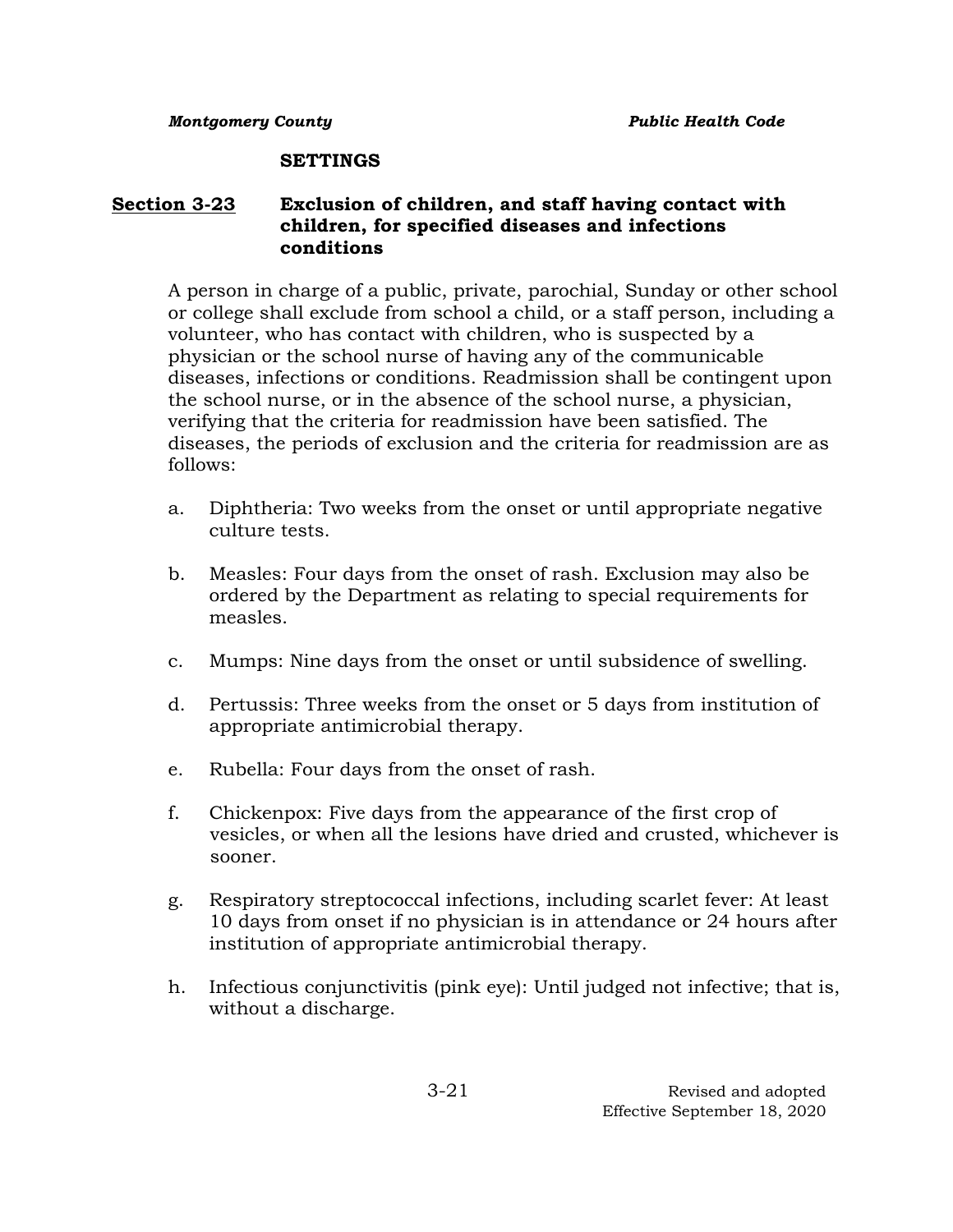**SETTINGS**

## Section 3-23 Exclusion of children, and staff having contact with children, for specified diseases and infections conditions

A person in charge of a public, private, parochial, Sunday or other school or college shall exclude from school a child, or a staff person, including a volunteer, who has contact with children, who is suspected by a physician or the school nurse of having any of the communicable diseases, infections or conditions. Readmission shall be contingent upon the school nurse, or in the absence of the school nurse, a physician, verifying that the criteria for readmission have been satisfied. The diseases, the periods of exclusion and the criteria for readmission are as follows:

a. Diphtheria: Two weeks from the onset or until appropriate negative culture tests.

b. Measles: Four days from the onset of rash. Exclusion may also be ordered by the Department as relating to special requirements for measles.

c. Mumps: Nine days from the onset or until subsidence of swelling.

d. Pertussis: Three weeks from the onset or 5 days from institution of appropriate antimicrobial therapy.

e. Rubella: Four days from the onset of rash.

f. Chickenpox: Five days from the appearance of the first crop of vesicles, or when all the lesions have dried and crusted, whichever is sooner.

g. Respiratory streptococcal infections, including scarlet fever: At least 10 days from onset if no physician is in attendance or 24 hours after institution of appropriate antimicrobial therapy.

h. Infectious conjunctivitis (pink eye): Until judged not infective; that is, without a discharge.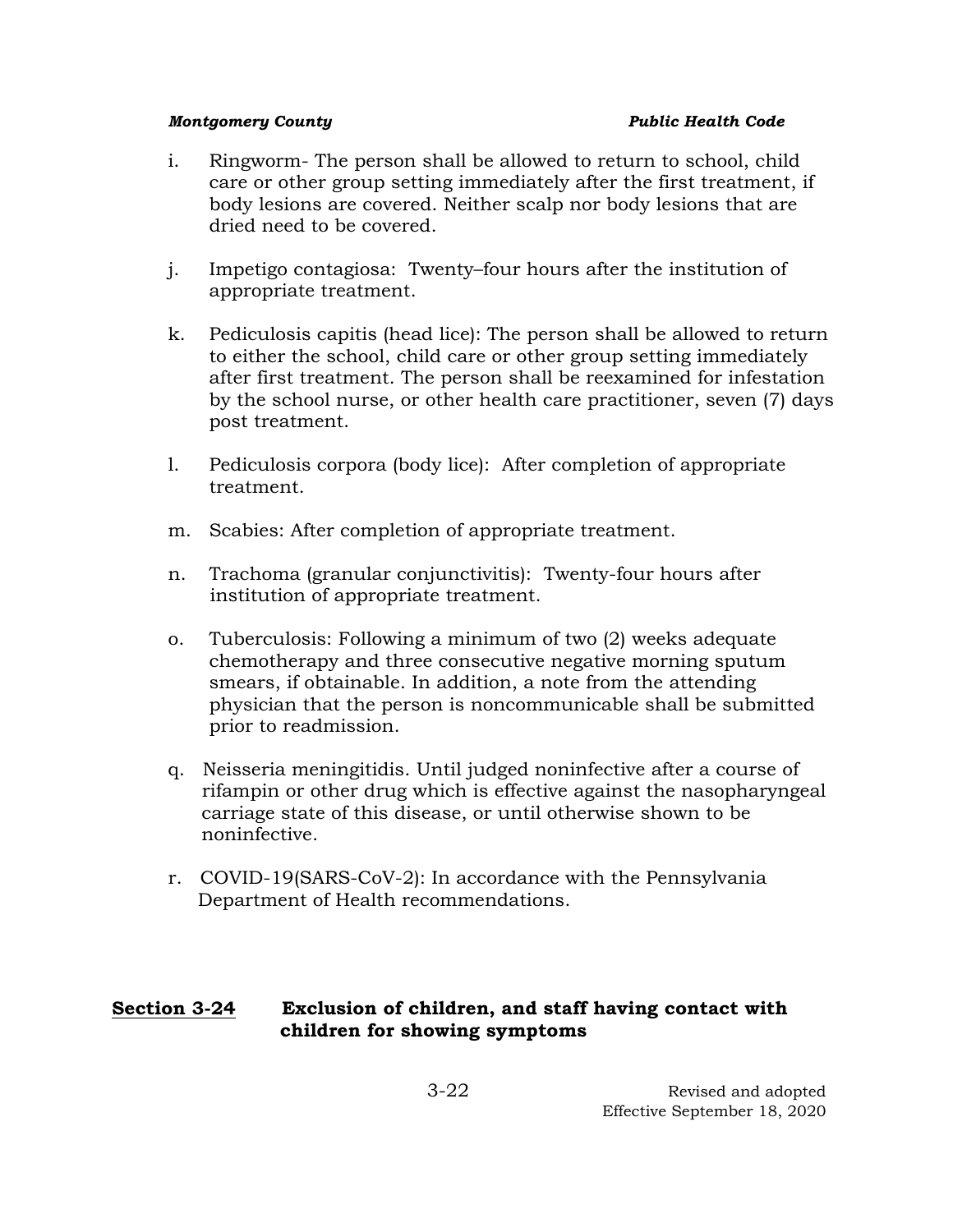i. Ringworm- The person shall be allowed to return to school, child care or other group setting immediately after the first treatment, if body lesions are covered. Neither scalp nor body lesions that are dried need to be covered.

j. Impetigo contagiosa: Twenty–four hours after the institution of appropriate treatment.

k. Pediculosis capitis (head lice): The person shall be allowed to return to either the school, child care or other group setting immediately after first treatment. The person shall be reexamined for infestation by the school nurse, or other health care practitioner, seven (7) days post treatment.

l. Pediculosis corpora (body lice): After completion of appropriate treatment.

m. Scabies: After completion of appropriate treatment.

n. Trachoma (granular conjunctivitis): Twenty-four hours after institution of appropriate treatment.

o. Tuberculosis: Following a minimum of two (2) weeks adequate chemotherapy and three consecutive negative morning sputum smears, if obtainable. In addition, a note from the attending physician that the person is noncommunicable shall be submitted prior to readmission.

q. Neisseria meningitidis. Until judged noninfective after a course of rifampin or other drug which is effective against the nasopharyngeal carriage state of this disease, or until otherwise shown to be noninfective.

r. COVID-19(SARS-CoV-2): In accordance with the Pennsylvania Department of Health recommendations.

## <u>Section 3-24</u> Exclusion of children, and staff having contact with children for showing symptoms

Revised and adopted
Effective September 18, 2020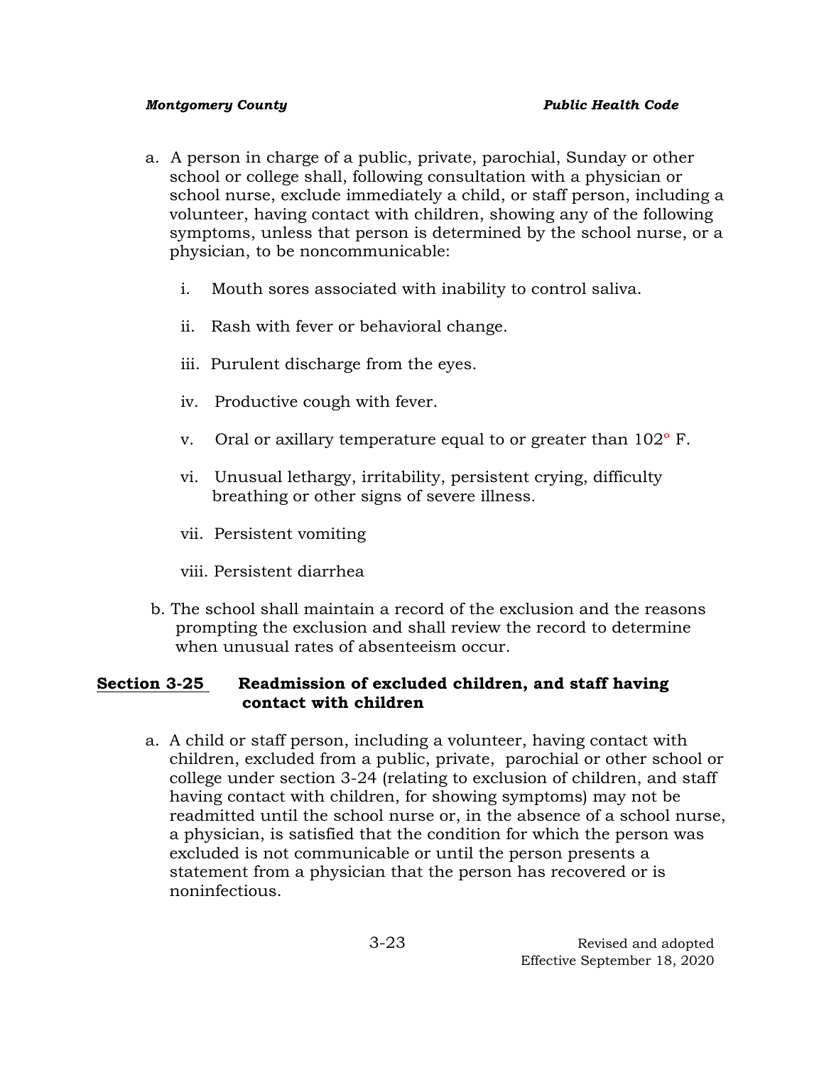a. A person in charge of a public, private, parochial, Sunday or other school or college shall, following consultation with a physician or school nurse, exclude immediately a child, or staff person, including a volunteer, having contact with children, showing any of the following symptoms, unless that person is determined by the school nurse, or a physician, to be noncommunicable:

   i. Mouth sores associated with inability to control saliva.

   ii. Rash with fever or behavioral change.

   iii. Purulent discharge from the eyes.

   iv. Productive cough with fever.

   v. Oral or axillary temperature equal to or greater than 102° F.

   vi. Unusual lethargy, irritability, persistent crying, difficulty breathing or other signs of severe illness.

   vii. Persistent vomiting

   viii. Persistent diarrhea

b. The school shall maintain a record of the exclusion and the reasons prompting the exclusion and shall review the record to determine when unusual rates of absenteeism occur.

## Section 3-25 Readmission of excluded children, and staff having contact with children

a. A child or staff person, including a volunteer, having contact with children, excluded from a public, private, parochial or other school or college under section 3-24 (relating to exclusion of children, and staff having contact with children, for showing symptoms) may not be readmitted until the school nurse or, in the absence of a school nurse, a physician, is satisfied that the condition for which the person was excluded is not communicable or until the person presents a statement from a physician that the person has recovered or is noninfectious.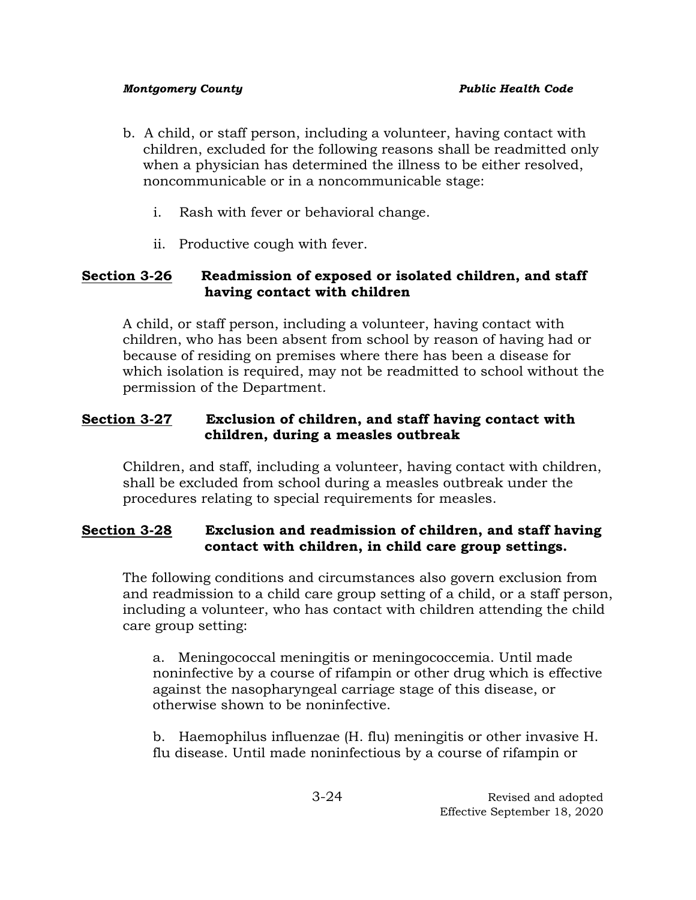b. A child, or staff person, including a volunteer, having contact with children, excluded for the following reasons shall be readmitted only when a physician has determined the illness to be either resolved, noncommunicable or in a noncommunicable stage:

   i. Rash with fever or behavioral change.

   ii. Productive cough with fever.

### Section 3-26 Readmission of exposed or isolated children, and staff having contact with children

A child, or staff person, including a volunteer, having contact with children, who has been absent from school by reason of having had or because of residing on premises where there has been a disease for which isolation is required, may not be readmitted to school without the permission of the Department.

### Section 3-27 Exclusion of children, and staff having contact with children, during a measles outbreak

Children, and staff, including a volunteer, having contact with children, shall be excluded from school during a measles outbreak under the procedures relating to special requirements for measles.

### Section 3-28 Exclusion and readmission of children, and staff having contact with children, in child care group settings.

The following conditions and circumstances also govern exclusion from and readmission to a child care group setting of a child, or a staff person, including a volunteer, who has contact with children attending the child care group setting:

a. Meningococcal meningitis or meningococcemia. Until made noninfective by a course of rifampin or other drug which is effective against the nasopharyngeal carriage stage of this disease, or otherwise shown to be noninfective.

b. Haemophilus influenzae (H. flu) meningitis or other invasive H. flu disease. Until made noninfectious by a course of rifampin or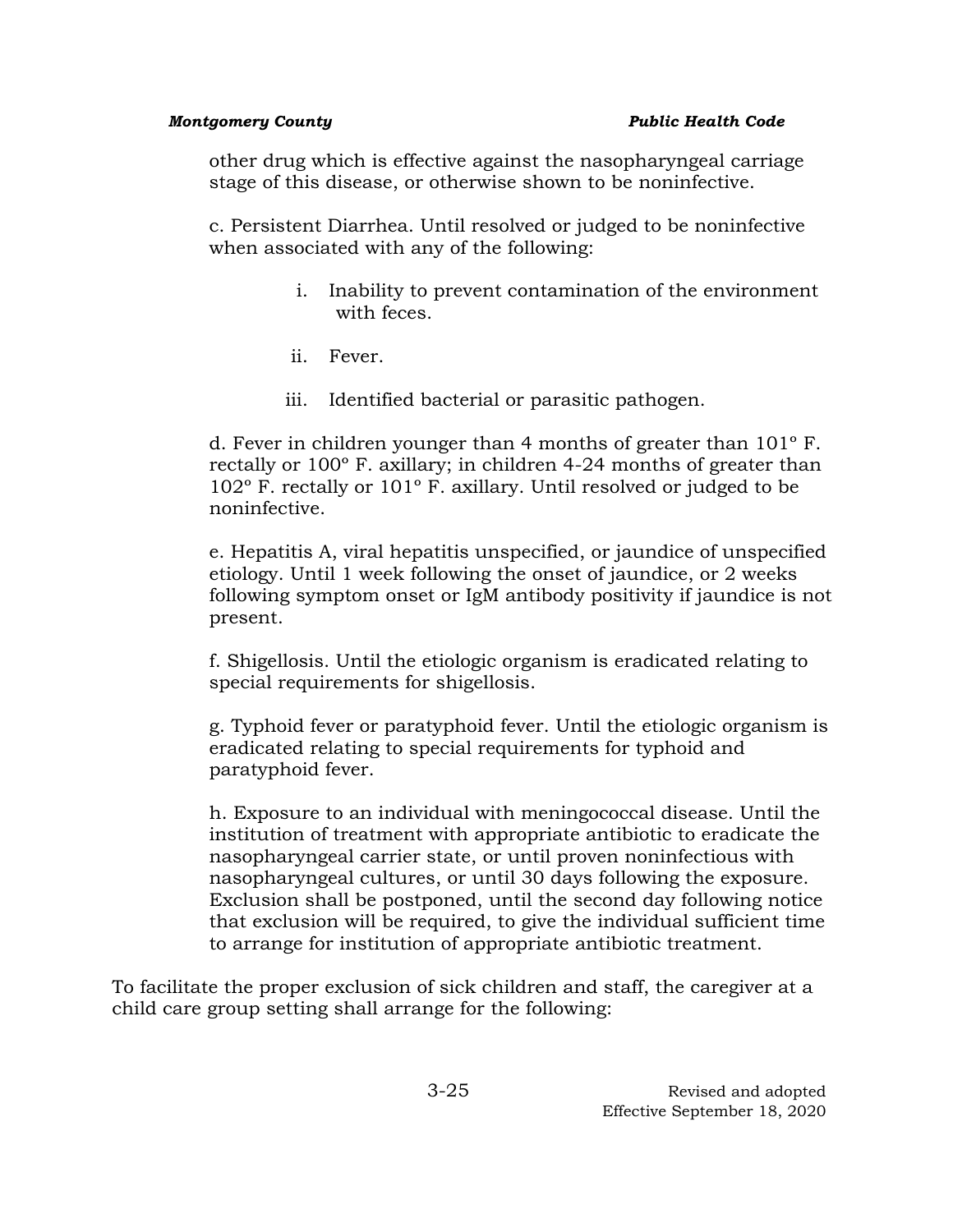other drug which is effective against the nasopharyngeal carriage stage of this disease, or otherwise shown to be noninfective.

c. Persistent Diarrhea. Until resolved or judged to be noninfective when associated with any of the following:

i. Inability to prevent contamination of the environment with feces.

ii. Fever.

iii. Identified bacterial or parasitic pathogen.

d. Fever in children younger than 4 months of greater than 101° F. rectally or 100° F. axillary; in children 4-24 months of greater than 102° F. rectally or 101° F. axillary. Until resolved or judged to be noninfective.

e. Hepatitis A, viral hepatitis unspecified, or jaundice of unspecified etiology. Until 1 week following the onset of jaundice, or 2 weeks following symptom onset or IgM antibody positivity if jaundice is not present.

f. Shigellosis. Until the etiologic organism is eradicated relating to special requirements for shigellosis.

g. Typhoid fever or paratyphoid fever. Until the etiologic organism is eradicated relating to special requirements for typhoid and paratyphoid fever.

h. Exposure to an individual with meningococcal disease. Until the institution of treatment with appropriate antibiotic to eradicate the nasopharyngeal carrier state, or until proven noninfectious with nasopharyngeal cultures, or until 30 days following the exposure. Exclusion shall be postponed, until the second day following notice that exclusion will be required, to give the individual sufficient time to arrange for institution of appropriate antibiotic treatment.

To facilitate the proper exclusion of sick children and staff, the caregiver at a child care group setting shall arrange for the following: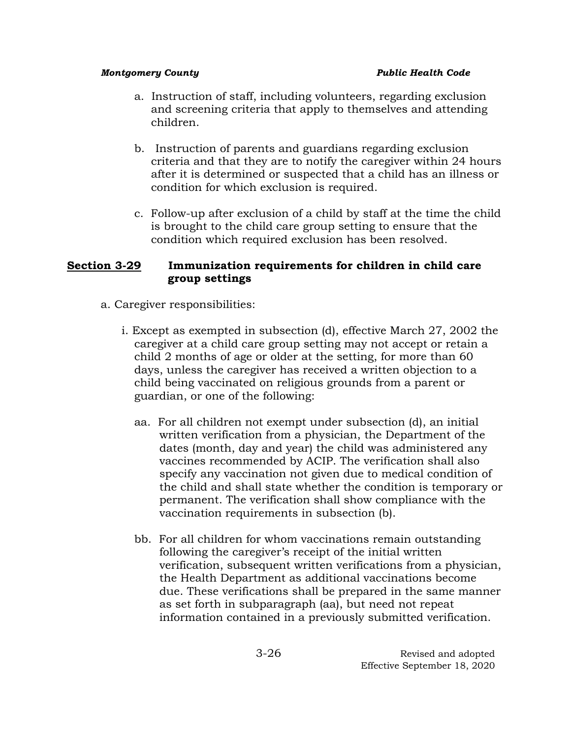a. Instruction of staff, including volunteers, regarding exclusion and screening criteria that apply to themselves and attending children.

b. Instruction of parents and guardians regarding exclusion criteria and that they are to notify the caregiver within 24 hours after it is determined or suspected that a child has an illness or condition for which exclusion is required.

c. Follow-up after exclusion of a child by staff at the time the child is brought to the child care group setting to ensure that the condition which required exclusion has been resolved.

## Section 3-29 Immunization requirements for children in child care group settings

a. Caregiver responsibilities:

i. Except as exempted in subsection (d), effective March 27, 2002 the caregiver at a child care group setting may not accept or retain a child 2 months of age or older at the setting, for more than 60 days, unless the caregiver has received a written objection to a child being vaccinated on religious grounds from a parent or guardian, or one of the following:

aa. For all children not exempt under subsection (d), an initial written verification from a physician, the Department of the dates (month, day and year) the child was administered any vaccines recommended by ACIP. The verification shall also specify any vaccination not given due to medical condition of the child and shall state whether the condition is temporary or permanent. The verification shall show compliance with the vaccination requirements in subsection (b).

bb. For all children for whom vaccinations remain outstanding following the caregiver's receipt of the initial written verification, subsequent written verifications from a physician, the Health Department as additional vaccinations become due. These verifications shall be prepared in the same manner as set forth in subparagraph (aa), but need not repeat information contained in a previously submitted verification.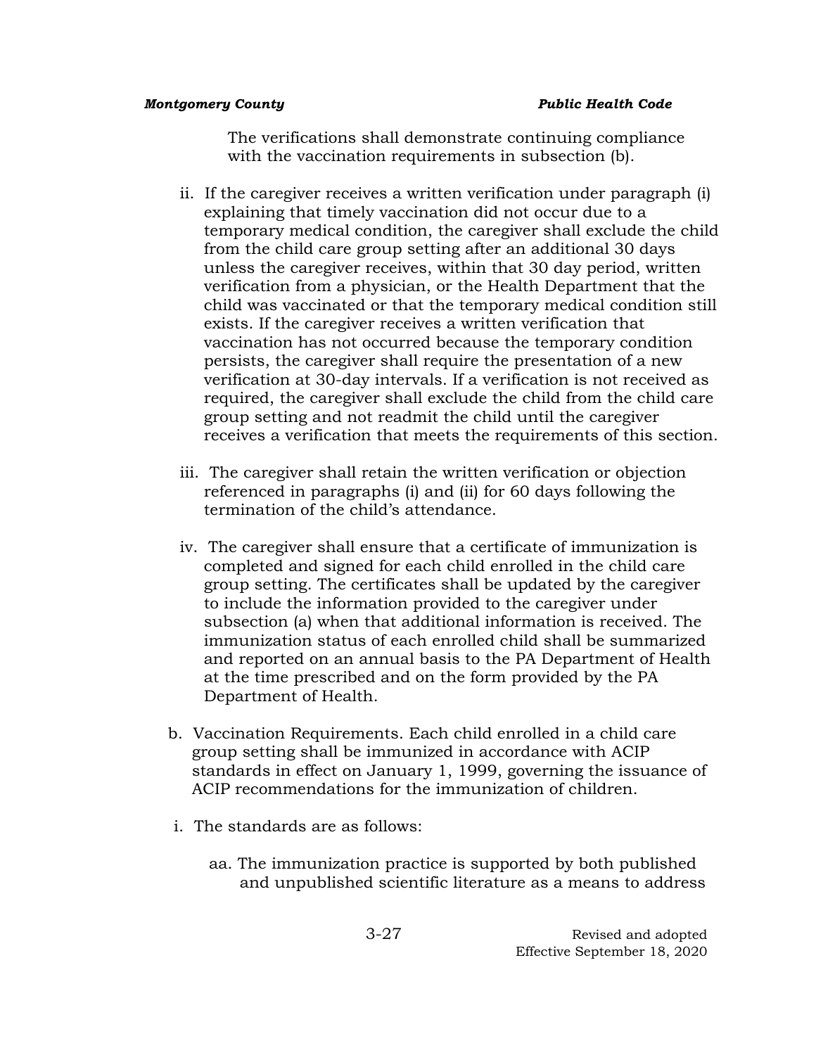The verifications shall demonstrate continuing compliance with the vaccination requirements in subsection (b).

ii. If the caregiver receives a written verification under paragraph (i) explaining that timely vaccination did not occur due to a temporary medical condition, the caregiver shall exclude the child from the child care group setting after an additional 30 days unless the caregiver receives, within that 30 day period, written verification from a physician, or the Health Department that the child was vaccinated or that the temporary medical condition still exists. If the caregiver receives a written verification that vaccination has not occurred because the temporary condition persists, the caregiver shall require the presentation of a new verification at 30-day intervals. If a verification is not received as required, the caregiver shall exclude the child from the child care group setting and not readmit the child until the caregiver receives a verification that meets the requirements of this section.

iii. The caregiver shall retain the written verification or objection referenced in paragraphs (i) and (ii) for 60 days following the termination of the child's attendance.

iv. The caregiver shall ensure that a certificate of immunization is completed and signed for each child enrolled in the child care group setting. The certificates shall be updated by the caregiver to include the information provided to the caregiver under subsection (a) when that additional information is received. The immunization status of each enrolled child shall be summarized and reported on an annual basis to the PA Department of Health at the time prescribed and on the form provided by the PA Department of Health.

b. Vaccination Requirements. Each child enrolled in a child care group setting shall be immunized in accordance with ACIP standards in effect on January 1, 1999, governing the issuance of ACIP recommendations for the immunization of children.

i. The standards are as follows:

aa. The immunization practice is supported by both published and unpublished scientific literature as a means to address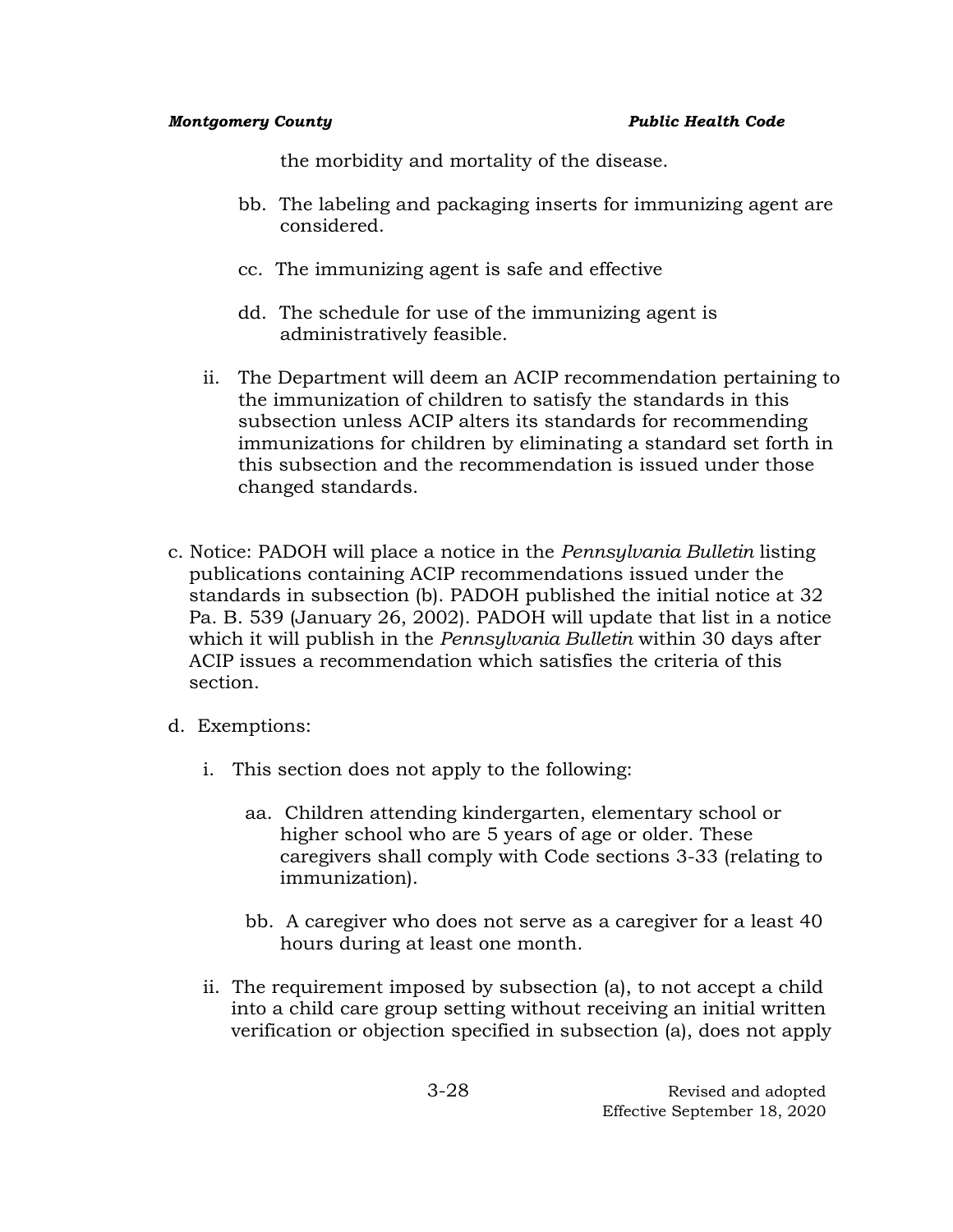the morbidity and mortality of the disease.

bb. The labeling and packaging inserts for immunizing agent are considered.

cc. The immunizing agent is safe and effective

dd. The schedule for use of the immunizing agent is administratively feasible.

ii. The Department will deem an ACIP recommendation pertaining to the immunization of children to satisfy the standards in this subsection unless ACIP alters its standards for recommending immunizations for children by eliminating a standard set forth in this subsection and the recommendation is issued under those changed standards.

c. Notice: PADOH will place a notice in the *Pennsylvania Bulletin* listing publications containing ACIP recommendations issued under the standards in subsection (b). PADOH published the initial notice at 32 Pa. B. 539 (January 26, 2002). PADOH will update that list in a notice which it will publish in the *Pennsylvania Bulletin* within 30 days after ACIP issues a recommendation which satisfies the criteria of this section.

d. Exemptions:

i. This section does not apply to the following:

aa. Children attending kindergarten, elementary school or higher school who are 5 years of age or older. These caregivers shall comply with Code sections 3-33 (relating to immunization).

bb. A caregiver who does not serve as a caregiver for a least 40 hours during at least one month.

ii. The requirement imposed by subsection (a), to not accept a child into a child care group setting without receiving an initial written verification or objection specified in subsection (a), does not apply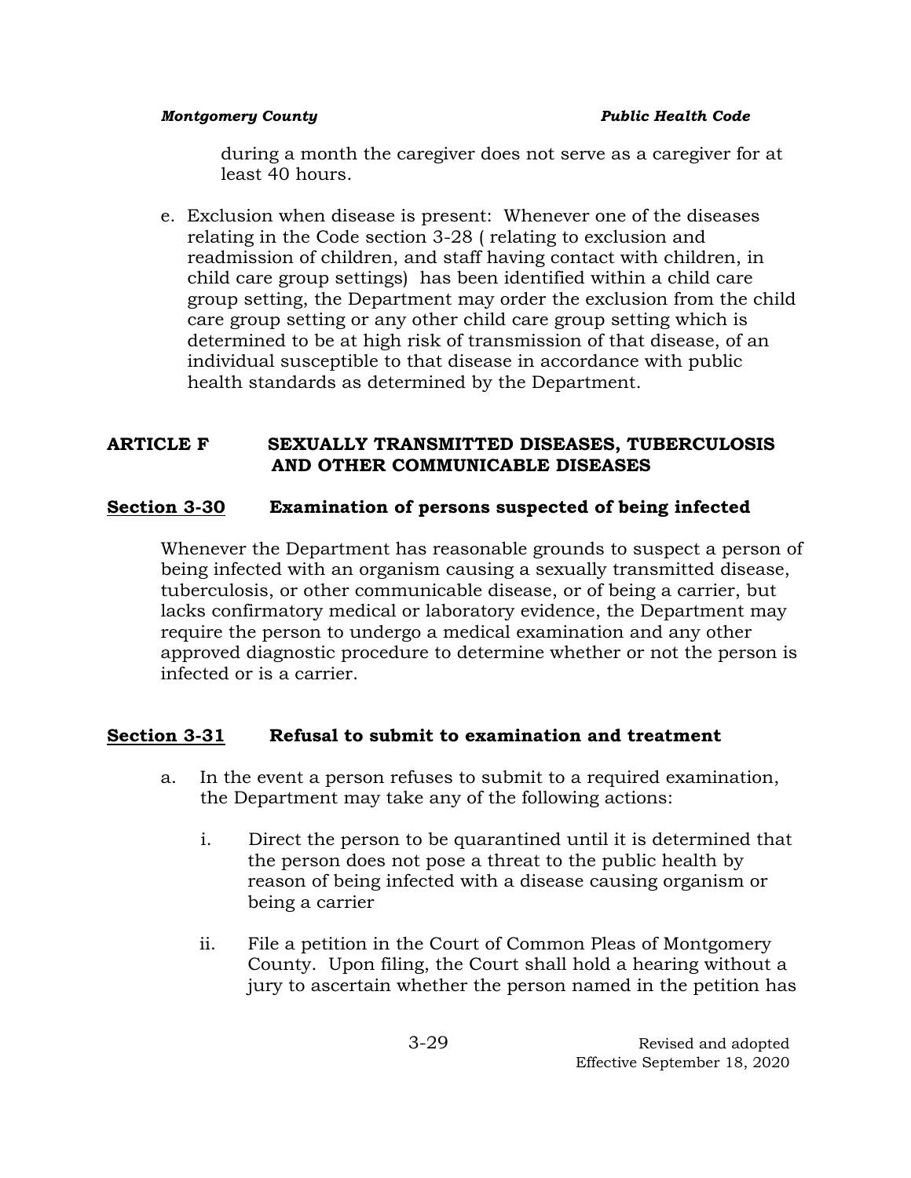during a month the caregiver does not serve as a caregiver for at least 40 hours.

e. Exclusion when disease is present: Whenever one of the diseases relating in the Code section 3-28 ( relating to exclusion and readmission of children, and staff having contact with children, in child care group settings) has been identified within a child care group setting, the Department may order the exclusion from the child care group setting or any other child care group setting which is determined to be at high risk of transmission of that disease, of an individual susceptible to that disease in accordance with public health standards as determined by the Department.

## ARTICLE F SEXUALLY TRANSMITTED DISEASES, TUBERCULOSIS AND OTHER COMMUNICABLE DISEASES

### Section 3-30 Examination of persons suspected of being infected

Whenever the Department has reasonable grounds to suspect a person of being infected with an organism causing a sexually transmitted disease, tuberculosis, or other communicable disease, or of being a carrier, but lacks confirmatory medical or laboratory evidence, the Department may require the person to undergo a medical examination and any other approved diagnostic procedure to determine whether or not the person is infected or is a carrier.

### Section 3-31 Refusal to submit to examination and treatment

a. In the event a person refuses to submit to a required examination, the Department may take any of the following actions:

   i. Direct the person to be quarantined until it is determined that the person does not pose a threat to the public health by reason of being infected with a disease causing organism or being a carrier

   ii. File a petition in the Court of Common Pleas of Montgomery County. Upon filing, the Court shall hold a hearing without a jury to ascertain whether the person named in the petition has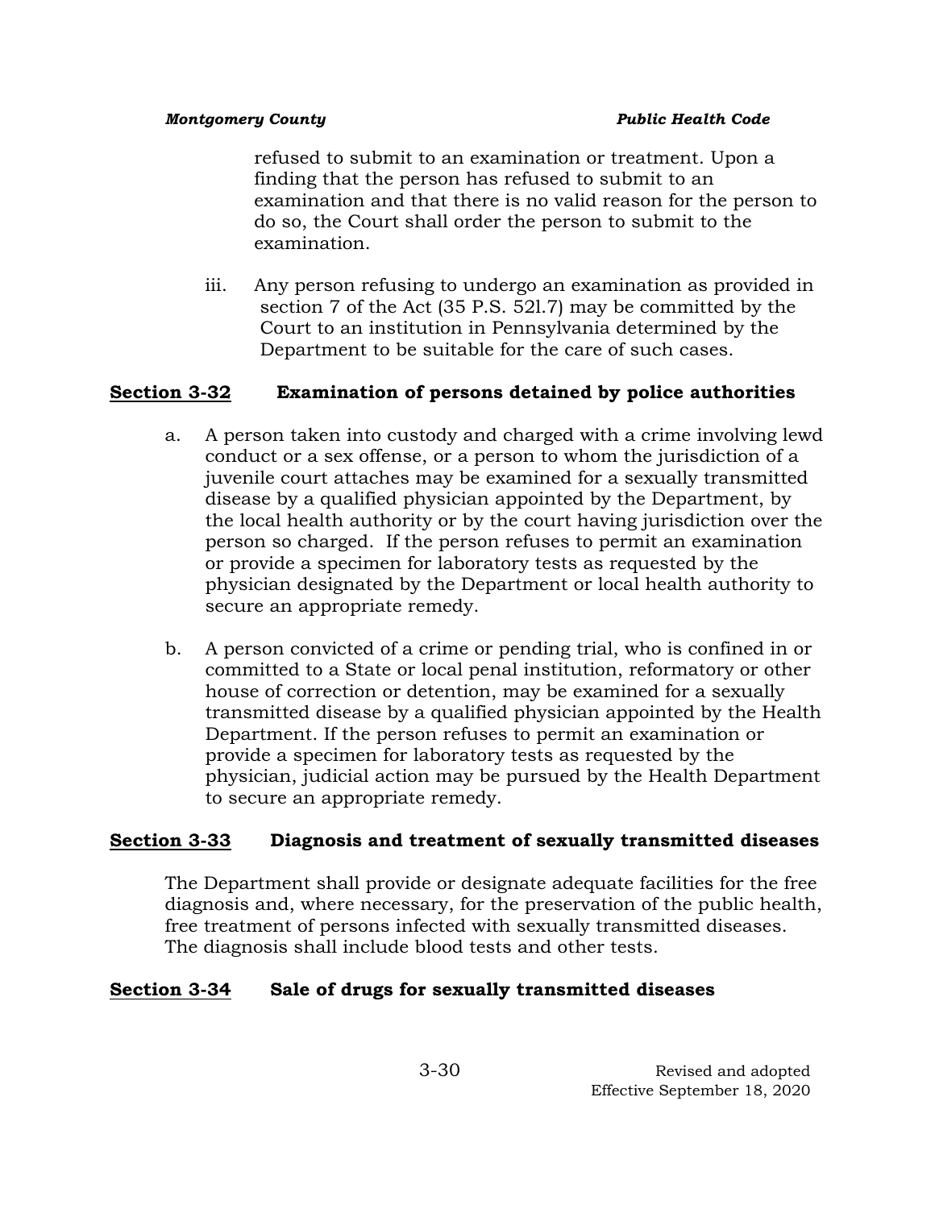refused to submit to an examination or treatment. Upon a finding that the person has refused to submit to an examination and that there is no valid reason for the person to do so, the Court shall order the person to submit to the examination.

iii. Any person refusing to undergo an examination as provided in section 7 of the Act (35 P.S. 521.7) may be committed by the Court to an institution in Pennsylvania determined by the Department to be suitable for the care of such cases.

**Section 3-32 Examination of persons detained by police authorities**

a. A person taken into custody and charged with a crime involving lewd conduct or a sex offense, or a person to whom the jurisdiction of a juvenile court attaches may be examined for a sexually transmitted disease by a qualified physician appointed by the Department, by the local health authority or by the court having jurisdiction over the person so charged. If the person refuses to permit an examination or provide a specimen for laboratory tests as requested by the physician designated by the Department or local health authority to secure an appropriate remedy.

b. A person convicted of a crime or pending trial, who is confined in or committed to a State or local penal institution, reformatory or other house of correction or detention, may be examined for a sexually transmitted disease by a qualified physician appointed by the Health Department. If the person refuses to permit an examination or provide a specimen for laboratory tests as requested by the physician, judicial action may be pursued by the Health Department to secure an appropriate remedy.

**Section 3-33 Diagnosis and treatment of sexually transmitted diseases**

The Department shall provide or designate adequate facilities for the free diagnosis and, where necessary, for the preservation of the public health, free treatment of persons infected with sexually transmitted diseases. The diagnosis shall include blood tests and other tests.

**Section 3-34 Sale of drugs for sexually transmitted diseases**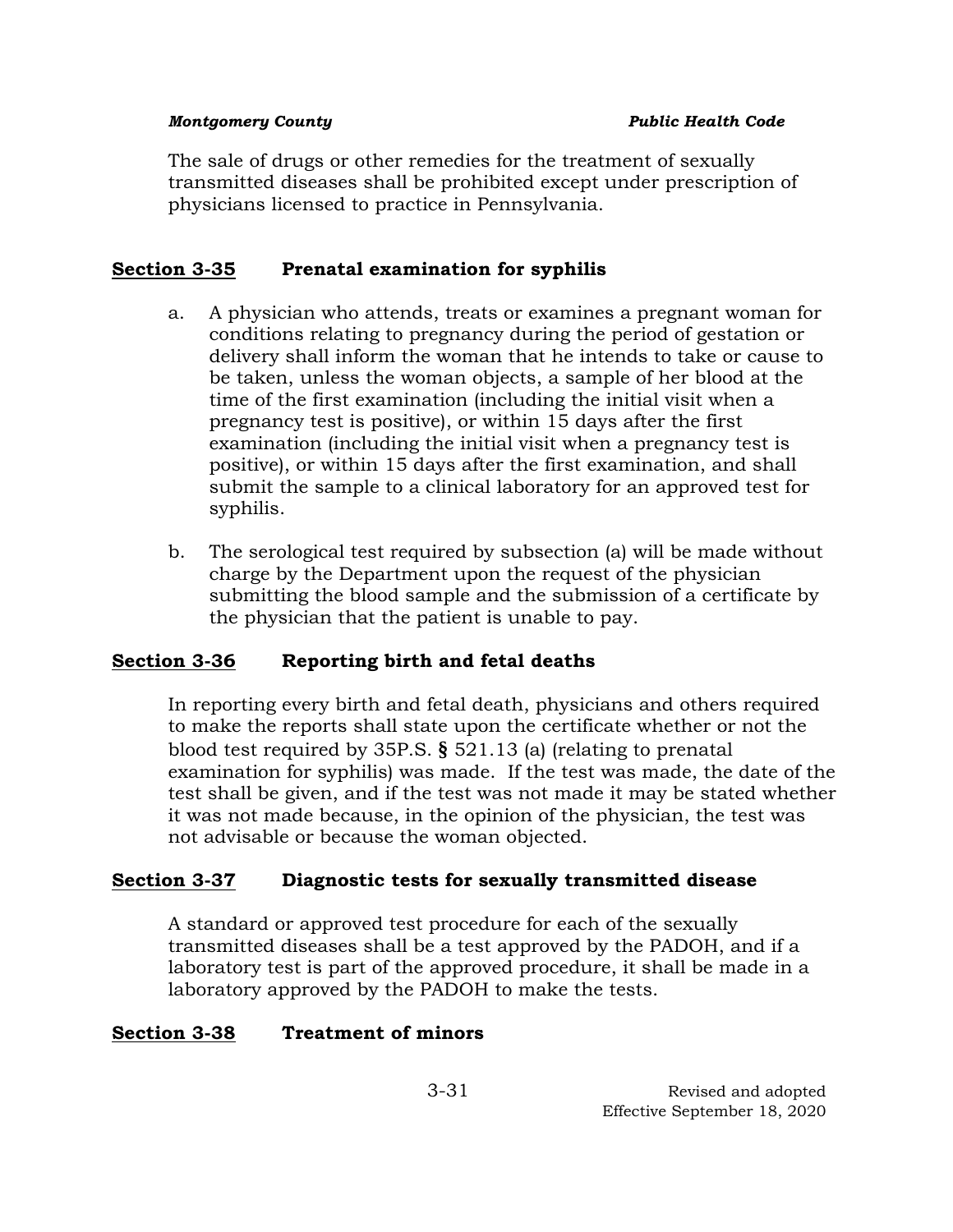The sale of drugs or other remedies for the treatment of sexually transmitted diseases shall be prohibited except under prescription of physicians licensed to practice in Pennsylvania.

## Section 3-35 Prenatal examination for syphilis

a. A physician who attends, treats or examines a pregnant woman for conditions relating to pregnancy during the period of gestation or delivery shall inform the woman that he intends to take or cause to be taken, unless the woman objects, a sample of her blood at the time of the first examination (including the initial visit when a pregnancy test is positive), or within 15 days after the first examination (including the initial visit when a pregnancy test is positive), or within 15 days after the first examination, and shall submit the sample to a clinical laboratory for an approved test for syphilis.

b. The serological test required by subsection (a) will be made without charge by the Department upon the request of the physician submitting the blood sample and the submission of a certificate by the physician that the patient is unable to pay.

## Section 3-36 Reporting birth and fetal deaths

In reporting every birth and fetal death, physicians and others required to make the reports shall state upon the certificate whether or not the blood test required by 35P.S. § 521.13 (a) (relating to prenatal examination for syphilis) was made. If the test was made, the date of the test shall be given, and if the test was not made it may be stated whether it was not made because, in the opinion of the physician, the test was not advisable or because the woman objected.

## Section 3-37 Diagnostic tests for sexually transmitted disease

A standard or approved test procedure for each of the sexually transmitted diseases shall be a test approved by the PADOH, and if a laboratory test is part of the approved procedure, it shall be made in a laboratory approved by the PADOH to make the tests.

## Section 3-38 Treatment of minors

Revised and adopted
Effective September 18, 2020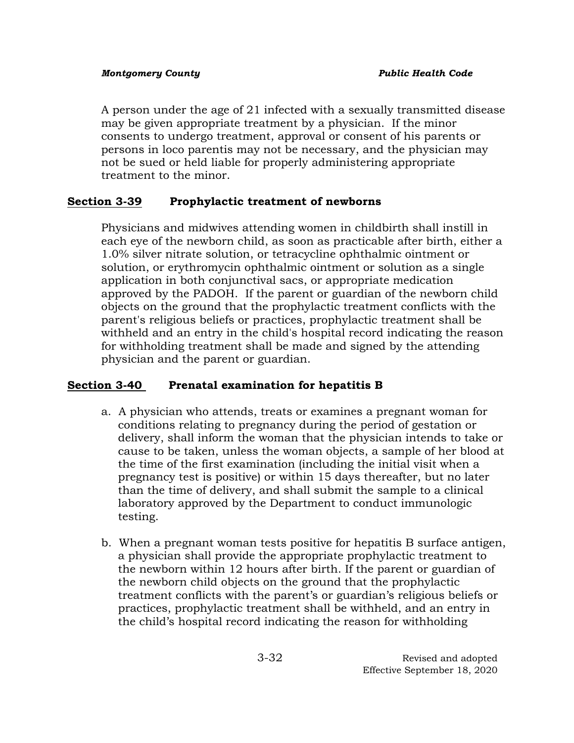A person under the age of 21 infected with a sexually transmitted disease may be given appropriate treatment by a physician. If the minor consents to undergo treatment, approval or consent of his parents or persons in loco parentis may not be necessary, and the physician may not be sued or held liable for properly administering appropriate treatment to the minor.

## Section 3-39 Prophylactic treatment of newborns

Physicians and midwives attending women in childbirth shall instill in each eye of the newborn child, as soon as practicable after birth, either a 1.0% silver nitrate solution, or tetracycline ophthalmic ointment or solution, or erythromycin ophthalmic ointment or solution as a single application in both conjunctival sacs, or appropriate medication approved by the PADOH. If the parent or guardian of the newborn child objects on the ground that the prophylactic treatment conflicts with the parent's religious beliefs or practices, prophylactic treatment shall be withheld and an entry in the child's hospital record indicating the reason for withholding treatment shall be made and signed by the attending physician and the parent or guardian.

## Section 3-40 Prenatal examination for hepatitis B

a. A physician who attends, treats or examines a pregnant woman for conditions relating to pregnancy during the period of gestation or delivery, shall inform the woman that the physician intends to take or cause to be taken, unless the woman objects, a sample of her blood at the time of the first examination (including the initial visit when a pregnancy test is positive) or within 15 days thereafter, but no later than the time of delivery, and shall submit the sample to a clinical laboratory approved by the Department to conduct immunologic testing.

b. When a pregnant woman tests positive for hepatitis B surface antigen, a physician shall provide the appropriate prophylactic treatment to the newborn within 12 hours after birth. If the parent or guardian of the newborn child objects on the ground that the prophylactic treatment conflicts with the parent's or guardian's religious beliefs or practices, prophylactic treatment shall be withheld, and an entry in the child's hospital record indicating the reason for withholding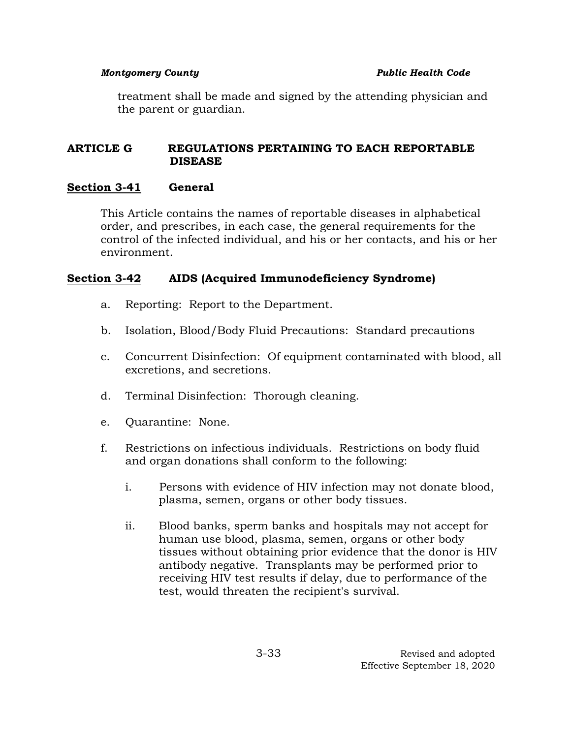treatment shall be made and signed by the attending physician and the parent or guardian.

## ARTICLE G REGULATIONS PERTAINING TO EACH REPORTABLE DISEASE

### Section 3-41 General

This Article contains the names of reportable diseases in alphabetical order, and prescribes, in each case, the general requirements for the control of the infected individual, and his or her contacts, and his or her environment.

### Section 3-42 AIDS (Acquired Immunodeficiency Syndrome)

a. Reporting: Report to the Department.

b. Isolation, Blood/Body Fluid Precautions: Standard precautions

c. Concurrent Disinfection: Of equipment contaminated with blood, all excretions, and secretions.

d. Terminal Disinfection: Thorough cleaning.

e. Quarantine: None.

f. Restrictions on infectious individuals. Restrictions on body fluid and organ donations shall conform to the following:

   i. Persons with evidence of HIV infection may not donate blood, plasma, semen, organs or other body tissues.

   ii. Blood banks, sperm banks and hospitals may not accept for human use blood, plasma, semen, organs or other body tissues without obtaining prior evidence that the donor is HIV antibody negative. Transplants may be performed prior to receiving HIV test results if delay, due to performance of the test, would threaten the recipient's survival.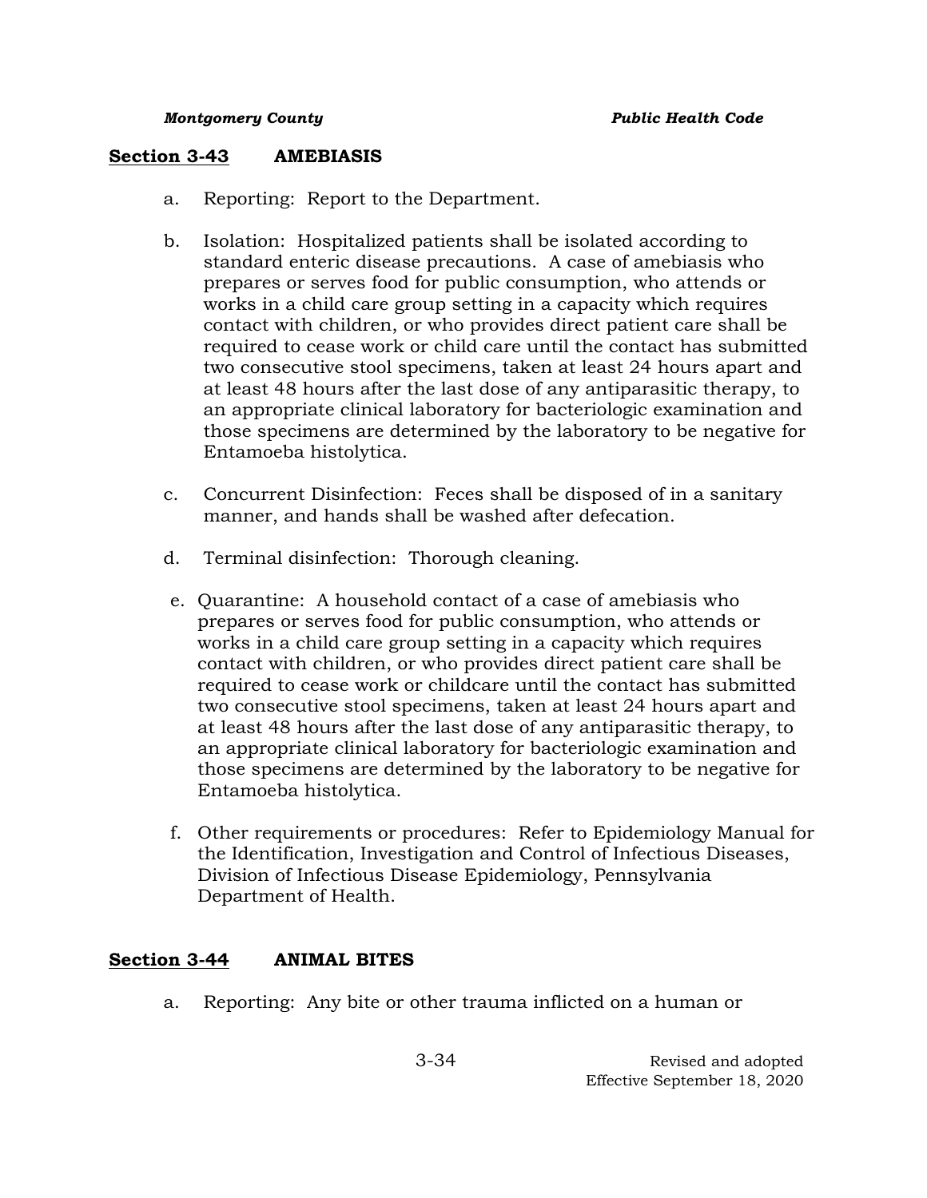## Section 3-43 AMEBIASIS

a. Reporting: Report to the Department.

b. Isolation: Hospitalized patients shall be isolated according to standard enteric disease precautions. A case of amebiasis who prepares or serves food for public consumption, who attends or works in a child care group setting in a capacity which requires contact with children, or who provides direct patient care shall be required to cease work or child care until the contact has submitted two consecutive stool specimens, taken at least 24 hours apart and at least 48 hours after the last dose of any antiparasitic therapy, to an appropriate clinical laboratory for bacteriologic examination and those specimens are determined by the laboratory to be negative for Entamoeba histolytica.

c. Concurrent Disinfection: Feces shall be disposed of in a sanitary manner, and hands shall be washed after defecation.

d. Terminal disinfection: Thorough cleaning.

e. Quarantine: A household contact of a case of amebiasis who prepares or serves food for public consumption, who attends or works in a child care group setting in a capacity which requires contact with children, or who provides direct patient care shall be required to cease work or childcare until the contact has submitted two consecutive stool specimens, taken at least 24 hours apart and at least 48 hours after the last dose of any antiparasitic therapy, to an appropriate clinical laboratory for bacteriologic examination and those specimens are determined by the laboratory to be negative for Entamoeba histolytica.

f. Other requirements or procedures: Refer to Epidemiology Manual for the Identification, Investigation and Control of Infectious Diseases, Division of Infectious Disease Epidemiology, Pennsylvania Department of Health.

## Section 3-44 ANIMAL BITES

a. Reporting: Any bite or other trauma inflicted on a human or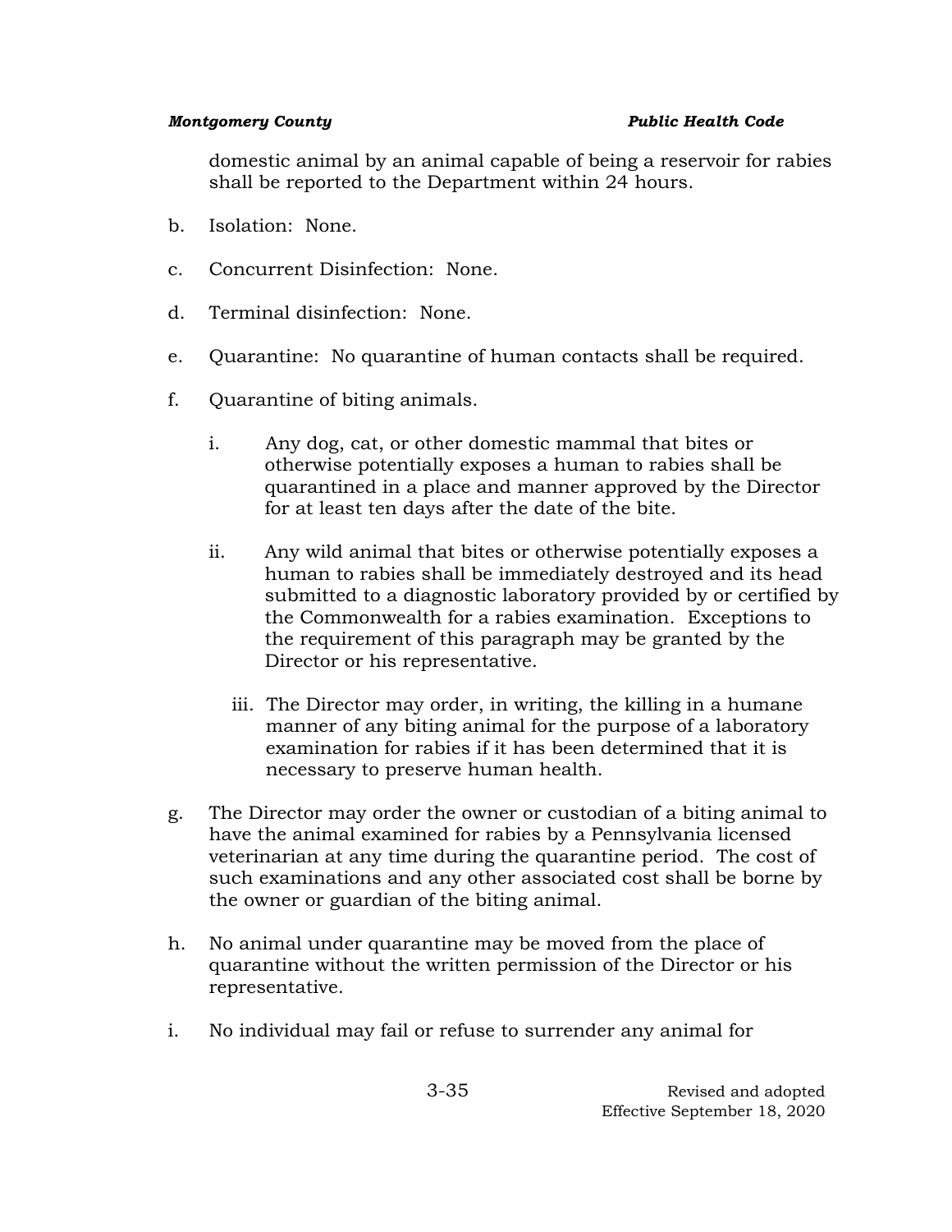domestic animal by an animal capable of being a reservoir for rabies shall be reported to the Department within 24 hours.

b. Isolation: None.

c. Concurrent Disinfection: None.

d. Terminal disinfection: None.

e. Quarantine: No quarantine of human contacts shall be required.

f. Quarantine of biting animals.

   i. Any dog, cat, or other domestic mammal that bites or otherwise potentially exposes a human to rabies shall be quarantined in a place and manner approved by the Director for at least ten days after the date of the bite.

   ii. Any wild animal that bites or otherwise potentially exposes a human to rabies shall be immediately destroyed and its head submitted to a diagnostic laboratory provided by or certified by the Commonwealth for a rabies examination. Exceptions to the requirement of this paragraph may be granted by the Director or his representative.

   iii. The Director may order, in writing, the killing in a humane manner of any biting animal for the purpose of a laboratory examination for rabies if it has been determined that it is necessary to preserve human health.

g. The Director may order the owner or custodian of a biting animal to have the animal examined for rabies by a Pennsylvania licensed veterinarian at any time during the quarantine period. The cost of such examinations and any other associated cost shall be borne by the owner or guardian of the biting animal.

h. No animal under quarantine may be moved from the place of quarantine without the written permission of the Director or his representative.

i. No individual may fail or refuse to surrender any animal for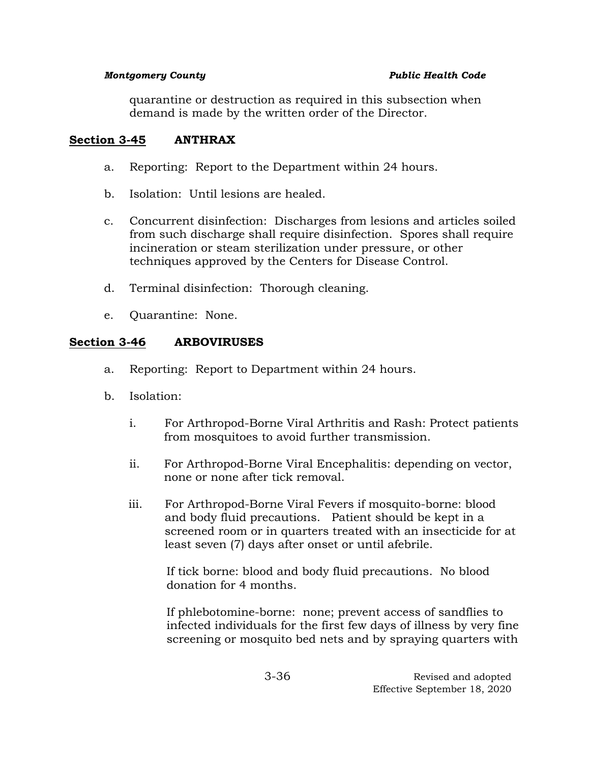quarantine or destruction as required in this subsection when demand is made by the written order of the Director.

## Section 3-45 ANTHRAX

a. Reporting: Report to the Department within 24 hours.

b. Isolation: Until lesions are healed.

c. Concurrent disinfection: Discharges from lesions and articles soiled from such discharge shall require disinfection. Spores shall require incineration or steam sterilization under pressure, or other techniques approved by the Centers for Disease Control.

d. Terminal disinfection: Thorough cleaning.

e. Quarantine: None.

## Section 3-46 ARBOVIRUSES

a. Reporting: Report to Department within 24 hours.

b. Isolation:

   i. For Arthropod-Borne Viral Arthritis and Rash: Protect patients from mosquitoes to avoid further transmission.

   ii. For Arthropod-Borne Viral Encephalitis: depending on vector, none or none after tick removal.

   iii. For Arthropod-Borne Viral Fevers if mosquito-borne: blood and body fluid precautions. Patient should be kept in a screened room or in quarters treated with an insecticide for at least seven (7) days after onset or until afebrile.

   If tick borne: blood and body fluid precautions. No blood donation for 4 months.

   If phlebotomine-borne: none; prevent access of sandflies to infected individuals for the first few days of illness by very fine screening or mosquito bed nets and by spraying quarters with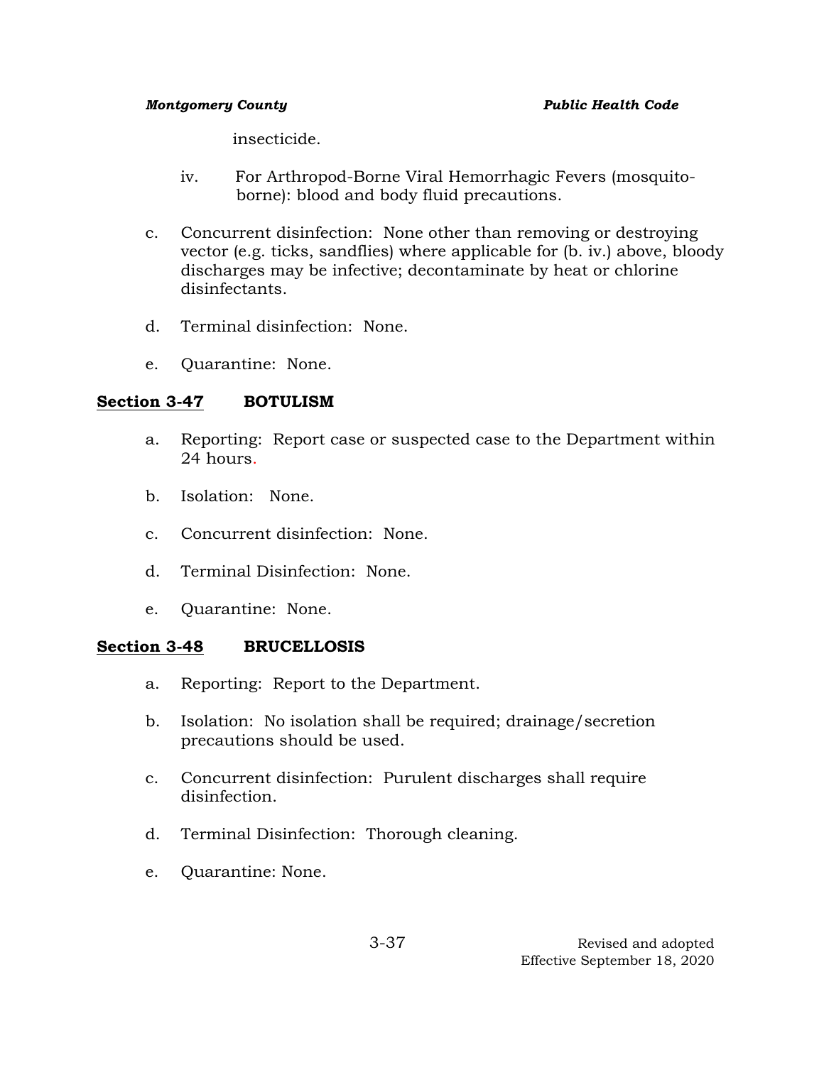insecticide.

iv. For Arthropod-Borne Viral Hemorrhagic Fevers (mosquito-borne): blood and body fluid precautions.

c. Concurrent disinfection: None other than removing or destroying vector (e.g. ticks, sandflies) where applicable for (b. iv.) above, bloody discharges may be infective; decontaminate by heat or chlorine disinfectants.

d. Terminal disinfection: None.

e. Quarantine: None.

## Section 3-47 BOTULISM

a. Reporting: Report case or suspected case to the Department within 24 hours.

b. Isolation: None.

c. Concurrent disinfection: None.

d. Terminal Disinfection: None.

e. Quarantine: None.

## Section 3-48 BRUCELLOSIS

a. Reporting: Report to the Department.

b. Isolation: No isolation shall be required; drainage/secretion precautions should be used.

c. Concurrent disinfection: Purulent discharges shall require disinfection.

d. Terminal Disinfection: Thorough cleaning.

e. Quarantine: None.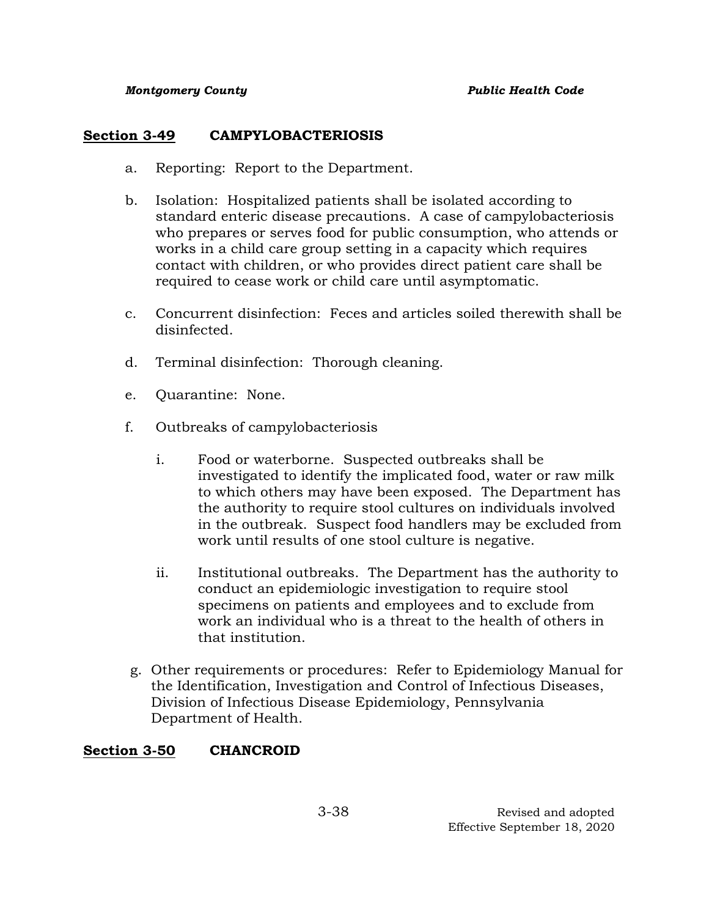## **Section 3-49** CAMPYLOBACTERIOSIS

a. Reporting: Report to the Department.

b. Isolation: Hospitalized patients shall be isolated according to standard enteric disease precautions. A case of campylobacteriosis who prepares or serves food for public consumption, who attends or works in a child care group setting in a capacity which requires contact with children, or who provides direct patient care shall be required to cease work or child care until asymptomatic.

c. Concurrent disinfection: Feces and articles soiled therewith shall be disinfected.

d. Terminal disinfection: Thorough cleaning.

e. Quarantine: None.

f. Outbreaks of campylobacteriosis

   i. Food or waterborne. Suspected outbreaks shall be investigated to identify the implicated food, water or raw milk to which others may have been exposed. The Department has the authority to require stool cultures on individuals involved in the outbreak. Suspect food handlers may be excluded from work until results of one stool culture is negative.

   ii. Institutional outbreaks. The Department has the authority to conduct an epidemiologic investigation to require stool specimens on patients and employees and to exclude from work an individual who is a threat to the health of others in that institution.

g. Other requirements or procedures: Refer to Epidemiology Manual for the Identification, Investigation and Control of Infectious Diseases, Division of Infectious Disease Epidemiology, Pennsylvania Department of Health.

## **Section 3-50** CHANCROID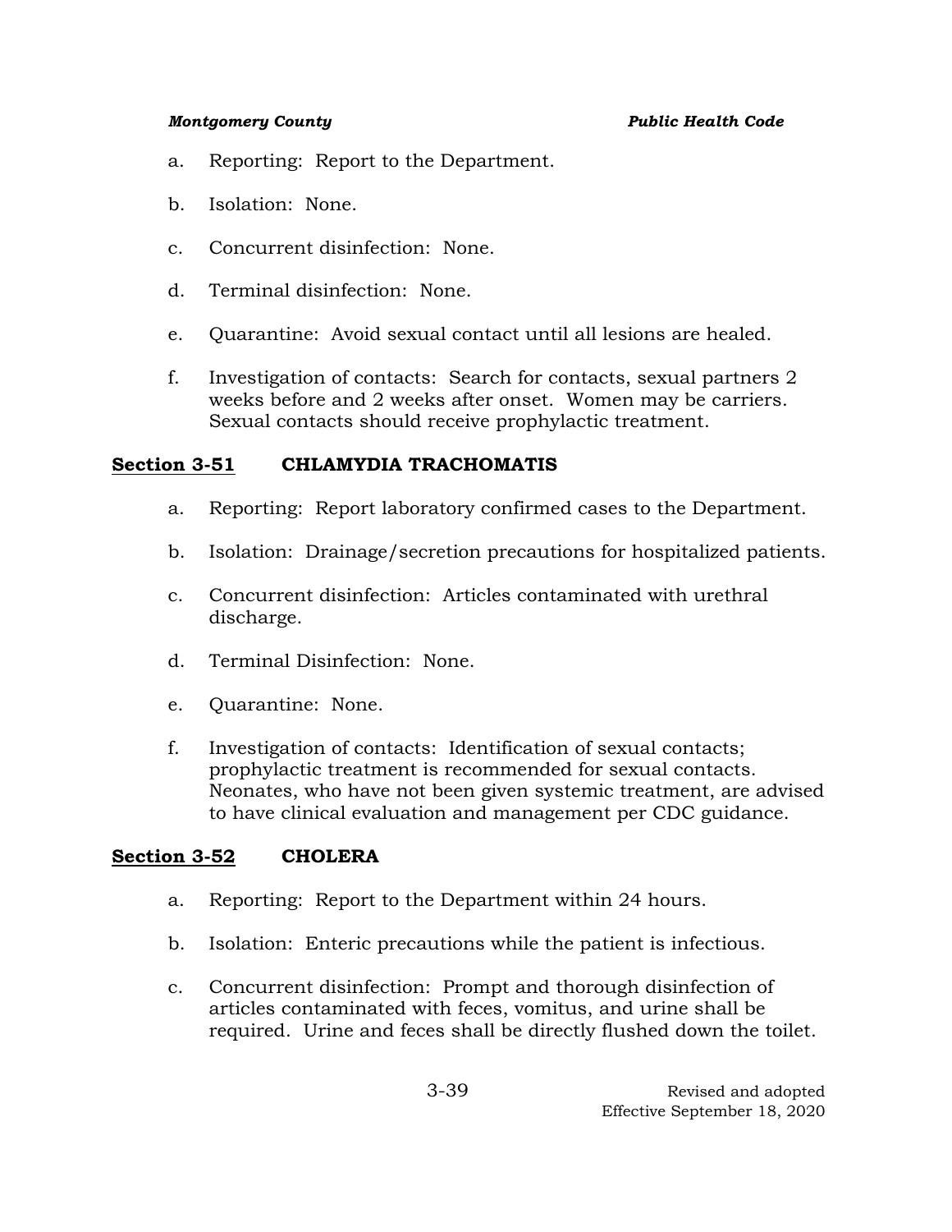a. Reporting: Report to the Department.

b. Isolation: None.

c. Concurrent disinfection: None.

d. Terminal disinfection: None.

e. Quarantine: Avoid sexual contact until all lesions are healed.

f. Investigation of contacts: Search for contacts, sexual partners 2 weeks before and 2 weeks after onset. Women may be carriers. Sexual contacts should receive prophylactic treatment.

## Section 3-51 CHLAMYDIA TRACHOMATIS

a. Reporting: Report laboratory confirmed cases to the Department.

b. Isolation: Drainage/secretion precautions for hospitalized patients.

c. Concurrent disinfection: Articles contaminated with urethral discharge.

d. Terminal Disinfection: None.

e. Quarantine: None.

f. Investigation of contacts: Identification of sexual contacts; prophylactic treatment is recommended for sexual contacts. Neonates, who have not been given systemic treatment, are advised to have clinical evaluation and management per CDC guidance.

## Section 3-52 CHOLERA

a. Reporting: Report to the Department within 24 hours.

b. Isolation: Enteric precautions while the patient is infectious.

c. Concurrent disinfection: Prompt and thorough disinfection of articles contaminated with feces, vomitus, and urine shall be required. Urine and feces shall be directly flushed down the toilet.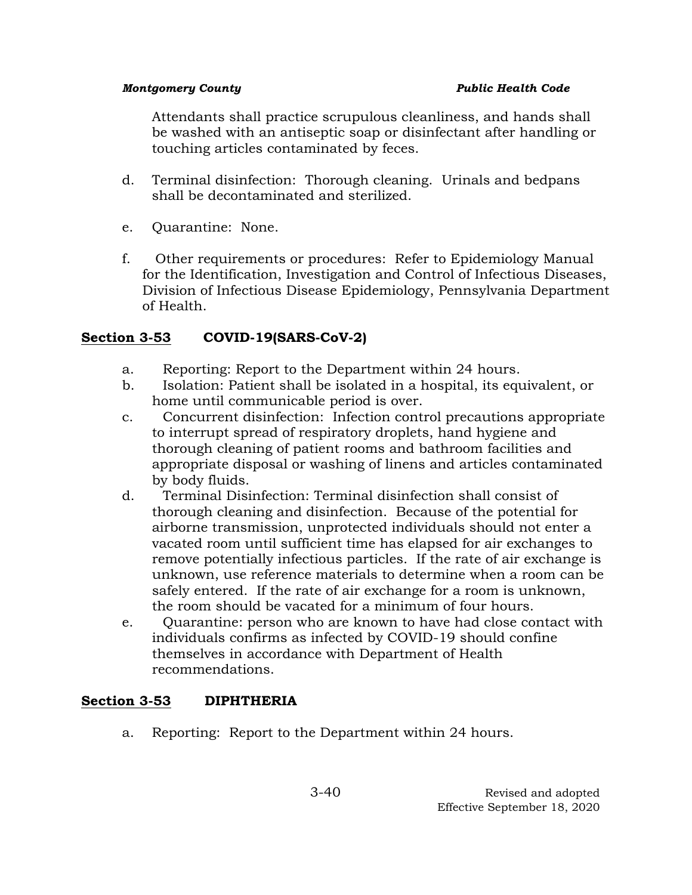Attendants shall practice scrupulous cleanliness, and hands shall be washed with an antiseptic soap or disinfectant after handling or touching articles contaminated by feces.

d. Terminal disinfection: Thorough cleaning. Urinals and bedpans shall be decontaminated and sterilized.

e. Quarantine: None.

f. Other requirements or procedures: Refer to Epidemiology Manual for the Identification, Investigation and Control of Infectious Diseases, Division of Infectious Disease Epidemiology, Pennsylvania Department of Health.

## Section 3-53 COVID-19(SARS-CoV-2)

a. Reporting: Report to the Department within 24 hours.
b. Isolation: Patient shall be isolated in a hospital, its equivalent, or home until communicable period is over.
c. Concurrent disinfection: Infection control precautions appropriate to interrupt spread of respiratory droplets, hand hygiene and thorough cleaning of patient rooms and bathroom facilities and appropriate disposal or washing of linens and articles contaminated by body fluids.
d. Terminal Disinfection: Terminal disinfection shall consist of thorough cleaning and disinfection. Because of the potential for airborne transmission, unprotected individuals should not enter a vacated room until sufficient time has elapsed for air exchanges to remove potentially infectious particles. If the rate of air exchange is unknown, use reference materials to determine when a room can be safely entered. If the rate of air exchange for a room is unknown, the room should be vacated for a minimum of four hours.
e. Quarantine: person who are known to have had close contact with individuals confirms as infected by COVID-19 should confine themselves in accordance with Department of Health recommendations.

## Section 3-53 DIPHTHERIA

a. Reporting: Report to the Department within 24 hours.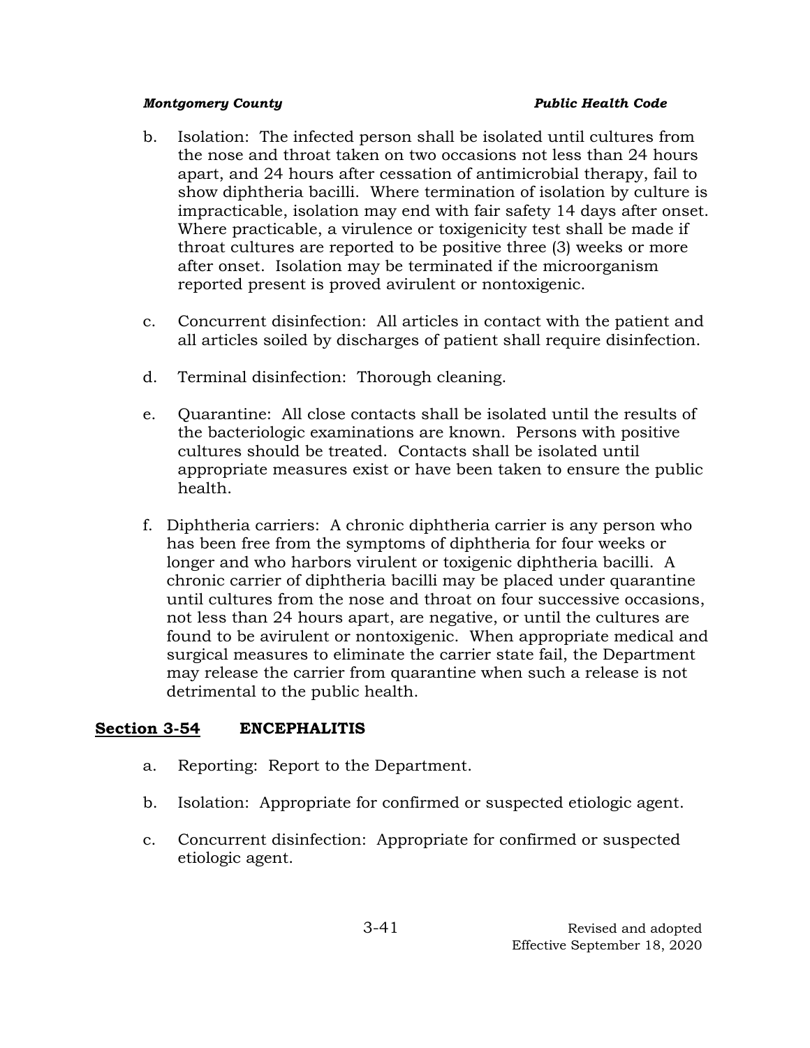b. Isolation: The infected person shall be isolated until cultures from the nose and throat taken on two occasions not less than 24 hours apart, and 24 hours after cessation of antimicrobial therapy, fail to show diphtheria bacilli. Where termination of isolation by culture is impracticable, isolation may end with fair safety 14 days after onset. Where practicable, a virulence or toxigenicity test shall be made if throat cultures are reported to be positive three (3) weeks or more after onset. Isolation may be terminated if the microorganism reported present is proved avirulent or nontoxigenic.

c. Concurrent disinfection: All articles in contact with the patient and all articles soiled by discharges of patient shall require disinfection.

d. Terminal disinfection: Thorough cleaning.

e. Quarantine: All close contacts shall be isolated until the results of the bacteriologic examinations are known. Persons with positive cultures should be treated. Contacts shall be isolated until appropriate measures exist or have been taken to ensure the public health.

f. Diphtheria carriers: A chronic diphtheria carrier is any person who has been free from the symptoms of diphtheria for four weeks or longer and who harbors virulent or toxigenic diphtheria bacilli. A chronic carrier of diphtheria bacilli may be placed under quarantine until cultures from the nose and throat on four successive occasions, not less than 24 hours apart, are negative, or until the cultures are found to be avirulent or nontoxigenic. When appropriate medical and surgical measures to eliminate the carrier state fail, the Department may release the carrier from quarantine when such a release is not detrimental to the public health.

## Section 3-54 ENCEPHALITIS

a. Reporting: Report to the Department.

b. Isolation: Appropriate for confirmed or suspected etiologic agent.

c. Concurrent disinfection: Appropriate for confirmed or suspected etiologic agent.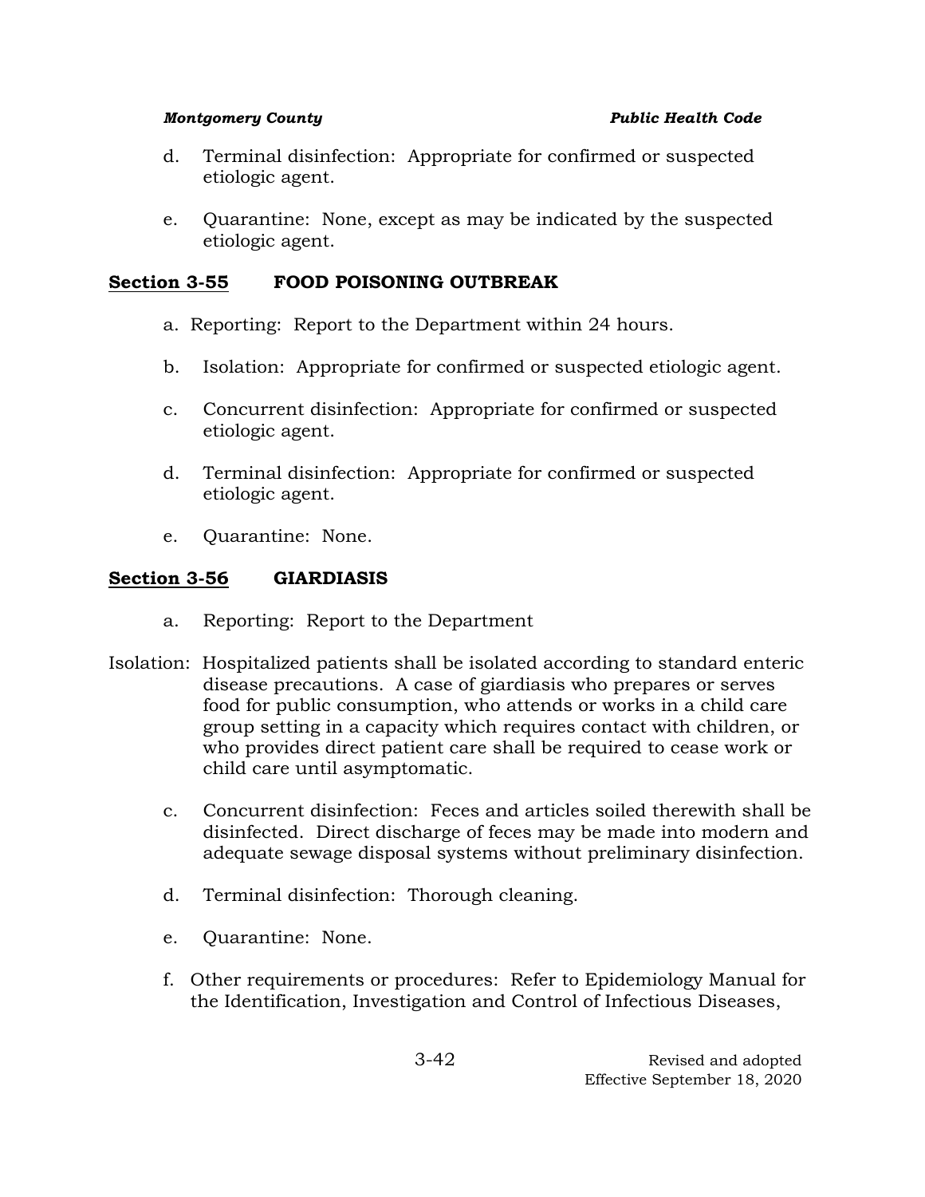d. Terminal disinfection: Appropriate for confirmed or suspected etiologic agent.

e. Quarantine: None, except as may be indicated by the suspected etiologic agent.

## Section 3-55 FOOD POISONING OUTBREAK

a. Reporting: Report to the Department within 24 hours.

b. Isolation: Appropriate for confirmed or suspected etiologic agent.

c. Concurrent disinfection: Appropriate for confirmed or suspected etiologic agent.

d. Terminal disinfection: Appropriate for confirmed or suspected etiologic agent.

e. Quarantine: None.

## Section 3-56 GIARDIASIS

a. Reporting: Report to the Department

Isolation: Hospitalized patients shall be isolated according to standard enteric disease precautions. A case of giardiasis who prepares or serves food for public consumption, who attends or works in a child care group setting in a capacity which requires contact with children, or who provides direct patient care shall be required to cease work or child care until asymptomatic.

c. Concurrent disinfection: Feces and articles soiled therewith shall be disinfected. Direct discharge of feces may be made into modern and adequate sewage disposal systems without preliminary disinfection.

d. Terminal disinfection: Thorough cleaning.

e. Quarantine: None.

f. Other requirements or procedures: Refer to Epidemiology Manual for the Identification, Investigation and Control of Infectious Diseases,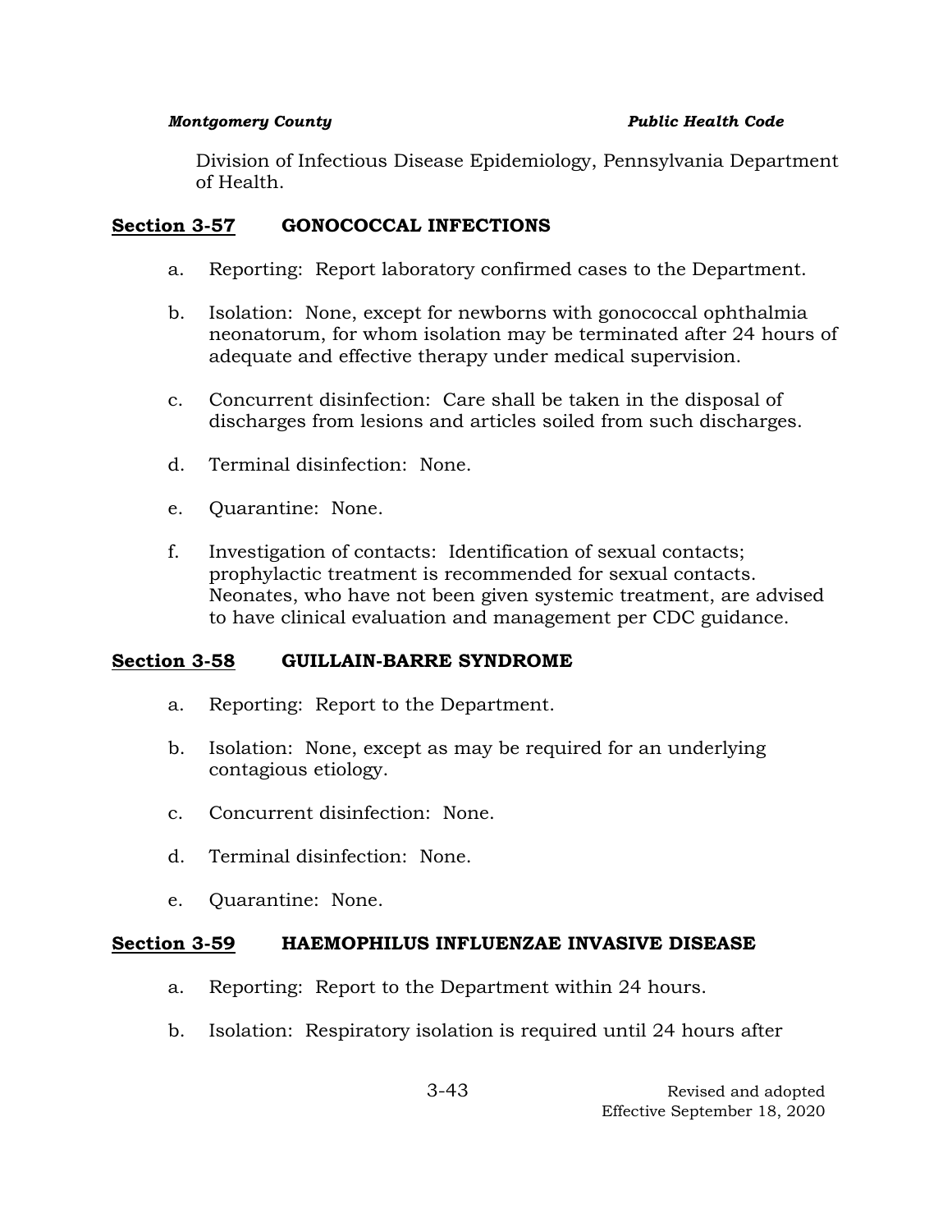Division of Infectious Disease Epidemiology, Pennsylvania Department of Health.

## Section 3-57 GONOCOCCAL INFECTIONS

a. Reporting: Report laboratory confirmed cases to the Department.

b. Isolation: None, except for newborns with gonococcal ophthalmia neonatorum, for whom isolation may be terminated after 24 hours of adequate and effective therapy under medical supervision.

c. Concurrent disinfection: Care shall be taken in the disposal of discharges from lesions and articles soiled from such discharges.

d. Terminal disinfection: None.

e. Quarantine: None.

f. Investigation of contacts: Identification of sexual contacts; prophylactic treatment is recommended for sexual contacts. Neonates, who have not been given systemic treatment, are advised to have clinical evaluation and management per CDC guidance.

## Section 3-58 GUILLAIN-BARRE SYNDROME

a. Reporting: Report to the Department.

b. Isolation: None, except as may be required for an underlying contagious etiology.

c. Concurrent disinfection: None.

d. Terminal disinfection: None.

e. Quarantine: None.

## Section 3-59 HAEMOPHILUS INFLUENZAE INVASIVE DISEASE

a. Reporting: Report to the Department within 24 hours.

b. Isolation: Respiratory isolation is required until 24 hours after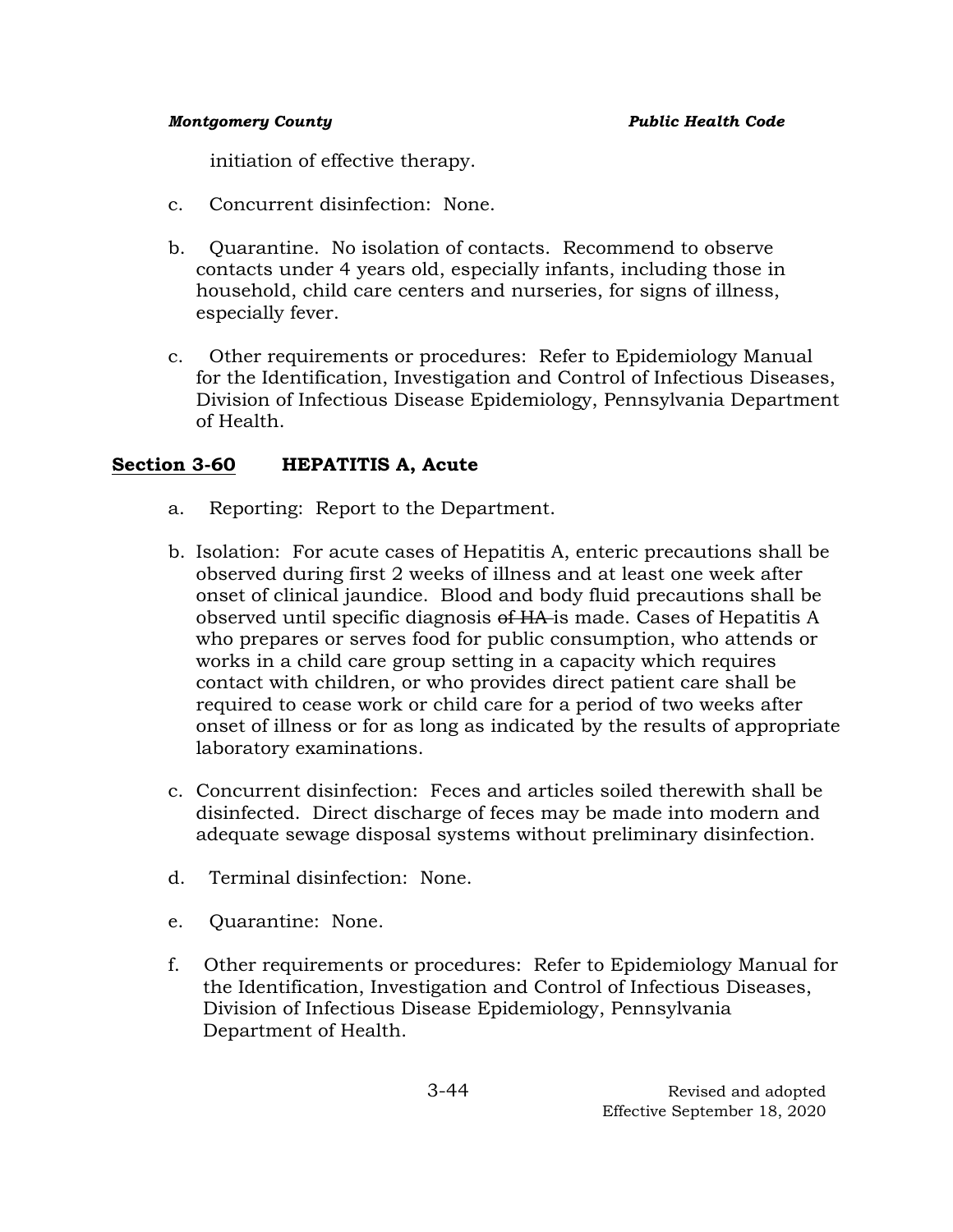initiation of effective therapy.

c. Concurrent disinfection: None.

b. Quarantine. No isolation of contacts. Recommend to observe contacts under 4 years old, especially infants, including those in household, child care centers and nurseries, for signs of illness, especially fever.

c. Other requirements or procedures: Refer to Epidemiology Manual for the Identification, Investigation and Control of Infectious Diseases, Division of Infectious Disease Epidemiology, Pennsylvania Department of Health.

## Section 3-60 HEPATITIS A, Acute

a. Reporting: Report to the Department.

b. Isolation: For acute cases of Hepatitis A, enteric precautions shall be observed during first 2 weeks of illness and at least one week after onset of clinical jaundice. Blood and body fluid precautions shall be observed until specific diagnosis ~~of HA~~ is made. Cases of Hepatitis A who prepares or serves food for public consumption, who attends or works in a child care group setting in a capacity which requires contact with children, or who provides direct patient care shall be required to cease work or child care for a period of two weeks after onset of illness or for as long as indicated by the results of appropriate laboratory examinations.

c. Concurrent disinfection: Feces and articles soiled therewith shall be disinfected. Direct discharge of feces may be made into modern and adequate sewage disposal systems without preliminary disinfection.

d. Terminal disinfection: None.

e. Quarantine: None.

f. Other requirements or procedures: Refer to Epidemiology Manual for the Identification, Investigation and Control of Infectious Diseases, Division of Infectious Disease Epidemiology, Pennsylvania Department of Health.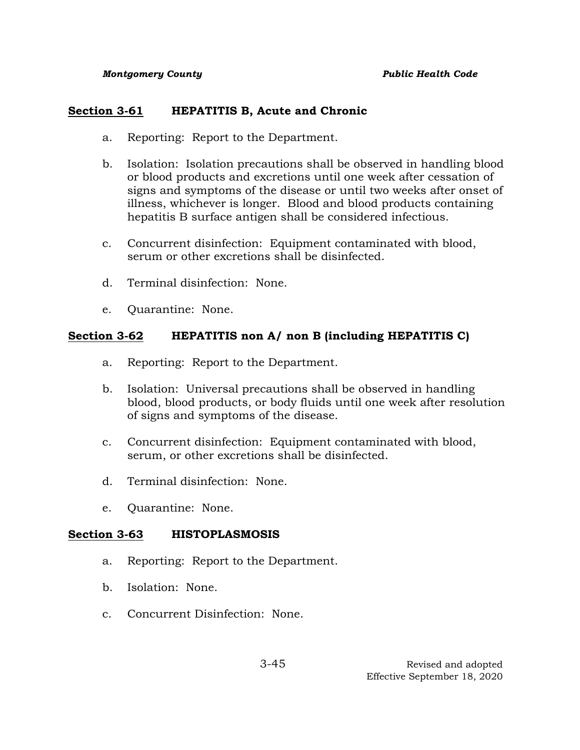## Section 3-61 HEPATITIS B, Acute and Chronic

a. Reporting: Report to the Department.

b. Isolation: Isolation precautions shall be observed in handling blood or blood products and excretions until one week after cessation of signs and symptoms of the disease or until two weeks after onset of illness, whichever is longer. Blood and blood products containing hepatitis B surface antigen shall be considered infectious.

c. Concurrent disinfection: Equipment contaminated with blood, serum or other excretions shall be disinfected.

d. Terminal disinfection: None.

e. Quarantine: None.

## Section 3-62 HEPATITIS non A/ non B (including HEPATITIS C)

a. Reporting: Report to the Department.

b. Isolation: Universal precautions shall be observed in handling blood, blood products, or body fluids until one week after resolution of signs and symptoms of the disease.

c. Concurrent disinfection: Equipment contaminated with blood, serum, or other excretions shall be disinfected.

d. Terminal disinfection: None.

e. Quarantine: None.

## Section 3-63 HISTOPLASMOSIS

a. Reporting: Report to the Department.

b. Isolation: None.

c. Concurrent Disinfection: None.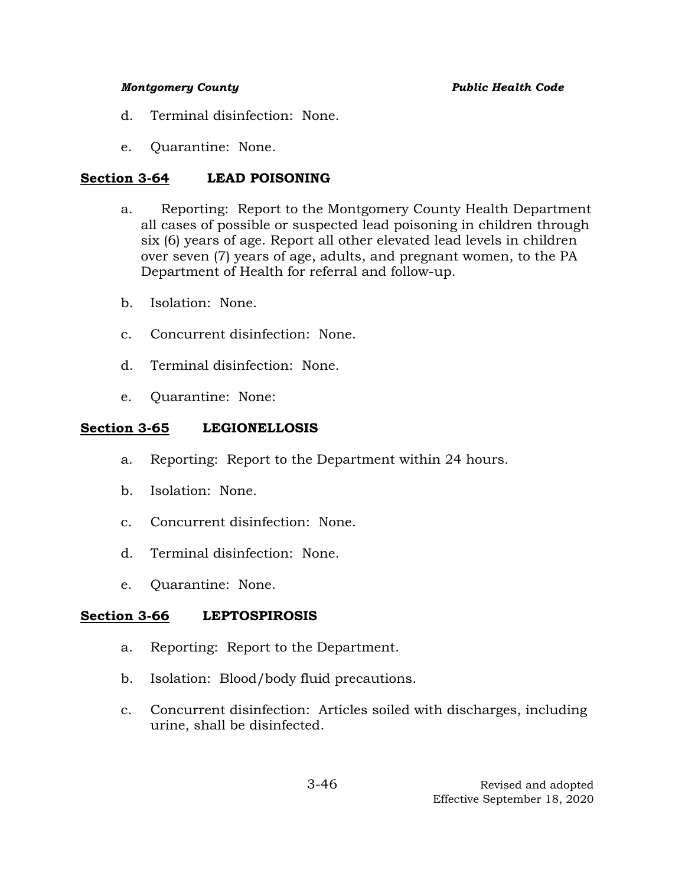d. Terminal disinfection: None.

e. Quarantine: None.

## Section 3-64 LEAD POISONING

a. Reporting: Report to the Montgomery County Health Department all cases of possible or suspected lead poisoning in children through six (6) years of age. Report all other elevated lead levels in children over seven (7) years of age, adults, and pregnant women, to the PA Department of Health for referral and follow-up.

b. Isolation: None.

c. Concurrent disinfection: None.

d. Terminal disinfection: None.

e. Quarantine: None:

## Section 3-65 LEGIONELLOSIS

a. Reporting: Report to the Department within 24 hours.

b. Isolation: None.

c. Concurrent disinfection: None.

d. Terminal disinfection: None.

e. Quarantine: None.

## Section 3-66 LEPTOSPIROSIS

a. Reporting: Report to the Department.

b. Isolation: Blood/body fluid precautions.

c. Concurrent disinfection: Articles soiled with discharges, including urine, shall be disinfected.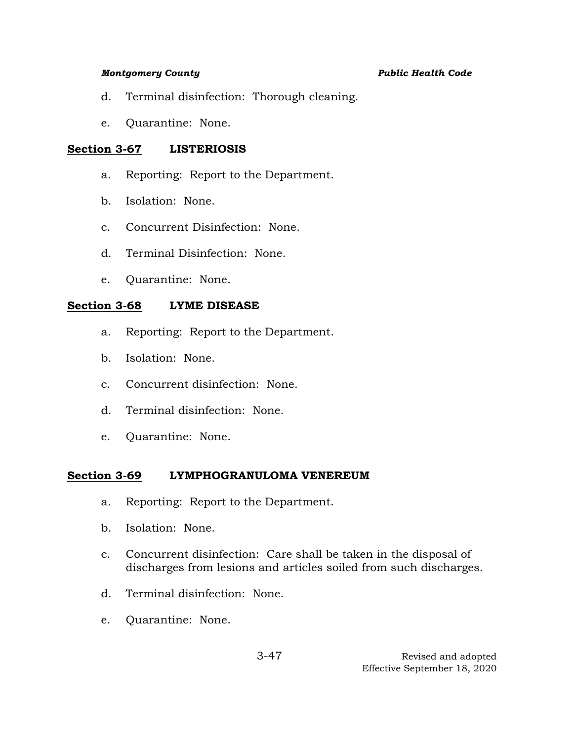d. Terminal disinfection: Thorough cleaning.

e. Quarantine: None.

## Section 3-67 LISTERIOSIS

a. Reporting: Report to the Department.

b. Isolation: None.

c. Concurrent Disinfection: None.

d. Terminal Disinfection: None.

e. Quarantine: None.

## Section 3-68 LYME DISEASE

a. Reporting: Report to the Department.

b. Isolation: None.

c. Concurrent disinfection: None.

d. Terminal disinfection: None.

e. Quarantine: None.

## Section 3-69 LYMPHOGRANULOMA VENEREUM

a. Reporting: Report to the Department.

b. Isolation: None.

c. Concurrent disinfection: Care shall be taken in the disposal of discharges from lesions and articles soiled from such discharges.

d. Terminal disinfection: None.

e. Quarantine: None.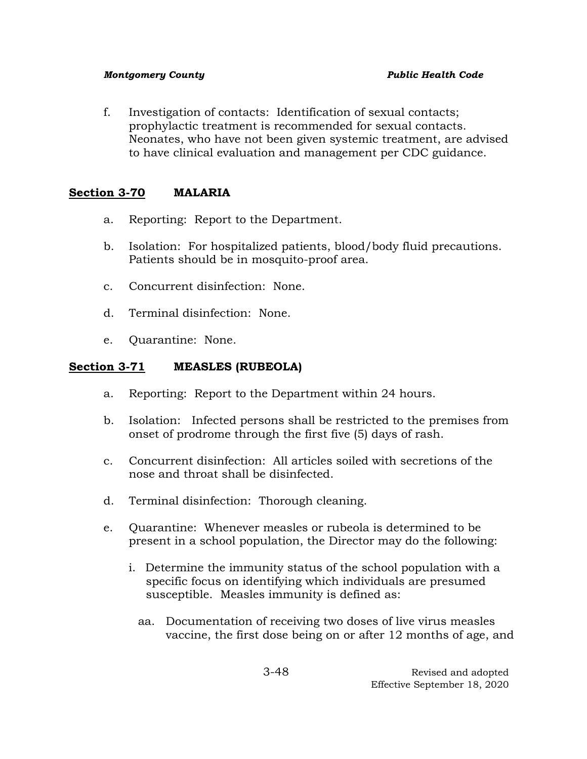f. Investigation of contacts: Identification of sexual contacts; prophylactic treatment is recommended for sexual contacts. Neonates, who have not been given systemic treatment, are advised to have clinical evaluation and management per CDC guidance.

## Section 3-70 MALARIA

a. Reporting: Report to the Department.

b. Isolation: For hospitalized patients, blood/body fluid precautions. Patients should be in mosquito-proof area.

c. Concurrent disinfection: None.

d. Terminal disinfection: None.

e. Quarantine: None.

## Section 3-71 MEASLES (RUBEOLA)

a. Reporting: Report to the Department within 24 hours.

b. Isolation: Infected persons shall be restricted to the premises from onset of prodrome through the first five (5) days of rash.

c. Concurrent disinfection: All articles soiled with secretions of the nose and throat shall be disinfected.

d. Terminal disinfection: Thorough cleaning.

e. Quarantine: Whenever measles or rubeola is determined to be present in a school population, the Director may do the following:

   i. Determine the immunity status of the school population with a specific focus on identifying which individuals are presumed susceptible. Measles immunity is defined as:

      aa. Documentation of receiving two doses of live virus measles vaccine, the first dose being on or after 12 months of age, and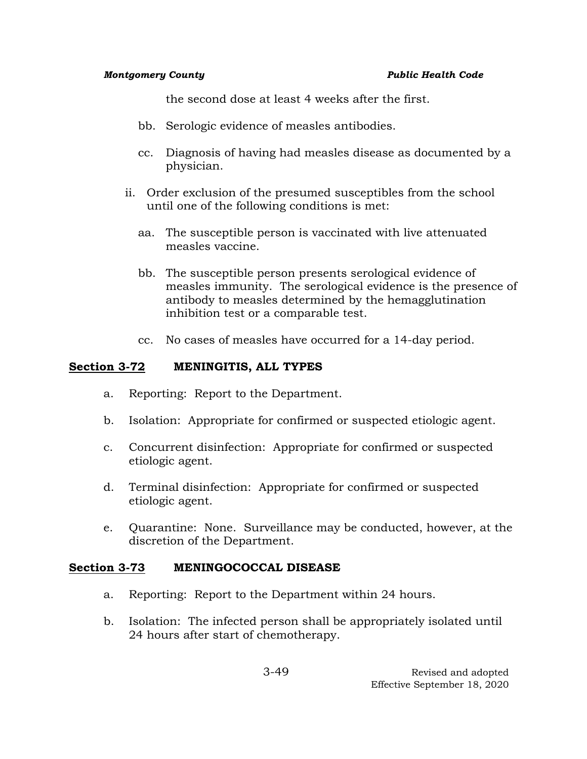the second dose at least 4 weeks after the first.

- bb. Serologic evidence of measles antibodies.
- cc. Diagnosis of having had measles disease as documented by a physician.

ii. Order exclusion of the presumed susceptibles from the school until one of the following conditions is met:

- aa. The susceptible person is vaccinated with live attenuated measles vaccine.
- bb. The susceptible person presents serological evidence of measles immunity. The serological evidence is the presence of antibody to measles determined by the hemagglutination inhibition test or a comparable test.
- cc. No cases of measles have occurred for a 14-day period.

## Section 3-72 MENINGITIS, ALL TYPES

a. Reporting: Report to the Department.

b. Isolation: Appropriate for confirmed or suspected etiologic agent.

c. Concurrent disinfection: Appropriate for confirmed or suspected etiologic agent.

d. Terminal disinfection: Appropriate for confirmed or suspected etiologic agent.

e. Quarantine: None. Surveillance may be conducted, however, at the discretion of the Department.

## Section 3-73 MENINGOCOCCAL DISEASE

a. Reporting: Report to the Department within 24 hours.

b. Isolation: The infected person shall be appropriately isolated until 24 hours after start of chemotherapy.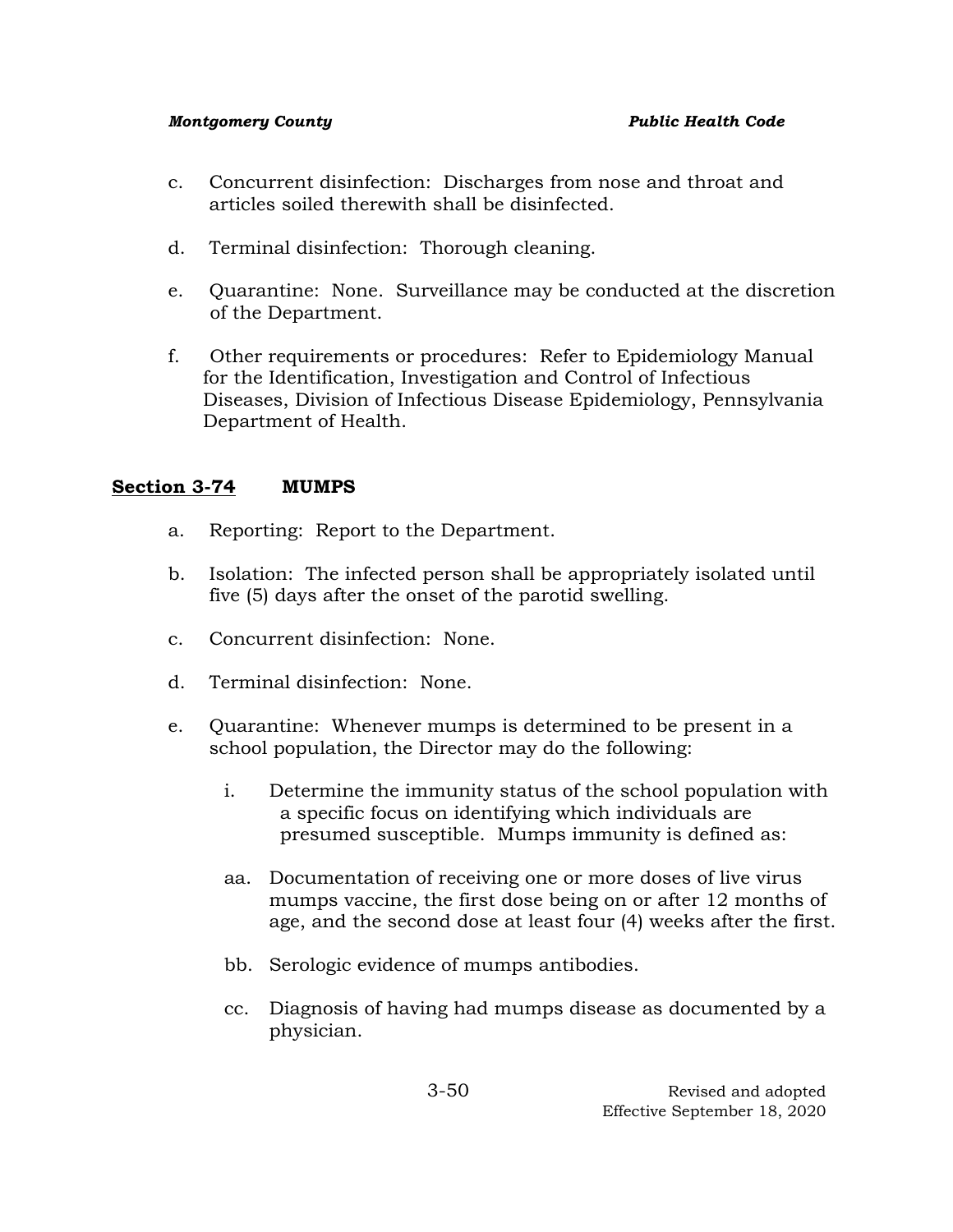c. Concurrent disinfection: Discharges from nose and throat and articles soiled therewith shall be disinfected.

d. Terminal disinfection: Thorough cleaning.

e. Quarantine: None. Surveillance may be conducted at the discretion of the Department.

f. Other requirements or procedures: Refer to Epidemiology Manual for the Identification, Investigation and Control of Infectious Diseases, Division of Infectious Disease Epidemiology, Pennsylvania Department of Health.

## <u>Section 3-74</u> MUMPS

a. Reporting: Report to the Department.

b. Isolation: The infected person shall be appropriately isolated until five (5) days after the onset of the parotid swelling.

c. Concurrent disinfection: None.

d. Terminal disinfection: None.

e. Quarantine: Whenever mumps is determined to be present in a school population, the Director may do the following:

   i. Determine the immunity status of the school population with a specific focus on identifying which individuals are presumed susceptible. Mumps immunity is defined as:

   aa. Documentation of receiving one or more doses of live virus mumps vaccine, the first dose being on or after 12 months of age, and the second dose at least four (4) weeks after the first.

   bb. Serologic evidence of mumps antibodies.

   cc. Diagnosis of having had mumps disease as documented by a physician.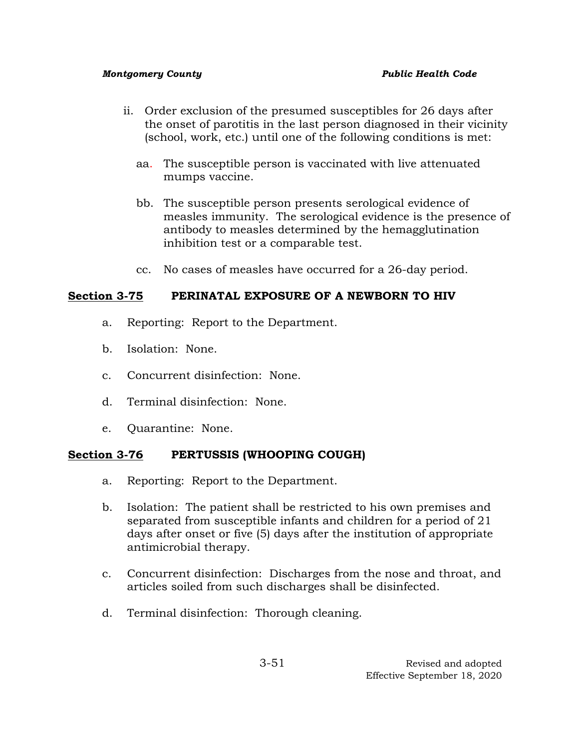ii. Order exclusion of the presumed susceptibles for 26 days after the onset of parotitis in the last person diagnosed in their vicinity (school, work, etc.) until one of the following conditions is met:

   aa. The susceptible person is vaccinated with live attenuated mumps vaccine.

   bb. The susceptible person presents serological evidence of measles immunity. The serological evidence is the presence of antibody to measles determined by the hemagglutination inhibition test or a comparable test.

   cc. No cases of measles have occurred for a 26-day period.

## Section 3-75 PERINATAL EXPOSURE OF A NEWBORN TO HIV

a. Reporting: Report to the Department.

b. Isolation: None.

c. Concurrent disinfection: None.

d. Terminal disinfection: None.

e. Quarantine: None.

## Section 3-76 PERTUSSIS (WHOOPING COUGH)

a. Reporting: Report to the Department.

b. Isolation: The patient shall be restricted to his own premises and separated from susceptible infants and children for a period of 21 days after onset or five (5) days after the institution of appropriate antimicrobial therapy.

c. Concurrent disinfection: Discharges from the nose and throat, and articles soiled from such discharges shall be disinfected.

d. Terminal disinfection: Thorough cleaning.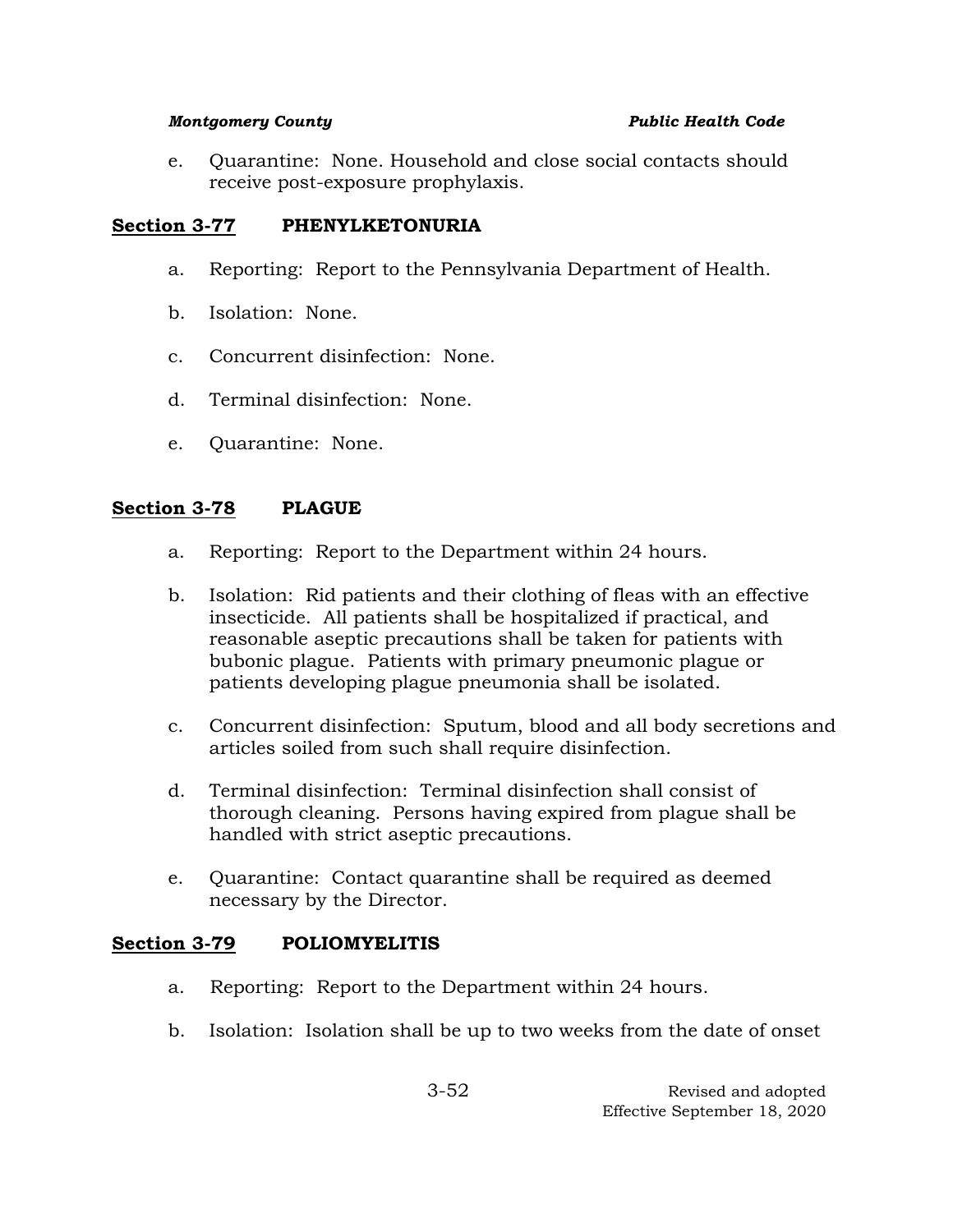e. Quarantine: None. Household and close social contacts should receive post-exposure prophylaxis.

## Section 3-77 PHENYLKETONURIA

a. Reporting: Report to the Pennsylvania Department of Health.

b. Isolation: None.

c. Concurrent disinfection: None.

d. Terminal disinfection: None.

e. Quarantine: None.

## Section 3-78 PLAGUE

a. Reporting: Report to the Department within 24 hours.

b. Isolation: Rid patients and their clothing of fleas with an effective insecticide. All patients shall be hospitalized if practical, and reasonable aseptic precautions shall be taken for patients with bubonic plague. Patients with primary pneumonic plague or patients developing plague pneumonia shall be isolated.

c. Concurrent disinfection: Sputum, blood and all body secretions and articles soiled from such shall require disinfection.

d. Terminal disinfection: Terminal disinfection shall consist of thorough cleaning. Persons having expired from plague shall be handled with strict aseptic precautions.

e. Quarantine: Contact quarantine shall be required as deemed necessary by the Director.

## Section 3-79 POLIOMYELITIS

a. Reporting: Report to the Department within 24 hours.

b. Isolation: Isolation shall be up to two weeks from the date of onset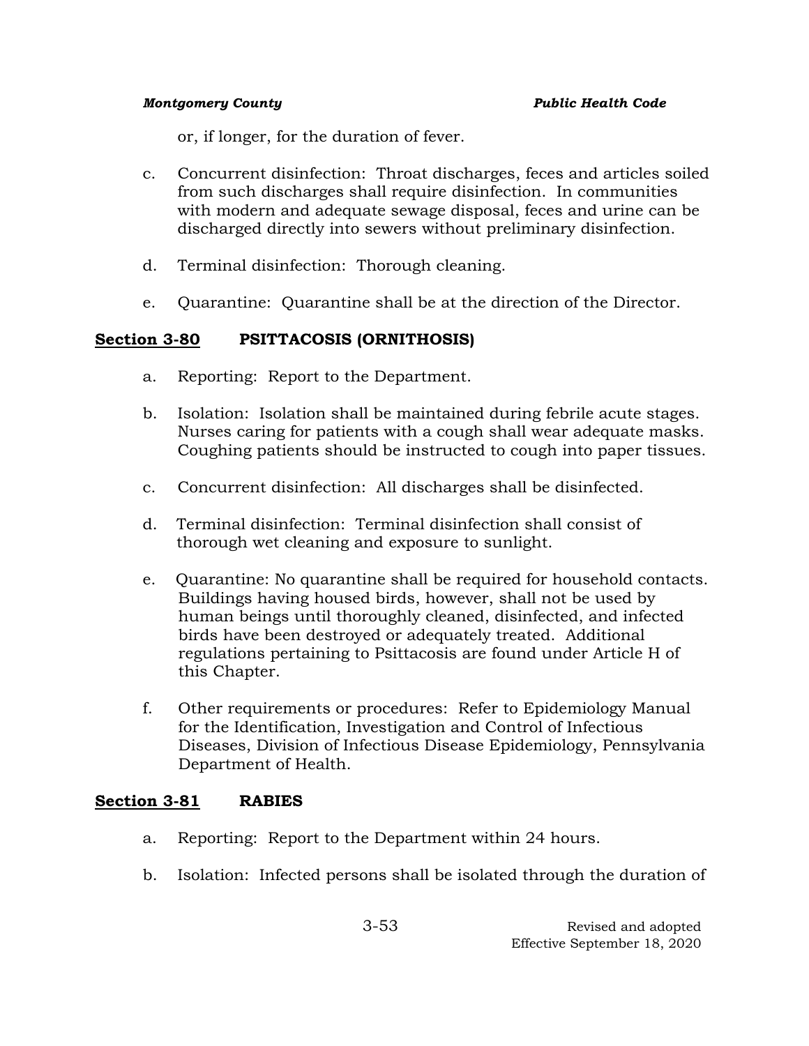or, if longer, for the duration of fever.

c. Concurrent disinfection: Throat discharges, feces and articles soiled from such discharges shall require disinfection. In communities with modern and adequate sewage disposal, feces and urine can be discharged directly into sewers without preliminary disinfection.

d. Terminal disinfection: Thorough cleaning.

e. Quarantine: Quarantine shall be at the direction of the Director.

## Section 3-80 PSITTACOSIS (ORNITHOSIS)

a. Reporting: Report to the Department.

b. Isolation: Isolation shall be maintained during febrile acute stages. Nurses caring for patients with a cough shall wear adequate masks. Coughing patients should be instructed to cough into paper tissues.

c. Concurrent disinfection: All discharges shall be disinfected.

d. Terminal disinfection: Terminal disinfection shall consist of thorough wet cleaning and exposure to sunlight.

e. Quarantine: No quarantine shall be required for household contacts. Buildings having housed birds, however, shall not be used by human beings until thoroughly cleaned, disinfected, and infected birds have been destroyed or adequately treated. Additional regulations pertaining to Psittacosis are found under Article H of this Chapter.

f. Other requirements or procedures: Refer to Epidemiology Manual for the Identification, Investigation and Control of Infectious Diseases, Division of Infectious Disease Epidemiology, Pennsylvania Department of Health.

## Section 3-81 RABIES

a. Reporting: Report to the Department within 24 hours.

b. Isolation: Infected persons shall be isolated through the duration of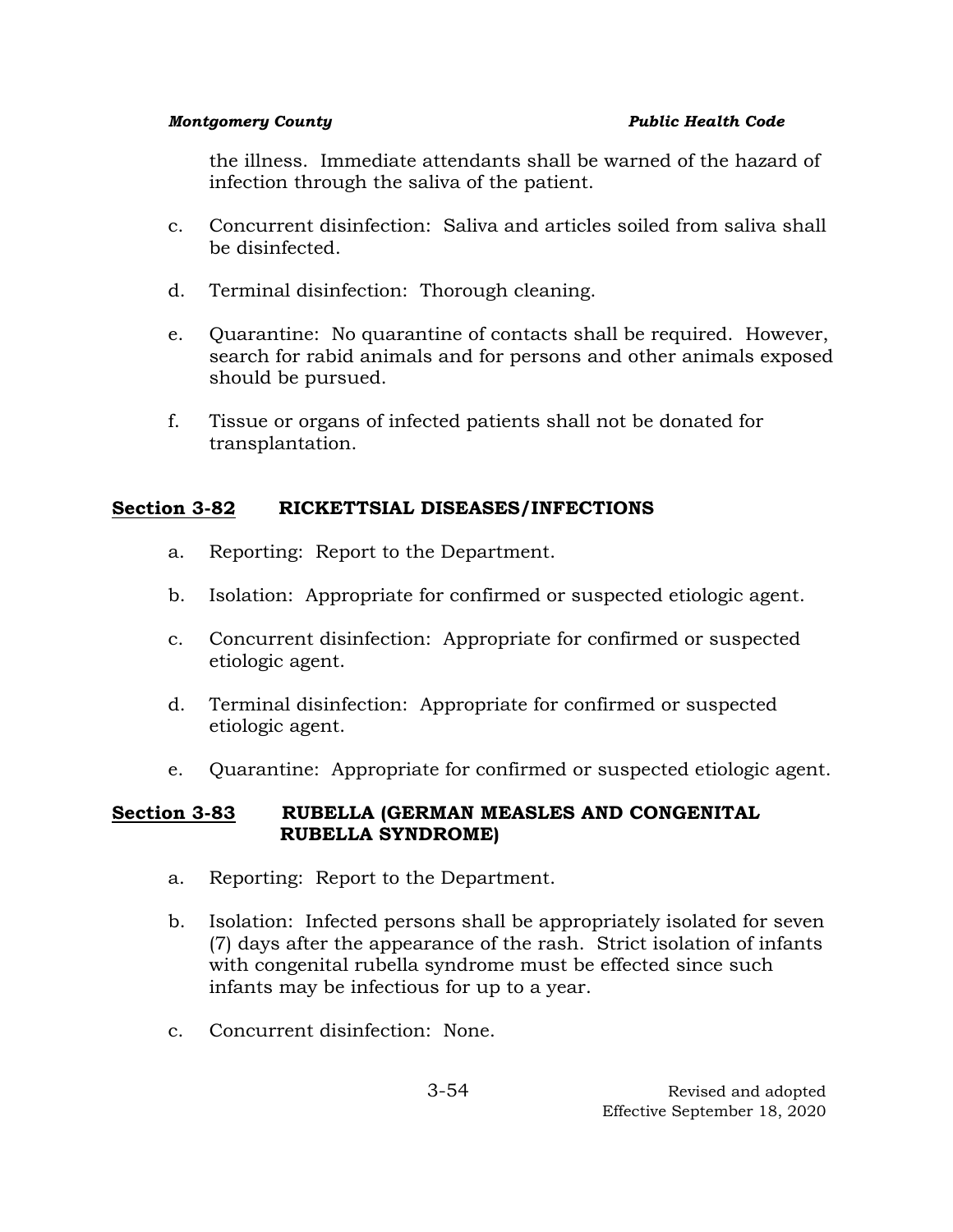the illness. Immediate attendants shall be warned of the hazard of infection through the saliva of the patient.

c. Concurrent disinfection: Saliva and articles soiled from saliva shall be disinfected.

d. Terminal disinfection: Thorough cleaning.

e. Quarantine: No quarantine of contacts shall be required. However, search for rabid animals and for persons and other animals exposed should be pursued.

f. Tissue or organs of infected patients shall not be donated for transplantation.

## Section 3-82 RICKETTSIAL DISEASES/INFECTIONS

a. Reporting: Report to the Department.

b. Isolation: Appropriate for confirmed or suspected etiologic agent.

c. Concurrent disinfection: Appropriate for confirmed or suspected etiologic agent.

d. Terminal disinfection: Appropriate for confirmed or suspected etiologic agent.

e. Quarantine: Appropriate for confirmed or suspected etiologic agent.

## Section 3-83 RUBELLA (GERMAN MEASLES AND CONGENITAL RUBELLA SYNDROME)

a. Reporting: Report to the Department.

b. Isolation: Infected persons shall be appropriately isolated for seven (7) days after the appearance of the rash. Strict isolation of infants with congenital rubella syndrome must be effected since such infants may be infectious for up to a year.

c. Concurrent disinfection: None.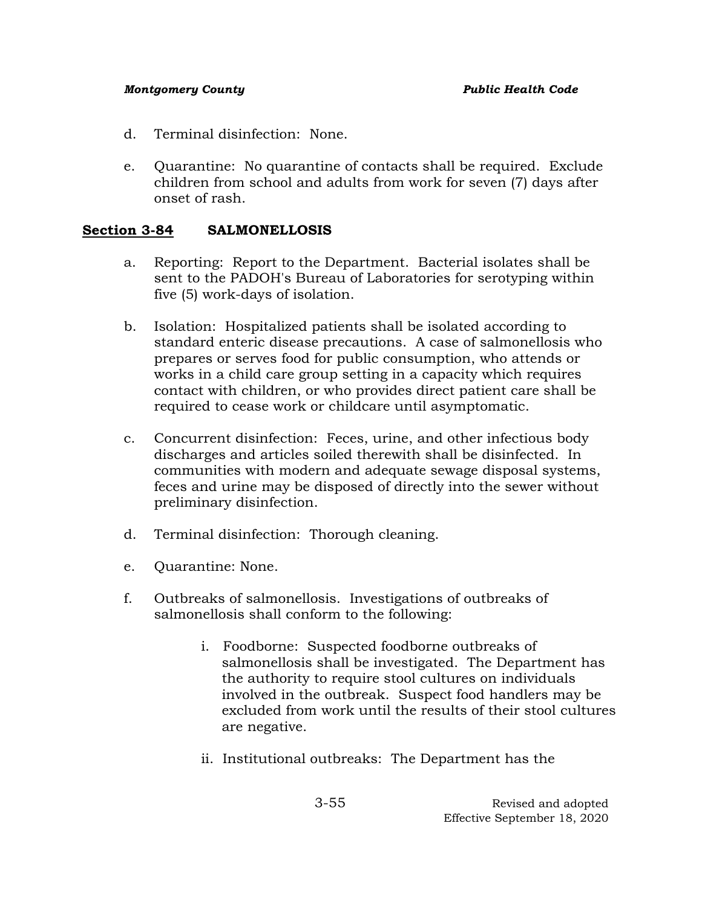d. Terminal disinfection: None.

e. Quarantine: No quarantine of contacts shall be required. Exclude children from school and adults from work for seven (7) days after onset of rash.

## Section 3-84 SALMONELLOSIS

a. Reporting: Report to the Department. Bacterial isolates shall be sent to the PADOH's Bureau of Laboratories for serotyping within five (5) work-days of isolation.

b. Isolation: Hospitalized patients shall be isolated according to standard enteric disease precautions. A case of salmonellosis who prepares or serves food for public consumption, who attends or works in a child care group setting in a capacity which requires contact with children, or who provides direct patient care shall be required to cease work or childcare until asymptomatic.

c. Concurrent disinfection: Feces, urine, and other infectious body discharges and articles soiled therewith shall be disinfected. In communities with modern and adequate sewage disposal systems, feces and urine may be disposed of directly into the sewer without preliminary disinfection.

d. Terminal disinfection: Thorough cleaning.

e. Quarantine: None.

f. Outbreaks of salmonellosis. Investigations of outbreaks of salmonellosis shall conform to the following:

   i. Foodborne: Suspected foodborne outbreaks of salmonellosis shall be investigated. The Department has the authority to require stool cultures on individuals involved in the outbreak. Suspect food handlers may be excluded from work until the results of their stool cultures are negative.

   ii. Institutional outbreaks: The Department has the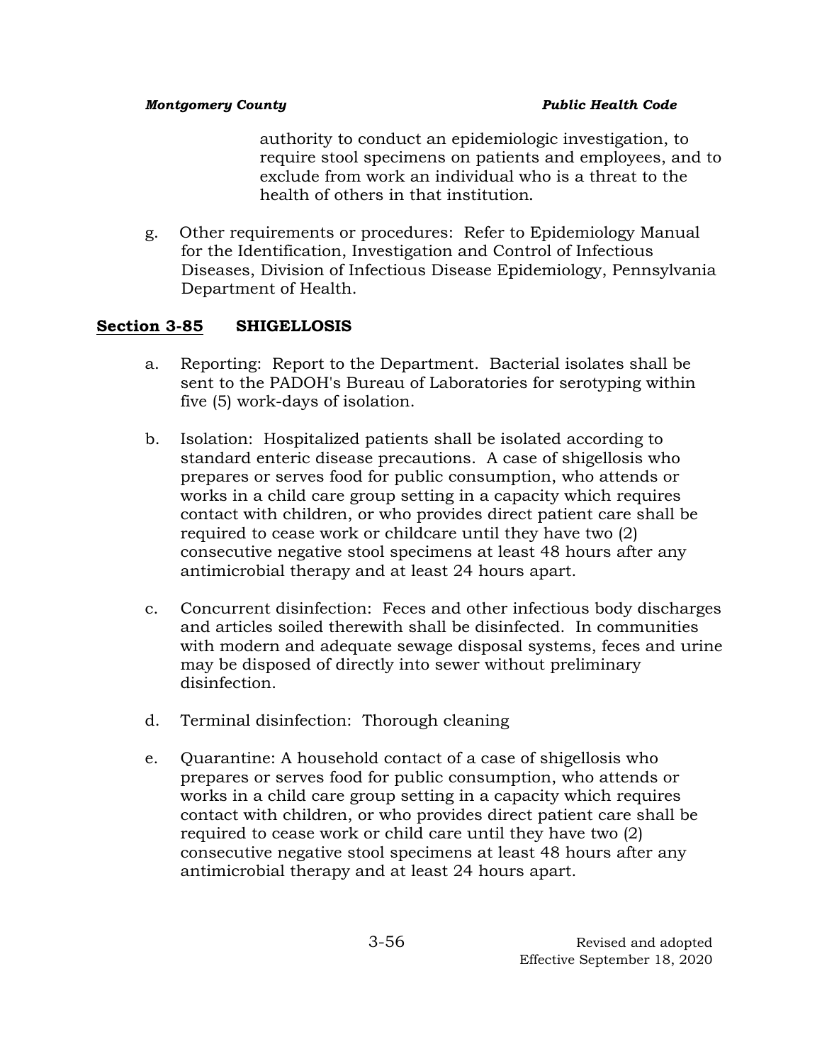authority to conduct an epidemiologic investigation, to require stool specimens on patients and employees, and to exclude from work an individual who is a threat to the health of others in that institution.

g. Other requirements or procedures: Refer to Epidemiology Manual for the Identification, Investigation and Control of Infectious Diseases, Division of Infectious Disease Epidemiology, Pennsylvania Department of Health.

## **<u>Section 3-85</u>** **SHIGELLOSIS**

a. Reporting: Report to the Department. Bacterial isolates shall be sent to the PADOH's Bureau of Laboratories for serotyping within five (5) work-days of isolation.

b. Isolation: Hospitalized patients shall be isolated according to standard enteric disease precautions. A case of shigellosis who prepares or serves food for public consumption, who attends or works in a child care group setting in a capacity which requires contact with children, or who provides direct patient care shall be required to cease work or childcare until they have two (2) consecutive negative stool specimens at least 48 hours after any antimicrobial therapy and at least 24 hours apart.

c. Concurrent disinfection: Feces and other infectious body discharges and articles soiled therewith shall be disinfected. In communities with modern and adequate sewage disposal systems, feces and urine may be disposed of directly into sewer without preliminary disinfection.

d. Terminal disinfection: Thorough cleaning

e. Quarantine: A household contact of a case of shigellosis who prepares or serves food for public consumption, who attends or works in a child care group setting in a capacity which requires contact with children, or who provides direct patient care shall be required to cease work or child care until they have two (2) consecutive negative stool specimens at least 48 hours after any antimicrobial therapy and at least 24 hours apart.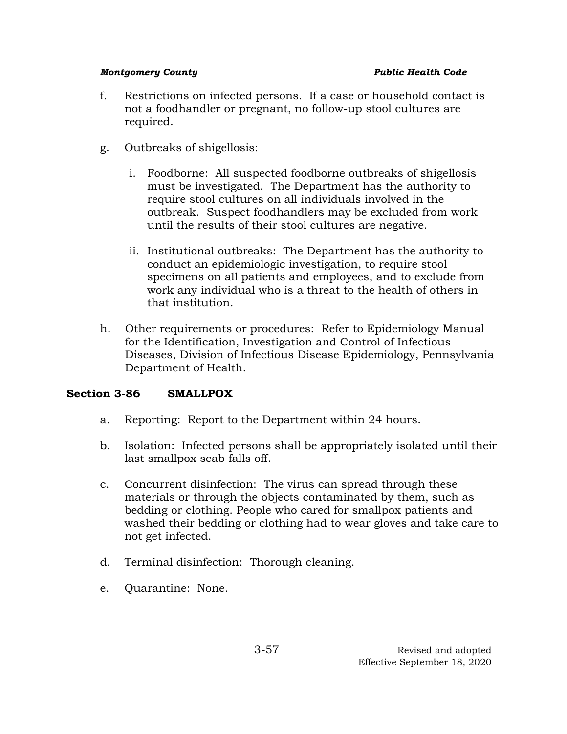f. Restrictions on infected persons. If a case or household contact is not a foodhandler or pregnant, no follow-up stool cultures are required.

g. Outbreaks of shigellosis:

   i. Foodborne: All suspected foodborne outbreaks of shigellosis must be investigated. The Department has the authority to require stool cultures on all individuals involved in the outbreak. Suspect foodhandlers may be excluded from work until the results of their stool cultures are negative.

   ii. Institutional outbreaks: The Department has the authority to conduct an epidemiologic investigation, to require stool specimens on all patients and employees, and to exclude from work any individual who is a threat to the health of others in that institution.

h. Other requirements or procedures: Refer to Epidemiology Manual for the Identification, Investigation and Control of Infectious Diseases, Division of Infectious Disease Epidemiology, Pennsylvania Department of Health.

## **Section 3-86** SMALLPOX

a. Reporting: Report to the Department within 24 hours.

b. Isolation: Infected persons shall be appropriately isolated until their last smallpox scab falls off.

c. Concurrent disinfection: The virus can spread through these materials or through the objects contaminated by them, such as bedding or clothing. People who cared for smallpox patients and washed their bedding or clothing had to wear gloves and take care to not get infected.

d. Terminal disinfection: Thorough cleaning.

e. Quarantine: None.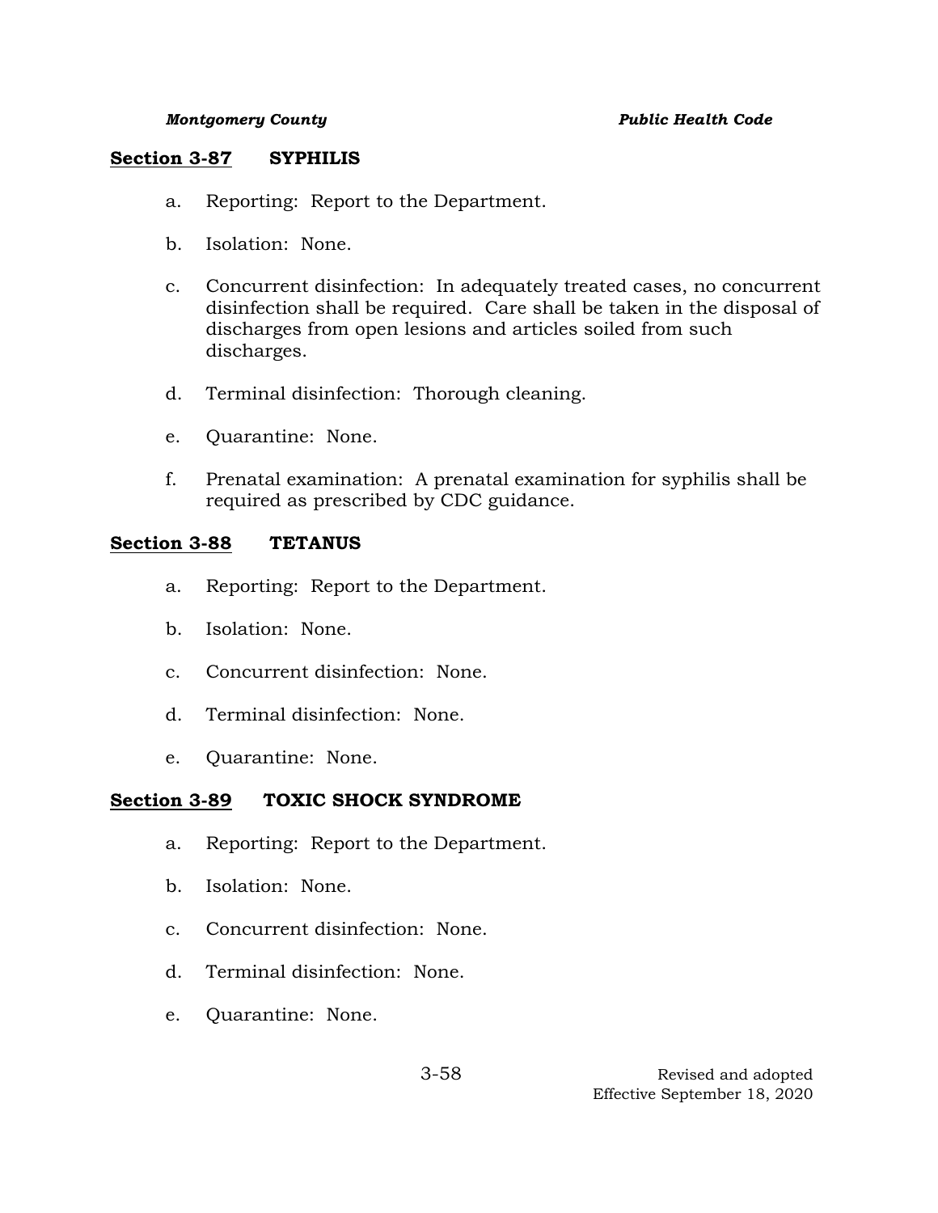## Section 3-87 SYPHILIS

a. Reporting: Report to the Department.

b. Isolation: None.

c. Concurrent disinfection: In adequately treated cases, no concurrent disinfection shall be required. Care shall be taken in the disposal of discharges from open lesions and articles soiled from such discharges.

d. Terminal disinfection: Thorough cleaning.

e. Quarantine: None.

f. Prenatal examination: A prenatal examination for syphilis shall be required as prescribed by CDC guidance.

## Section 3-88 TETANUS

a. Reporting: Report to the Department.

b. Isolation: None.

c. Concurrent disinfection: None.

d. Terminal disinfection: None.

e. Quarantine: None.

## Section 3-89 TOXIC SHOCK SYNDROME

a. Reporting: Report to the Department.

b. Isolation: None.

c. Concurrent disinfection: None.

d. Terminal disinfection: None.

e. Quarantine: None.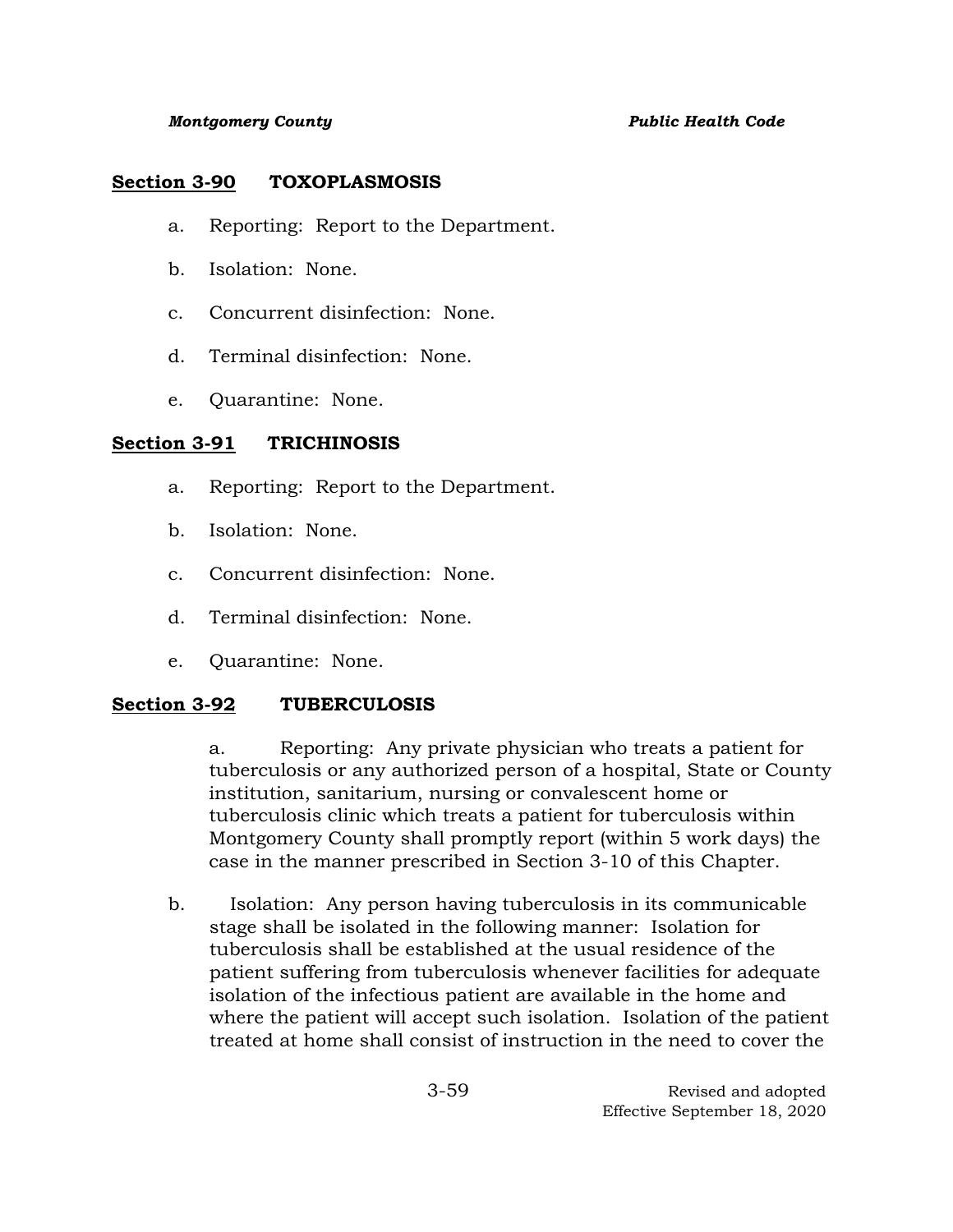**Section 3-90 TOXOPLASMOSIS**

a. Reporting: Report to the Department.

b. Isolation: None.

c. Concurrent disinfection: None.

d. Terminal disinfection: None.

e. Quarantine: None.

**Section 3-91 TRICHINOSIS**

a. Reporting: Report to the Department.

b. Isolation: None.

c. Concurrent disinfection: None.

d. Terminal disinfection: None.

e. Quarantine: None.

**Section 3-92 TUBERCULOSIS**

a. Reporting: Any private physician who treats a patient for tuberculosis or any authorized person of a hospital, State or County institution, sanitarium, nursing or convalescent home or tuberculosis clinic which treats a patient for tuberculosis within Montgomery County shall promptly report (within 5 work days) the case in the manner prescribed in Section 3-10 of this Chapter.

b. Isolation: Any person having tuberculosis in its communicable stage shall be isolated in the following manner: Isolation for tuberculosis shall be established at the usual residence of the patient suffering from tuberculosis whenever facilities for adequate isolation of the infectious patient are available in the home and where the patient will accept such isolation. Isolation of the patient treated at home shall consist of instruction in the need to cover the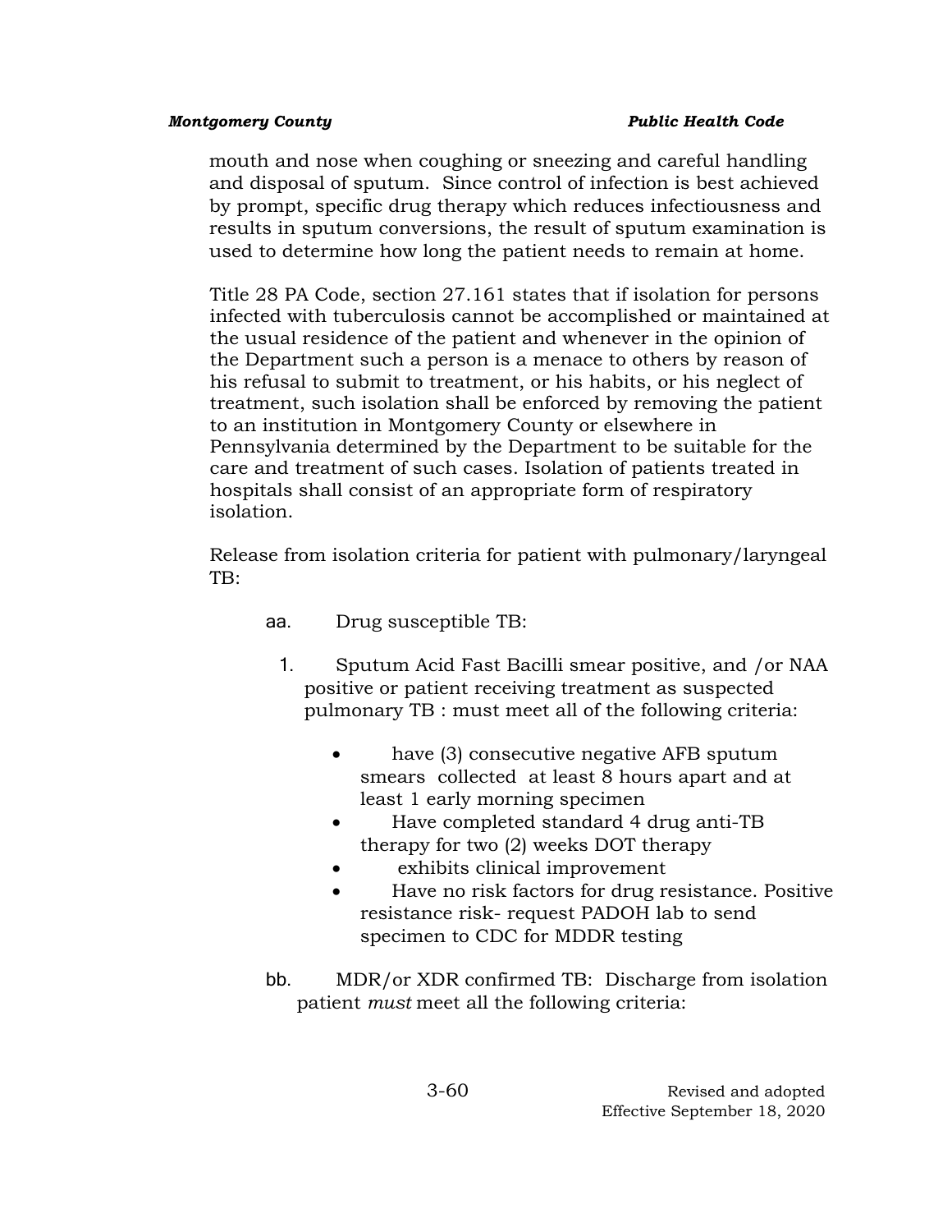mouth and nose when coughing or sneezing and careful handling and disposal of sputum. Since control of infection is best achieved by prompt, specific drug therapy which reduces infectiousness and results in sputum conversions, the result of sputum examination is used to determine how long the patient needs to remain at home.

Title 28 PA Code, section 27.161 states that if isolation for persons infected with tuberculosis cannot be accomplished or maintained at the usual residence of the patient and whenever in the opinion of the Department such a person is a menace to others by reason of his refusal to submit to treatment, or his habits, or his neglect of treatment, such isolation shall be enforced by removing the patient to an institution in Montgomery County or elsewhere in Pennsylvania determined by the Department to be suitable for the care and treatment of such cases. Isolation of patients treated in hospitals shall consist of an appropriate form of respiratory isolation.

Release from isolation criteria for patient with pulmonary/laryngeal TB:

aa. Drug susceptible TB:

1. Sputum Acid Fast Bacilli smear positive, and /or NAA positive or patient receiving treatment as suspected pulmonary TB : must meet all of the following criteria:

   - have (3) consecutive negative AFB sputum smears collected at least 8 hours apart and at least 1 early morning specimen
   - Have completed standard 4 drug anti-TB therapy for two (2) weeks DOT therapy
   - exhibits clinical improvement
   - Have no risk factors for drug resistance. Positive resistance risk- request PADOH lab to send specimen to CDC for MDDR testing

bb. MDR/or XDR confirmed TB: Discharge from isolation patient *must* meet all the following criteria: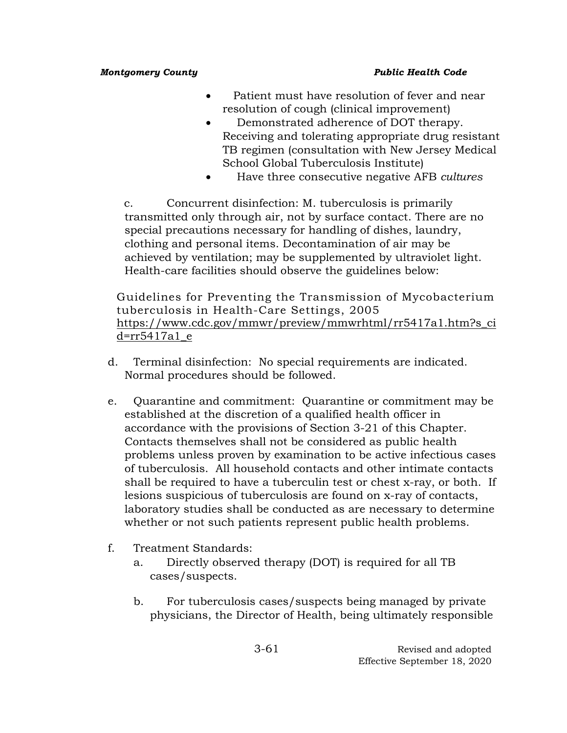- Patient must have resolution of fever and near resolution of cough (clinical improvement)
- Demonstrated adherence of DOT therapy. Receiving and tolerating appropriate drug resistant TB regimen (consultation with New Jersey Medical School Global Tuberculosis Institute)
- Have three consecutive negative AFB *cultures*

c. Concurrent disinfection: M. tuberculosis is primarily transmitted only through air, not by surface contact. There are no special precautions necessary for handling of dishes, laundry, clothing and personal items. Decontamination of air may be achieved by ventilation; may be supplemented by ultraviolet light. Health-care facilities should observe the guidelines below:

Guidelines for Preventing the Transmission of Mycobacterium tuberculosis in Health-Care Settings, 2005
[https://www.cdc.gov/mmwr/preview/mmwrhtml/rr5417a1.htm?s_cid=rr5417a1_e](https://www.cdc.gov/mmwr/preview/mmwrhtml/rr5417a1.htm?s_cid=rr5417a1_e)

d. Terminal disinfection: No special requirements are indicated. Normal procedures should be followed.

e. Quarantine and commitment: Quarantine or commitment may be established at the discretion of a qualified health officer in accordance with the provisions of Section 3-21 of this Chapter. Contacts themselves shall not be considered as public health problems unless proven by examination to be active infectious cases of tuberculosis. All household contacts and other intimate contacts shall be required to have a tuberculin test or chest x-ray, or both. If lesions suspicious of tuberculosis are found on x-ray of contacts, laboratory studies shall be conducted as are necessary to determine whether or not such patients represent public health problems.

f. Treatment Standards:

   a. Directly observed therapy (DOT) is required for all TB cases/suspects.

   b. For tuberculosis cases/suspects being managed by private physicians, the Director of Health, being ultimately responsible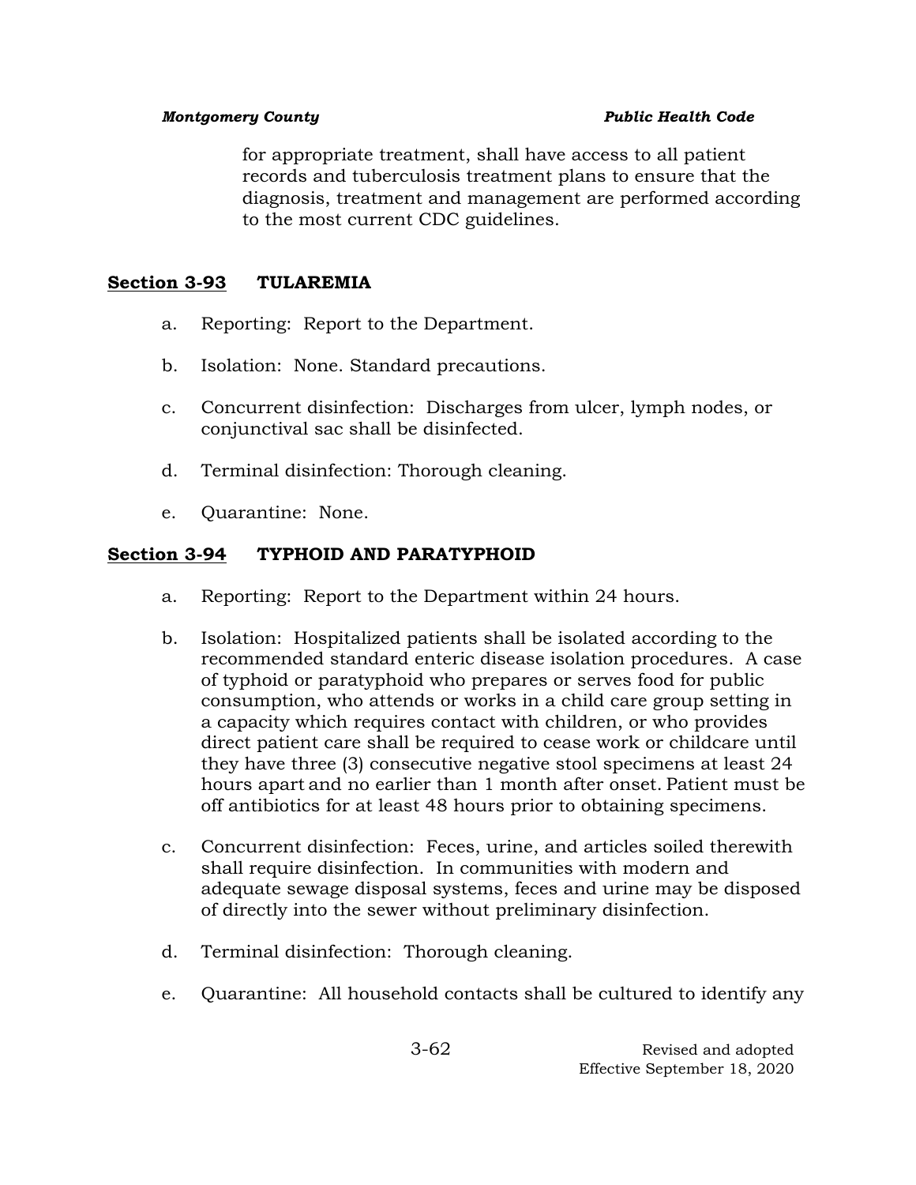for appropriate treatment, shall have access to all patient records and tuberculosis treatment plans to ensure that the diagnosis, treatment and management are performed according to the most current CDC guidelines.

## Section 3-93 TULAREMIA

a. Reporting: Report to the Department.

b. Isolation: None. Standard precautions.

c. Concurrent disinfection: Discharges from ulcer, lymph nodes, or conjunctival sac shall be disinfected.

d. Terminal disinfection: Thorough cleaning.

e. Quarantine: None.

## Section 3-94 TYPHOID AND PARATYPHOID

a. Reporting: Report to the Department within 24 hours.

b. Isolation: Hospitalized patients shall be isolated according to the recommended standard enteric disease isolation procedures. A case of typhoid or paratyphoid who prepares or serves food for public consumption, who attends or works in a child care group setting in a capacity which requires contact with children, or who provides direct patient care shall be required to cease work or childcare until they have three (3) consecutive negative stool specimens at least 24 hours apart and no earlier than 1 month after onset. Patient must be off antibiotics for at least 48 hours prior to obtaining specimens.

c. Concurrent disinfection: Feces, urine, and articles soiled therewith shall require disinfection. In communities with modern and adequate sewage disposal systems, feces and urine may be disposed of directly into the sewer without preliminary disinfection.

d. Terminal disinfection: Thorough cleaning.

e. Quarantine: All household contacts shall be cultured to identify any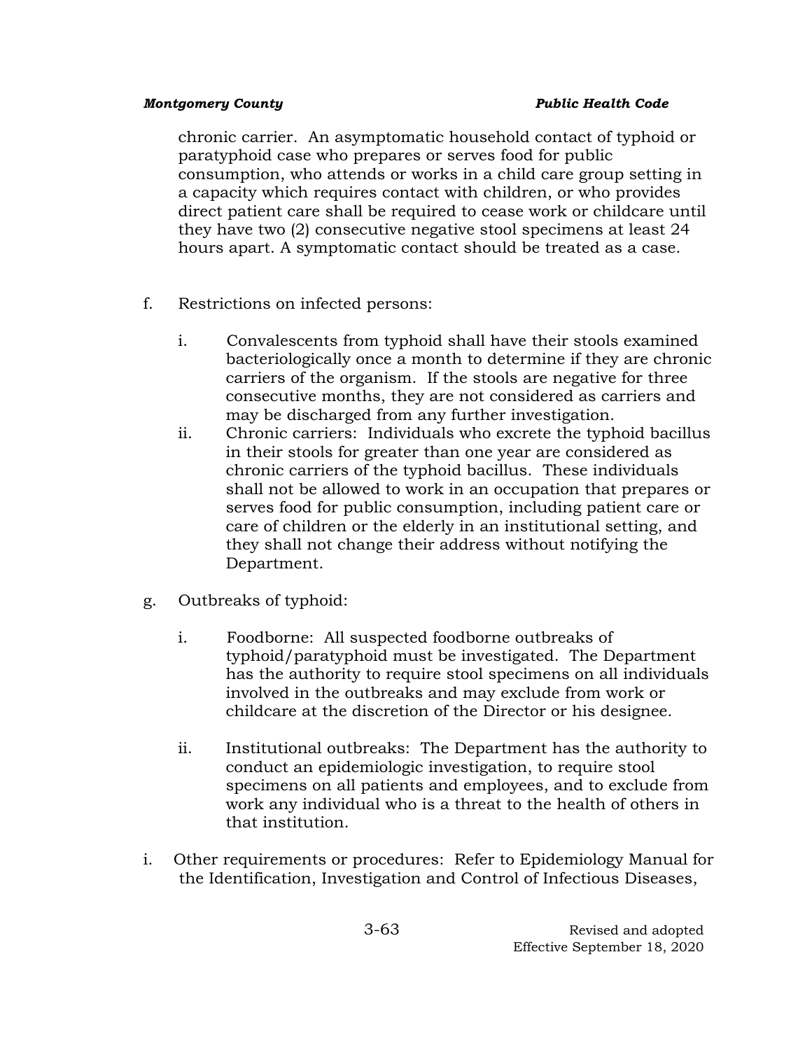chronic carrier. An asymptomatic household contact of typhoid or paratyphoid case who prepares or serves food for public consumption, who attends or works in a child care group setting in a capacity which requires contact with children, or who provides direct patient care shall be required to cease work or childcare until they have two (2) consecutive negative stool specimens at least 24 hours apart. A symptomatic contact should be treated as a case.

f. Restrictions on infected persons:

   i. Convalescents from typhoid shall have their stools examined bacteriologically once a month to determine if they are chronic carriers of the organism. If the stools are negative for three consecutive months, they are not considered as carriers and may be discharged from any further investigation.

   ii. Chronic carriers: Individuals who excrete the typhoid bacillus in their stools for greater than one year are considered as chronic carriers of the typhoid bacillus. These individuals shall not be allowed to work in an occupation that prepares or serves food for public consumption, including patient care or care of children or the elderly in an institutional setting, and they shall not change their address without notifying the Department.

g. Outbreaks of typhoid:

   i. Foodborne: All suspected foodborne outbreaks of typhoid/paratyphoid must be investigated. The Department has the authority to require stool specimens on all individuals involved in the outbreaks and may exclude from work or childcare at the discretion of the Director or his designee.

   ii. Institutional outbreaks: The Department has the authority to conduct an epidemiologic investigation, to require stool specimens on all patients and employees, and to exclude from work any individual who is a threat to the health of others in that institution.

i. Other requirements or procedures: Refer to Epidemiology Manual for the Identification, Investigation and Control of Infectious Diseases,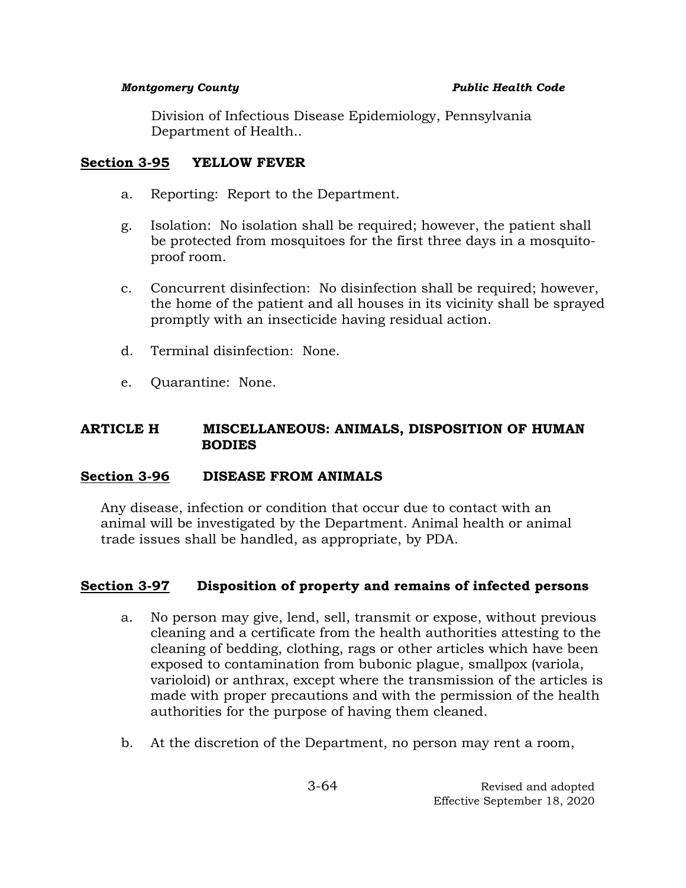Division of Infectious Disease Epidemiology, Pennsylvania Department of Health..

## Section 3-95 YELLOW FEVER

a. Reporting: Report to the Department.

g. Isolation: No isolation shall be required; however, the patient shall be protected from mosquitoes for the first three days in a mosquito-proof room.

c. Concurrent disinfection: No disinfection shall be required; however, the home of the patient and all houses in its vicinity shall be sprayed promptly with an insecticide having residual action.

d. Terminal disinfection: None.

e. Quarantine: None.

# ARTICLE H MISCELLANEOUS: ANIMALS, DISPOSITION OF HUMAN BODIES

## Section 3-96 DISEASE FROM ANIMALS

Any disease, infection or condition that occur due to contact with an animal will be investigated by the Department. Animal health or animal trade issues shall be handled, as appropriate, by PDA.

## Section 3-97 Disposition of property and remains of infected persons

a. No person may give, lend, sell, transmit or expose, without previous cleaning and a certificate from the health authorities attesting to the cleaning of bedding, clothing, rags or other articles which have been exposed to contamination from bubonic plague, smallpox (variola, varioloid) or anthrax, except where the transmission of the articles is made with proper precautions and with the permission of the health authorities for the purpose of having them cleaned.

b. At the discretion of the Department, no person may rent a room,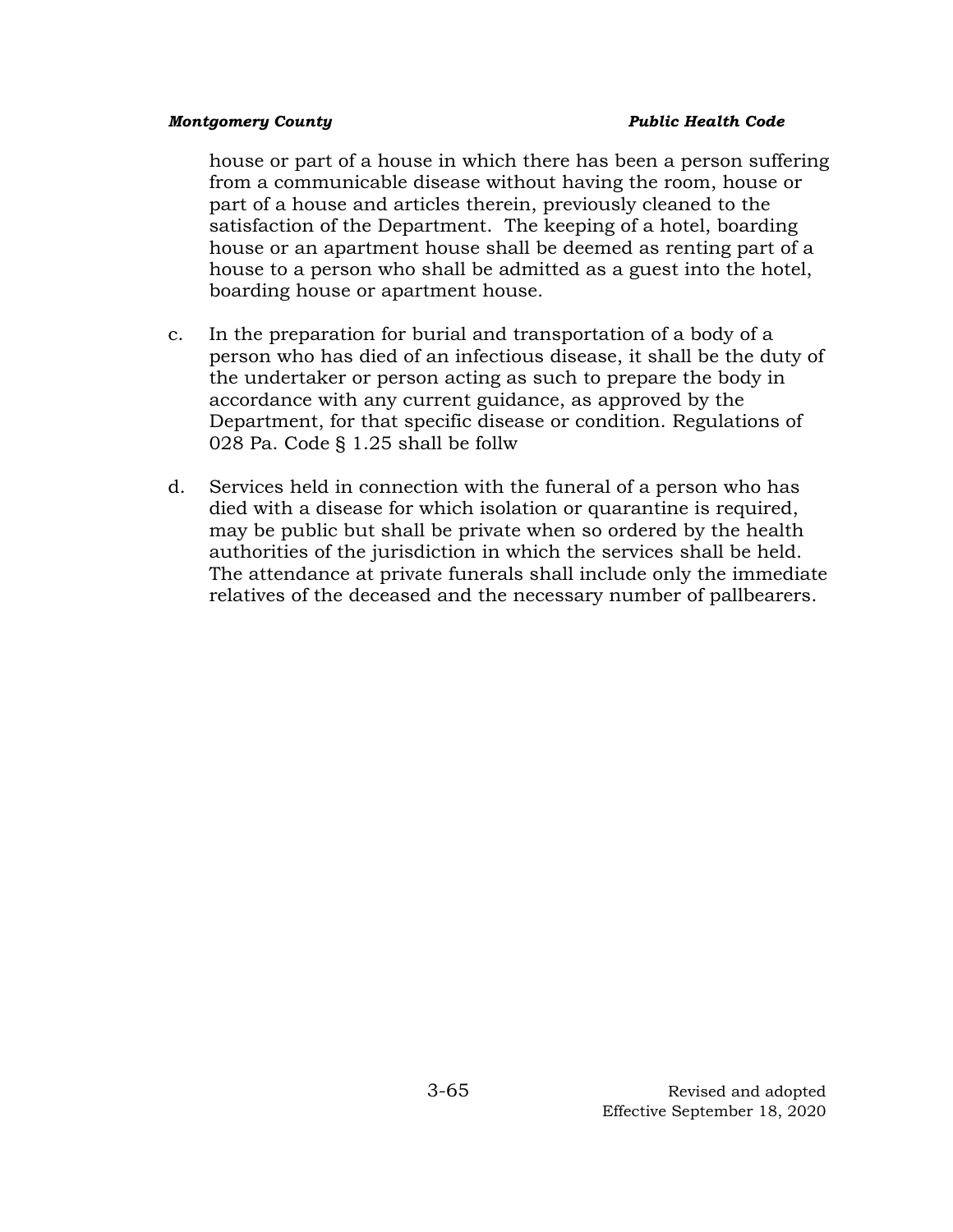house or part of a house in which there has been a person suffering from a communicable disease without having the room, house or part of a house and articles therein, previously cleaned to the satisfaction of the Department. The keeping of a hotel, boarding house or an apartment house shall be deemed as renting part of a house to a person who shall be admitted as a guest into the hotel, boarding house or apartment house.

c. In the preparation for burial and transportation of a body of a person who has died of an infectious disease, it shall be the duty of the undertaker or person acting as such to prepare the body in accordance with any current guidance, as approved by the Department, for that specific disease or condition. Regulations of 028 Pa. Code § 1.25 shall be follw

d. Services held in connection with the funeral of a person who has died with a disease for which isolation or quarantine is required, may be public but shall be private when so ordered by the health authorities of the jurisdiction in which the services shall be held. The attendance at private funerals shall include only the immediate relatives of the deceased and the necessary number of pallbearers.